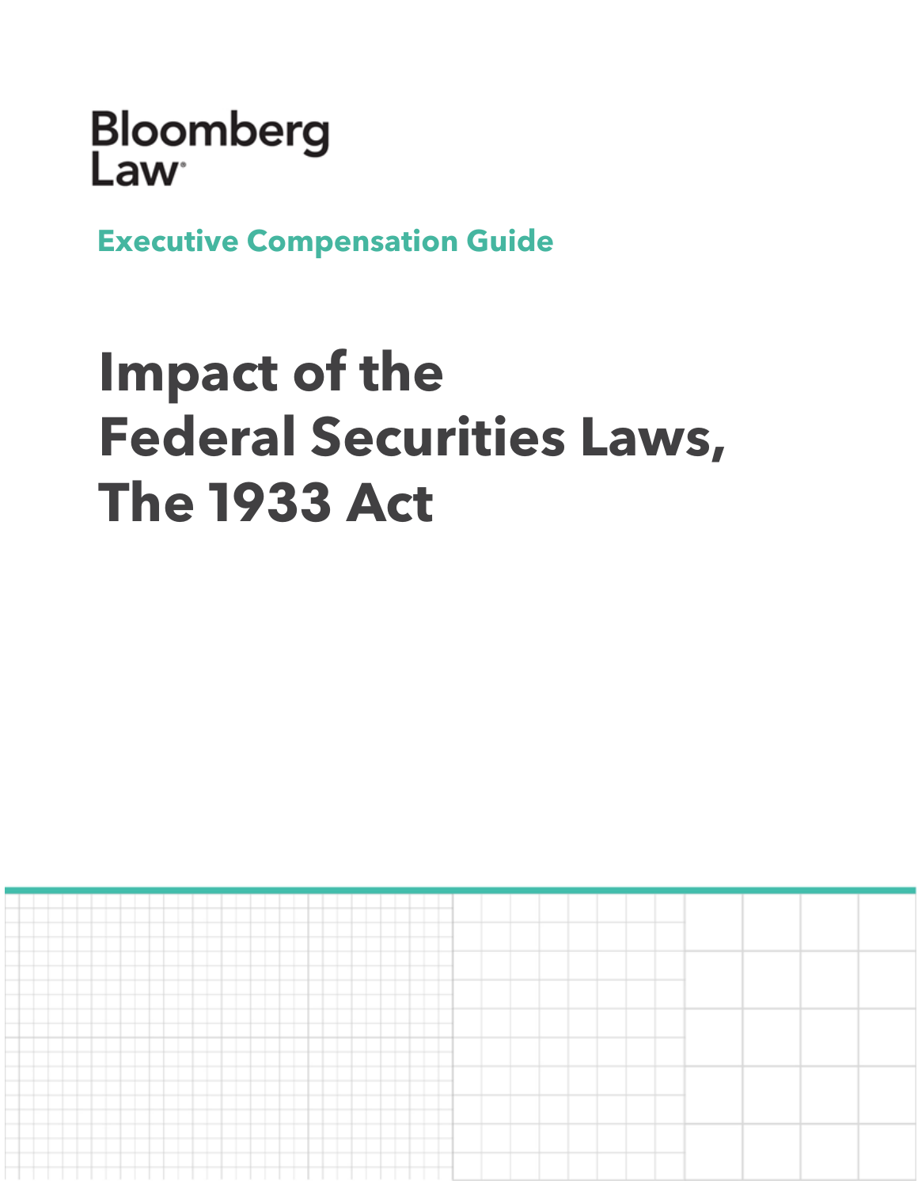Bloomberg Law

**Executive Compensation Guide**

# Impact of the Federal Securities Laws, The 1933 Act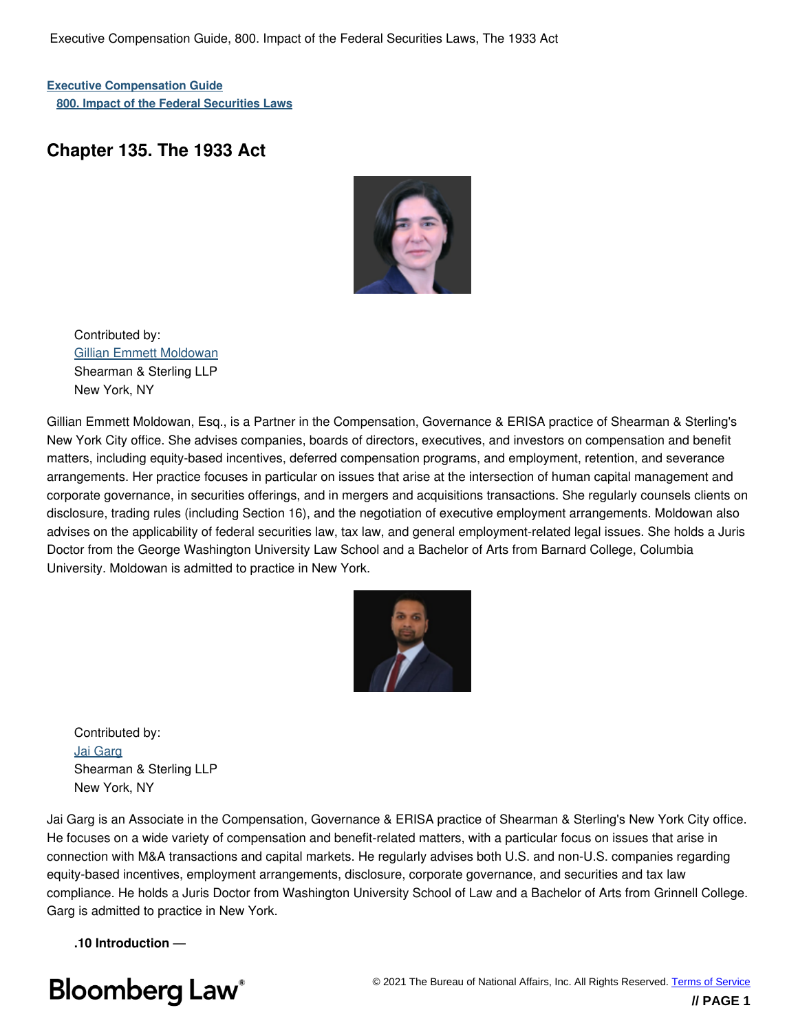[Executive Compensation Guide](#)
[800. Impact of the Federal Securities Laws](#)

# Chapter 135. The 1933 Act

Contributed by:
[Gillian Emmett Moldowan](#)
Shearman & Sterling LLP
New York, NY

Gillian Emmett Moldowan, Esq., is a Partner in the Compensation, Governance & ERISA practice of Shearman & Sterling's New York City office. She advises companies, boards of directors, executives, and investors on compensation and benefit matters, including equity-based incentives, deferred compensation programs, and employment, retention, and severance arrangements. Her practice focuses in particular on issues that arise at the intersection of human capital management and corporate governance, in securities offerings, and in mergers and acquisitions transactions. She regularly counsels clients on disclosure, trading rules (including Section 16), and the negotiation of executive employment arrangements. Moldowan also advises on the applicability of federal securities law, tax law, and general employment-related legal issues. She holds a Juris Doctor from the George Washington University Law School and a Bachelor of Arts from Barnard College, Columbia University. Moldowan is admitted to practice in New York.

Contributed by:
[Jai Garg](#)
Shearman & Sterling LLP
New York, NY

Jai Garg is an Associate in the Compensation, Governance & ERISA practice of Shearman & Sterling's New York City office. He focuses on a wide variety of compensation and benefit-related matters, with a particular focus on issues that arise in connection with M&A transactions and capital markets. He regularly advises both U.S. and non-U.S. companies regarding equity-based incentives, employment arrangements, disclosure, corporate governance, and securities and tax law compliance. He holds a Juris Doctor from Washington University School of Law and a Bachelor of Arts from Grinnell College. Garg is admitted to practice in New York.

**.10 Introduction** —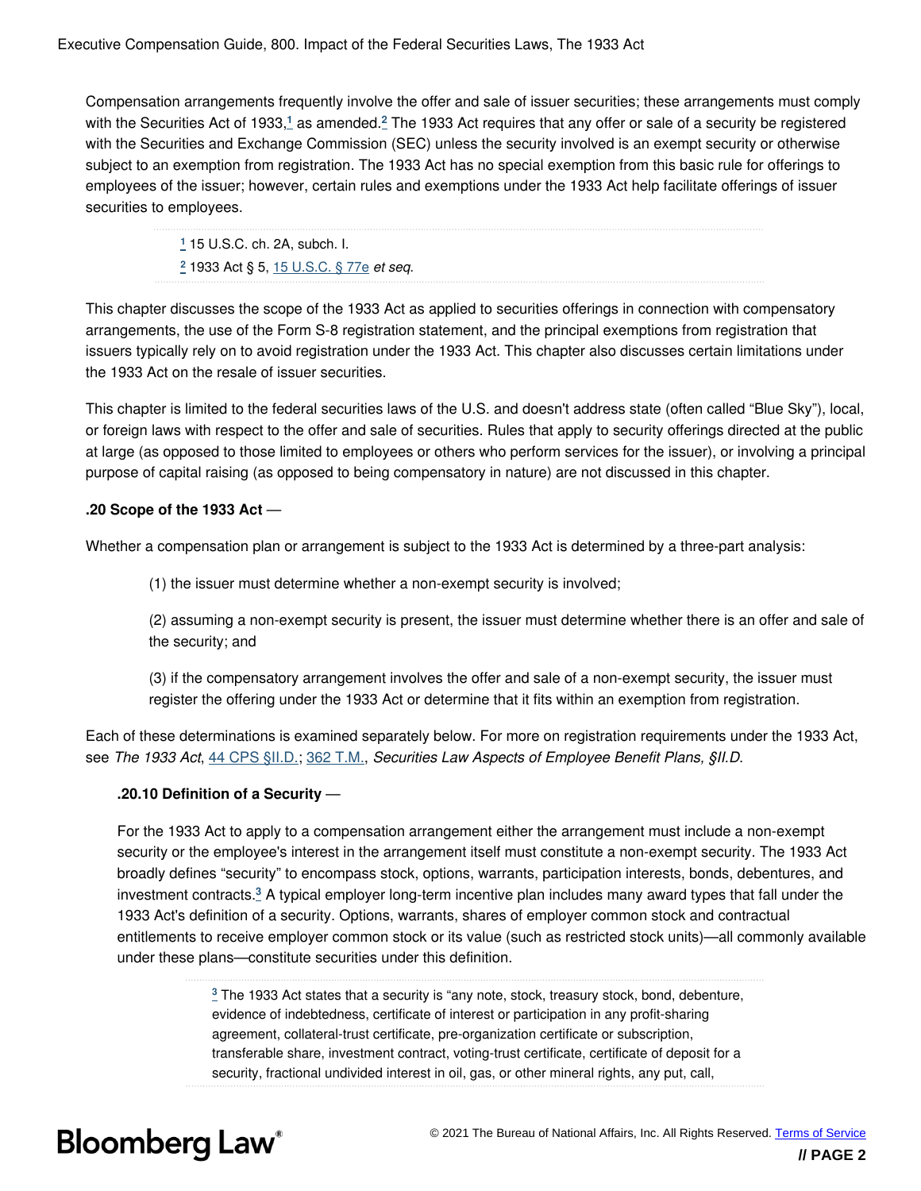Compensation arrangements frequently involve the offer and sale of issuer securities; these arrangements must comply with the Securities Act of 1933,[1] as amended.[2] The 1933 Act requires that any offer or sale of a security be registered with the Securities and Exchange Commission (SEC) unless the security involved is an exempt security or otherwise subject to an exemption from registration. The 1933 Act has no special exemption from this basic rule for offerings to employees of the issuer; however, certain rules and exemptions under the 1933 Act help facilitate offerings of issuer securities to employees.

[1] 15 U.S.C. ch. 2A, subch. I.

[2] 1933 Act § 5, 15 U.S.C. § 77e *et seq.*

This chapter discusses the scope of the 1933 Act as applied to securities offerings in connection with compensatory arrangements, the use of the Form S-8 registration statement, and the principal exemptions from registration that issuers typically rely on to avoid registration under the 1933 Act. This chapter also discusses certain limitations under the 1933 Act on the resale of issuer securities.

This chapter is limited to the federal securities laws of the U.S. and doesn't address state (often called "Blue Sky"), local, or foreign laws with respect to the offer and sale of securities. Rules that apply to security offerings directed at the public at large (as opposed to those limited to employees or others who perform services for the issuer), or involving a principal purpose of capital raising (as opposed to being compensatory in nature) are not discussed in this chapter.

**.20 Scope of the 1933 Act** —

Whether a compensation plan or arrangement is subject to the 1933 Act is determined by a three-part analysis:

(1) the issuer must determine whether a non-exempt security is involved;

(2) assuming a non-exempt security is present, the issuer must determine whether there is an offer and sale of the security; and

(3) if the compensatory arrangement involves the offer and sale of a non-exempt security, the issuer must register the offering under the 1933 Act or determine that it fits within an exemption from registration.

Each of these determinations is examined separately below. For more on registration requirements under the 1933 Act, see *The 1933 Act*, 44 CPS §II.D.; 362 T.M., *Securities Law Aspects of Employee Benefit Plans, §II.D*.

**.20.10 Definition of a Security** —

For the 1933 Act to apply to a compensation arrangement either the arrangement must include a non-exempt security or the employee's interest in the arrangement itself must constitute a non-exempt security. The 1933 Act broadly defines "security" to encompass stock, options, warrants, participation interests, bonds, debentures, and investment contracts.[3] A typical employer long-term incentive plan includes many award types that fall under the 1933 Act's definition of a security. Options, warrants, shares of employer common stock and contractual entitlements to receive employer common stock or its value (such as restricted stock units)—all commonly available under these plans—constitute securities under this definition.

[3] The 1933 Act states that a security is "any note, stock, treasury stock, bond, debenture, evidence of indebtedness, certificate of interest or participation in any profit-sharing agreement, collateral-trust certificate, pre-organization certificate or subscription, transferable share, investment contract, voting-trust certificate, certificate of deposit for a security, fractional undivided interest in oil, gas, or other mineral rights, any put, call,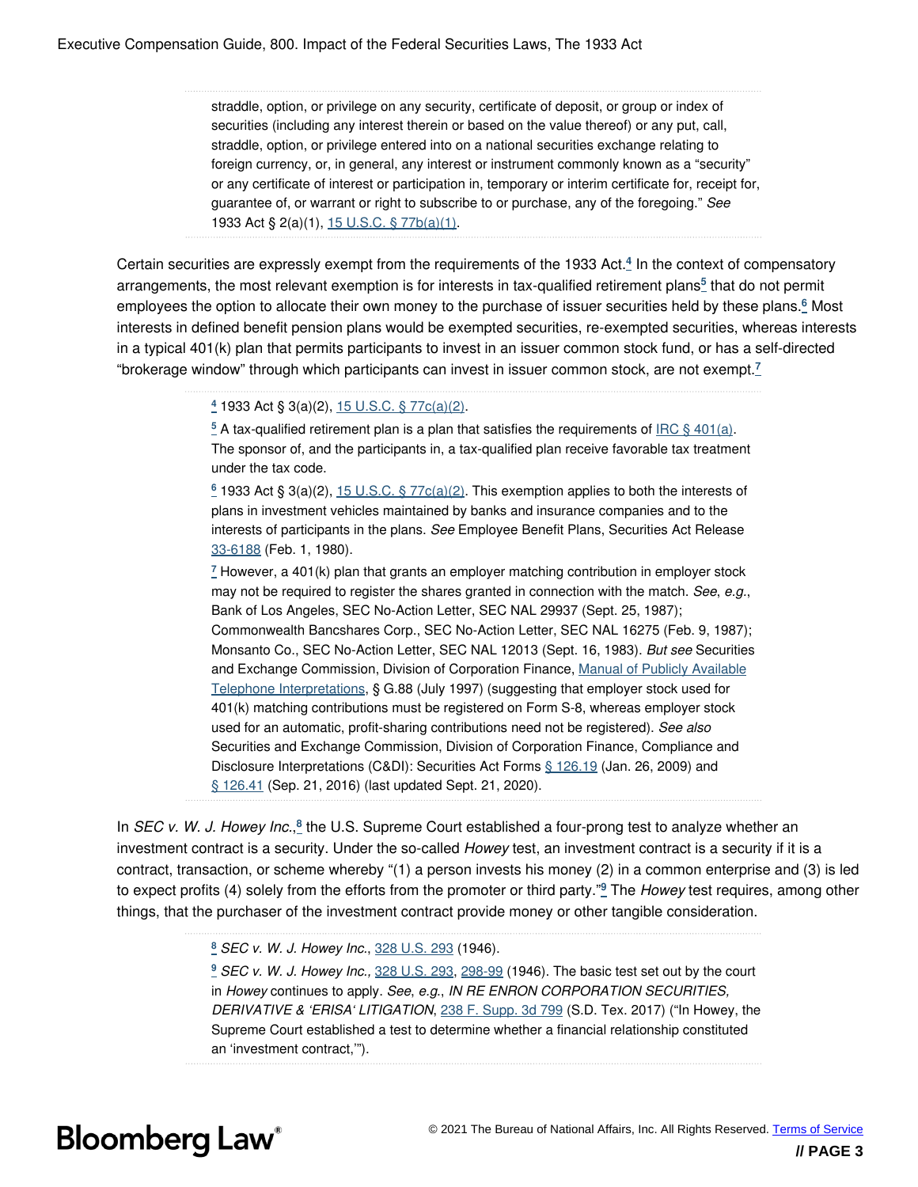straddle, option, or privilege on any security, certificate of deposit, or group or index of securities (including any interest therein or based on the value thereof) or any put, call, straddle, option, or privilege entered into on a national securities exchange relating to foreign currency, or, in general, any interest or instrument commonly known as a "security" or any certificate of interest or participation in, temporary or interim certificate for, receipt for, guarantee of, or warrant or right to subscribe to or purchase, any of the foregoing." *See* 1933 Act § 2(a)(1), 15 U.S.C. § 77b(a)(1).

Certain securities are expressly exempt from the requirements of the 1933 Act.[4] In the context of compensatory arrangements, the most relevant exemption is for interests in tax-qualified retirement plans[5] that do not permit employees the option to allocate their own money to the purchase of issuer securities held by these plans.[6] Most interests in defined benefit pension plans would be exempted securities, re-exempted securities, whereas interests in a typical 401(k) plan that permits participants to invest in an issuer common stock fund, or has a self-directed "brokerage window" through which participants can invest in issuer common stock, are not exempt.[7]

[4] 1933 Act § 3(a)(2), 15 U.S.C. § 77c(a)(2).

[5] A tax-qualified retirement plan is a plan that satisfies the requirements of IRC § 401(a). The sponsor of, and the participants in, a tax-qualified plan receive favorable tax treatment under the tax code.

[6] 1933 Act § 3(a)(2), 15 U.S.C. § 77c(a)(2). This exemption applies to both the interests of plans in investment vehicles maintained by banks and insurance companies and to the interests of participants in the plans. *See* Employee Benefit Plans, Securities Act Release 33-6188 (Feb. 1, 1980).

[7] However, a 401(k) plan that grants an employer matching contribution in employer stock may not be required to register the shares granted in connection with the match. *See*, *e.g.*, Bank of Los Angeles, SEC No-Action Letter, SEC NAL 29937 (Sept. 25, 1987); Commonwealth Bancshares Corp., SEC No-Action Letter, SEC NAL 16275 (Feb. 9, 1987); Monsanto Co., SEC No-Action Letter, SEC NAL 12013 (Sept. 16, 1983). *But see* Securities and Exchange Commission, Division of Corporation Finance, Manual of Publicly Available Telephone Interpretations, § G.88 (July 1997) (suggesting that employer stock used for 401(k) matching contributions must be registered on Form S-8, whereas employer stock used for an automatic, profit-sharing contributions need not be registered). *See also* Securities and Exchange Commission, Division of Corporation Finance, Compliance and Disclosure Interpretations (C&DI): Securities Act Forms § 126.19 (Jan. 26, 2009) and § 126.41 (Sep. 21, 2016) (last updated Sept. 21, 2020).

In *SEC v. W. J. Howey Inc.*,[8] the U.S. Supreme Court established a four-prong test to analyze whether an investment contract is a security. Under the so-called *Howey* test, an investment contract is a security if it is a contract, transaction, or scheme whereby "(1) a person invests his money (2) in a common enterprise and (3) is led to expect profits (4) solely from the efforts from the promoter or third party."[9] The *Howey* test requires, among other things, that the purchaser of the investment contract provide money or other tangible consideration.

[8] *SEC v. W. J. Howey Inc.*, 328 U.S. 293 (1946).

[9] *SEC v. W. J. Howey Inc.,* 328 U.S. 293, 298-99 (1946). The basic test set out by the court in *Howey* continues to apply. *See*, *e.g.*, *IN RE ENRON CORPORATION SECURITIES, DERIVATIVE & 'ERISA' LITIGATION*, 238 F. Supp. 3d 799 (S.D. Tex. 2017) ("In Howey, the Supreme Court established a test to determine whether a financial relationship constituted an 'investment contract,'").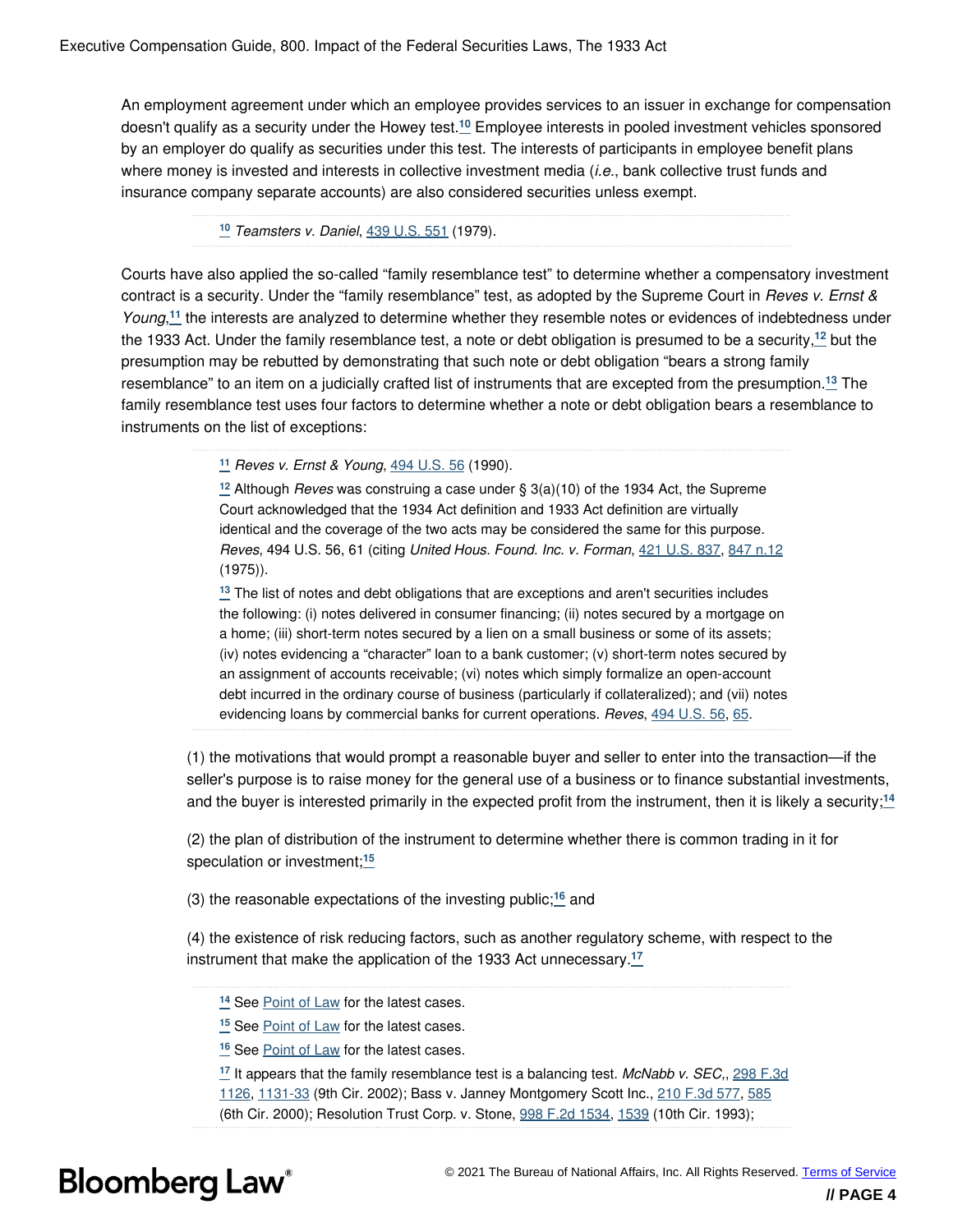An employment agreement under which an employee provides services to an issuer in exchange for compensation doesn't qualify as a security under the Howey test.[10] Employee interests in pooled investment vehicles sponsored by an employer do qualify as securities under this test. The interests of participants in employee benefit plans where money is invested and interests in collective investment media (*i.e.*, bank collective trust funds and insurance company separate accounts) are also considered securities unless exempt.

[10] *Teamsters v. Daniel*, 439 U.S. 551 (1979).

Courts have also applied the so-called "family resemblance test" to determine whether a compensatory investment contract is a security. Under the "family resemblance" test, as adopted by the Supreme Court in *Reves v. Ernst & Young*,[11] the interests are analyzed to determine whether they resemble notes or evidences of indebtedness under the 1933 Act. Under the family resemblance test, a note or debt obligation is presumed to be a security,[12] but the presumption may be rebutted by demonstrating that such note or debt obligation "bears a strong family resemblance" to an item on a judicially crafted list of instruments that are excepted from the presumption.[13] The family resemblance test uses four factors to determine whether a note or debt obligation bears a resemblance to instruments on the list of exceptions:

[11] *Reves v. Ernst & Young*, 494 U.S. 56 (1990).

[12] Although *Reves* was construing a case under § 3(a)(10) of the 1934 Act, the Supreme Court acknowledged that the 1934 Act definition and 1933 Act definition are virtually identical and the coverage of the two acts may be considered the same for this purpose. *Reves*, 494 U.S. 56, 61 (citing *United Hous. Found. Inc. v. Forman*, 421 U.S. 837, 847 n.12 (1975)).

[13] The list of notes and debt obligations that are exceptions and aren't securities includes the following: (i) notes delivered in consumer financing; (ii) notes secured by a mortgage on a home; (iii) short-term notes secured by a lien on a small business or some of its assets; (iv) notes evidencing a "character" loan to a bank customer; (v) short-term notes secured by an assignment of accounts receivable; (vi) notes which simply formalize an open-account debt incurred in the ordinary course of business (particularly if collateralized); and (vii) notes evidencing loans by commercial banks for current operations. *Reves*, 494 U.S. 56, 65.

(1) the motivations that would prompt a reasonable buyer and seller to enter into the transaction—if the seller's purpose is to raise money for the general use of a business or to finance substantial investments, and the buyer is interested primarily in the expected profit from the instrument, then it is likely a security;[14]

(2) the plan of distribution of the instrument to determine whether there is common trading in it for speculation or investment;[15]

(3) the reasonable expectations of the investing public;[16] and

(4) the existence of risk reducing factors, such as another regulatory scheme, with respect to the instrument that make the application of the 1933 Act unnecessary.[17]

[14] See Point of Law for the latest cases.

[15] See Point of Law for the latest cases.

[16] See Point of Law for the latest cases.

[17] It appears that the family resemblance test is a balancing test. *McNabb v. SEC,*, 298 F.3d 1126, 1131-33 (9th Cir. 2002); Bass v. Janney Montgomery Scott Inc., 210 F.3d 577, 585 (6th Cir. 2000); Resolution Trust Corp. v. Stone, 998 F.2d 1534, 1539 (10th Cir. 1993);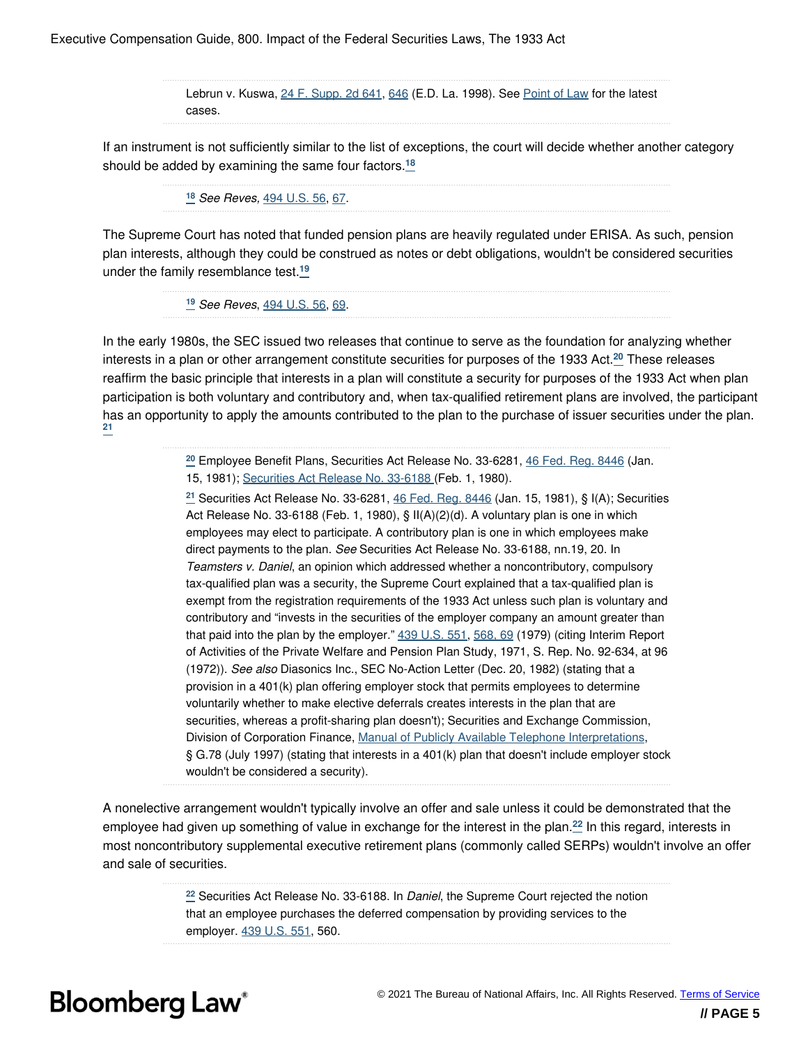Lebrun v. Kuswa, 24 F. Supp. 2d 641, 646 (E.D. La. 1998). See Point of Law for the latest cases.

If an instrument is not sufficiently similar to the list of exceptions, the court will decide whether another category should be added by examining the same four factors.[18]

[18] *See Reves,* 494 U.S. 56, 67.

The Supreme Court has noted that funded pension plans are heavily regulated under ERISA. As such, pension plan interests, although they could be construed as notes or debt obligations, wouldn't be considered securities under the family resemblance test.[19]

[19] *See Reves*, 494 U.S. 56, 69.

In the early 1980s, the SEC issued two releases that continue to serve as the foundation for analyzing whether interests in a plan or other arrangement constitute securities for purposes of the 1933 Act.[20] These releases reaffirm the basic principle that interests in a plan will constitute a security for purposes of the 1933 Act when plan participation is both voluntary and contributory and, when tax-qualified retirement plans are involved, the participant has an opportunity to apply the amounts contributed to the plan to the purchase of issuer securities under the plan.[21]

[20] Employee Benefit Plans, Securities Act Release No. 33-6281, 46 Fed. Reg. 8446 (Jan. 15, 1981); Securities Act Release No. 33-6188 (Feb. 1, 1980).

[21] Securities Act Release No. 33-6281, 46 Fed. Reg. 8446 (Jan. 15, 1981), § I(A); Securities Act Release No. 33-6188 (Feb. 1, 1980), § II(A)(2)(d). A voluntary plan is one in which employees may elect to participate. A contributory plan is one in which employees make direct payments to the plan. *See* Securities Act Release No. 33-6188, nn.19, 20. In *Teamsters v. Daniel*, an opinion which addressed whether a noncontributory, compulsory tax-qualified plan was a security, the Supreme Court explained that a tax-qualified plan is exempt from the registration requirements of the 1933 Act unless such plan is voluntary and contributory and "invests in the securities of the employer company an amount greater than that paid into the plan by the employer." 439 U.S. 551, 568, 69 (1979) (citing Interim Report of Activities of the Private Welfare and Pension Plan Study, 1971, S. Rep. No. 92-634, at 96 (1972)). *See also* Diasonics Inc., SEC No-Action Letter (Dec. 20, 1982) (stating that a provision in a 401(k) plan offering employer stock that permits employees to determine voluntarily whether to make elective deferrals creates interests in the plan that are securities, whereas a profit-sharing plan doesn't); Securities and Exchange Commission, Division of Corporation Finance, Manual of Publicly Available Telephone Interpretations, § G.78 (July 1997) (stating that interests in a 401(k) plan that doesn't include employer stock wouldn't be considered a security).

A nonelective arrangement wouldn't typically involve an offer and sale unless it could be demonstrated that the employee had given up something of value in exchange for the interest in the plan.[22] In this regard, interests in most noncontributory supplemental executive retirement plans (commonly called SERPs) wouldn't involve an offer and sale of securities.

[22] Securities Act Release No. 33-6188. In *Daniel*, the Supreme Court rejected the notion that an employee purchases the deferred compensation by providing services to the employer. 439 U.S. 551, 560.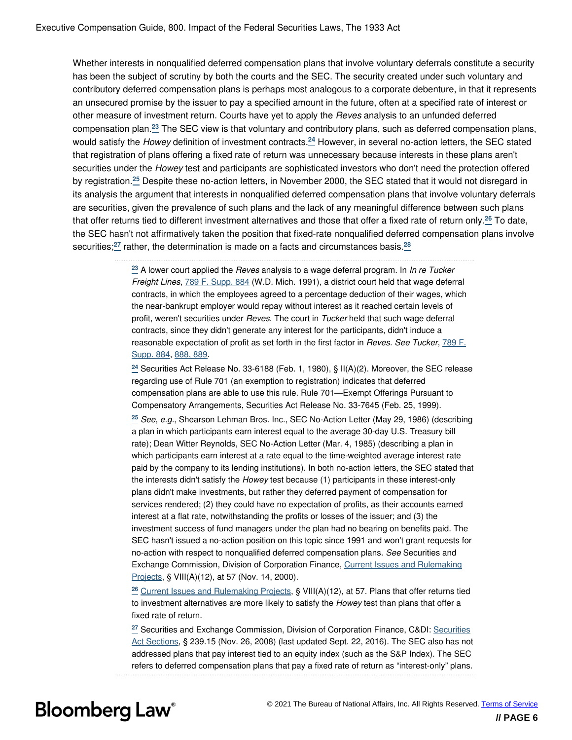Whether interests in nonqualified deferred compensation plans that involve voluntary deferrals constitute a security has been the subject of scrutiny by both the courts and the SEC. The security created under such voluntary and contributory deferred compensation plans is perhaps most analogous to a corporate debenture, in that it represents an unsecured promise by the issuer to pay a specified amount in the future, often at a specified rate of interest or other measure of investment return. Courts have yet to apply the *Reves* analysis to an unfunded deferred compensation plan.[23] The SEC view is that voluntary and contributory plans, such as deferred compensation plans, would satisfy the *Howey* definition of investment contracts.[24] However, in several no-action letters, the SEC stated that registration of plans offering a fixed rate of return was unnecessary because interests in these plans aren't securities under the *Howey* test and participants are sophisticated investors who don't need the protection offered by registration.[25] Despite these no-action letters, in November 2000, the SEC stated that it would not disregard in its analysis the argument that interests in nonqualified deferred compensation plans that involve voluntary deferrals are securities, given the prevalence of such plans and the lack of any meaningful difference between such plans that offer returns tied to different investment alternatives and those that offer a fixed rate of return only.[26] To date, the SEC hasn't not affirmatively taken the position that fixed-rate nonqualified deferred compensation plans involve securities;[27] rather, the determination is made on a facts and circumstances basis.[28]

---

[23] A lower court applied the *Reves* analysis to a wage deferral program. In *In re Tucker Freight Lines*, 789 F. Supp. 884 (W.D. Mich. 1991), a district court held that wage deferral contracts, in which the employees agreed to a percentage deduction of their wages, which the near-bankrupt employer would repay without interest as it reached certain levels of profit, weren't securities under *Reves*. The court in *Tucker* held that such wage deferral contracts, since they didn't generate any interest for the participants, didn't induce a reasonable expectation of profit as set forth in the first factor in *Reves*. *See Tucker*, 789 F. Supp. 884, 888, 889.

[24] Securities Act Release No. 33-6188 (Feb. 1, 1980), § II(A)(2). Moreover, the SEC release regarding use of Rule 701 (an exemption to registration) indicates that deferred compensation plans are able to use this rule. Rule 701—Exempt Offerings Pursuant to Compensatory Arrangements, Securities Act Release No. 33-7645 (Feb. 25, 1999).

[25] *See*, *e.g.*, Shearson Lehman Bros. Inc., SEC No-Action Letter (May 29, 1986) (describing a plan in which participants earn interest equal to the average 30-day U.S. Treasury bill rate); Dean Witter Reynolds, SEC No-Action Letter (Mar. 4, 1985) (describing a plan in which participants earn interest at a rate equal to the time-weighted average interest rate paid by the company to its lending institutions). In both no-action letters, the SEC stated that the interests didn't satisfy the *Howey* test because (1) participants in these interest-only plans didn't make investments, but rather they deferred payment of compensation for services rendered; (2) they could have no expectation of profits, as their accounts earned interest at a flat rate, notwithstanding the profits or losses of the issuer; and (3) the investment success of fund managers under the plan had no bearing on benefits paid. The SEC hasn't issued a no-action position on this topic since 1991 and won't grant requests for no-action with respect to nonqualified deferred compensation plans. *See* Securities and Exchange Commission, Division of Corporation Finance, Current Issues and Rulemaking Projects, § VIII(A)(12), at 57 (Nov. 14, 2000).

[26] Current Issues and Rulemaking Projects, § VIII(A)(12), at 57. Plans that offer returns tied to investment alternatives are more likely to satisfy the *Howey* test than plans that offer a fixed rate of return.

[27] Securities and Exchange Commission, Division of Corporation Finance, C&DI: Securities Act Sections, § 239.15 (Nov. 26, 2008) (last updated Sept. 22, 2016). The SEC also has not addressed plans that pay interest tied to an equity index (such as the S&P Index). The SEC refers to deferred compensation plans that pay a fixed rate of return as "interest-only" plans.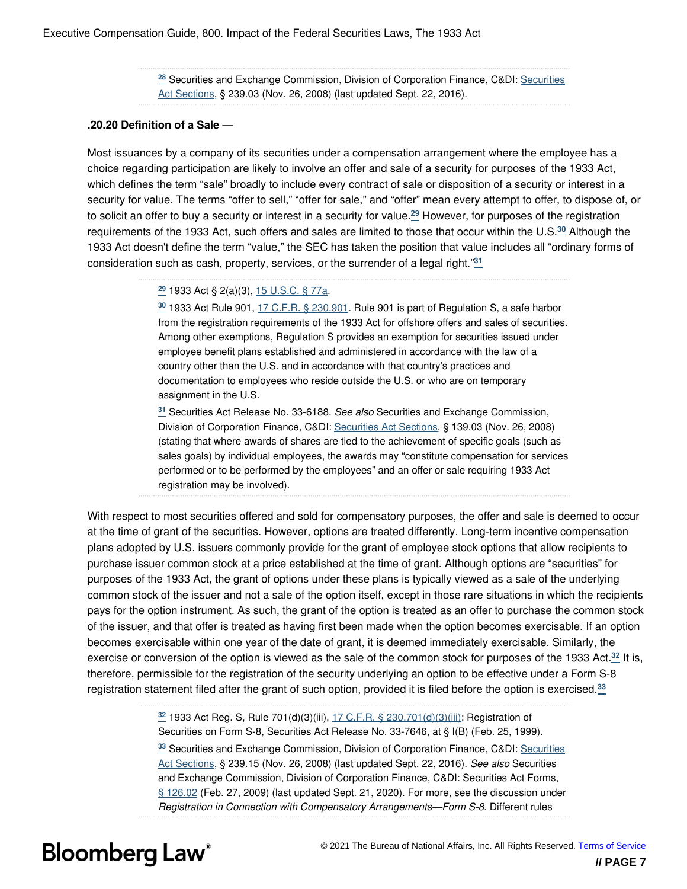[28] Securities and Exchange Commission, Division of Corporation Finance, C&DI: Securities Act Sections, § 239.03 (Nov. 26, 2008) (last updated Sept. 22, 2016).

**.20.20 Definition of a Sale** —

Most issuances by a company of its securities under a compensation arrangement where the employee has a choice regarding participation are likely to involve an offer and sale of a security for purposes of the 1933 Act, which defines the term "sale" broadly to include every contract of sale or disposition of a security or interest in a security for value. The terms "offer to sell," "offer for sale," and "offer" mean every attempt to offer, to dispose of, or to solicit an offer to buy a security or interest in a security for value.[29] However, for purposes of the registration requirements of the 1933 Act, such offers and sales are limited to those that occur within the U.S.[30] Although the 1933 Act doesn't define the term "value," the SEC has taken the position that value includes all "ordinary forms of consideration such as cash, property, services, or the surrender of a legal right."[31]

[29] 1933 Act § 2(a)(3), 15 U.S.C. § 77a.

[30] 1933 Act Rule 901, 17 C.F.R. § 230.901. Rule 901 is part of Regulation S, a safe harbor from the registration requirements of the 1933 Act for offshore offers and sales of securities. Among other exemptions, Regulation S provides an exemption for securities issued under employee benefit plans established and administered in accordance with the law of a country other than the U.S. and in accordance with that country's practices and documentation to employees who reside outside the U.S. or who are on temporary assignment in the U.S.

[31] Securities Act Release No. 33-6188. *See also* Securities and Exchange Commission, Division of Corporation Finance, C&DI: Securities Act Sections, § 139.03 (Nov. 26, 2008) (stating that where awards of shares are tied to the achievement of specific goals (such as sales goals) by individual employees, the awards may "constitute compensation for services performed or to be performed by the employees" and an offer or sale requiring 1933 Act registration may be involved).

With respect to most securities offered and sold for compensatory purposes, the offer and sale is deemed to occur at the time of grant of the securities. However, options are treated differently. Long-term incentive compensation plans adopted by U.S. issuers commonly provide for the grant of employee stock options that allow recipients to purchase issuer common stock at a price established at the time of grant. Although options are "securities" for purposes of the 1933 Act, the grant of options under these plans is typically viewed as a sale of the underlying common stock of the issuer and not a sale of the option itself, except in those rare situations in which the recipients pays for the option instrument. As such, the grant of the option is treated as an offer to purchase the common stock of the issuer, and that offer is treated as having first been made when the option becomes exercisable. If an option becomes exercisable within one year of the date of grant, it is deemed immediately exercisable. Similarly, the exercise or conversion of the option is viewed as the sale of the common stock for purposes of the 1933 Act.[32] It is, therefore, permissible for the registration of the security underlying an option to be effective under a Form S-8 registration statement filed after the grant of such option, provided it is filed before the option is exercised.[33]

[32] 1933 Act Reg. S, Rule 701(d)(3)(iii), 17 C.F.R. § 230.701(d)(3)(iii); Registration of Securities on Form S-8, Securities Act Release No. 33-7646, at § I(B) (Feb. 25, 1999).

[33] Securities and Exchange Commission, Division of Corporation Finance, C&DI: Securities Act Sections, § 239.15 (Nov. 26, 2008) (last updated Sept. 22, 2016). *See also* Securities and Exchange Commission, Division of Corporation Finance, C&DI: Securities Act Forms, § 126.02 (Feb. 27, 2009) (last updated Sept. 21, 2020). For more, see the discussion under *Registration in Connection with Compensatory Arrangements—Form S-8*. Different rules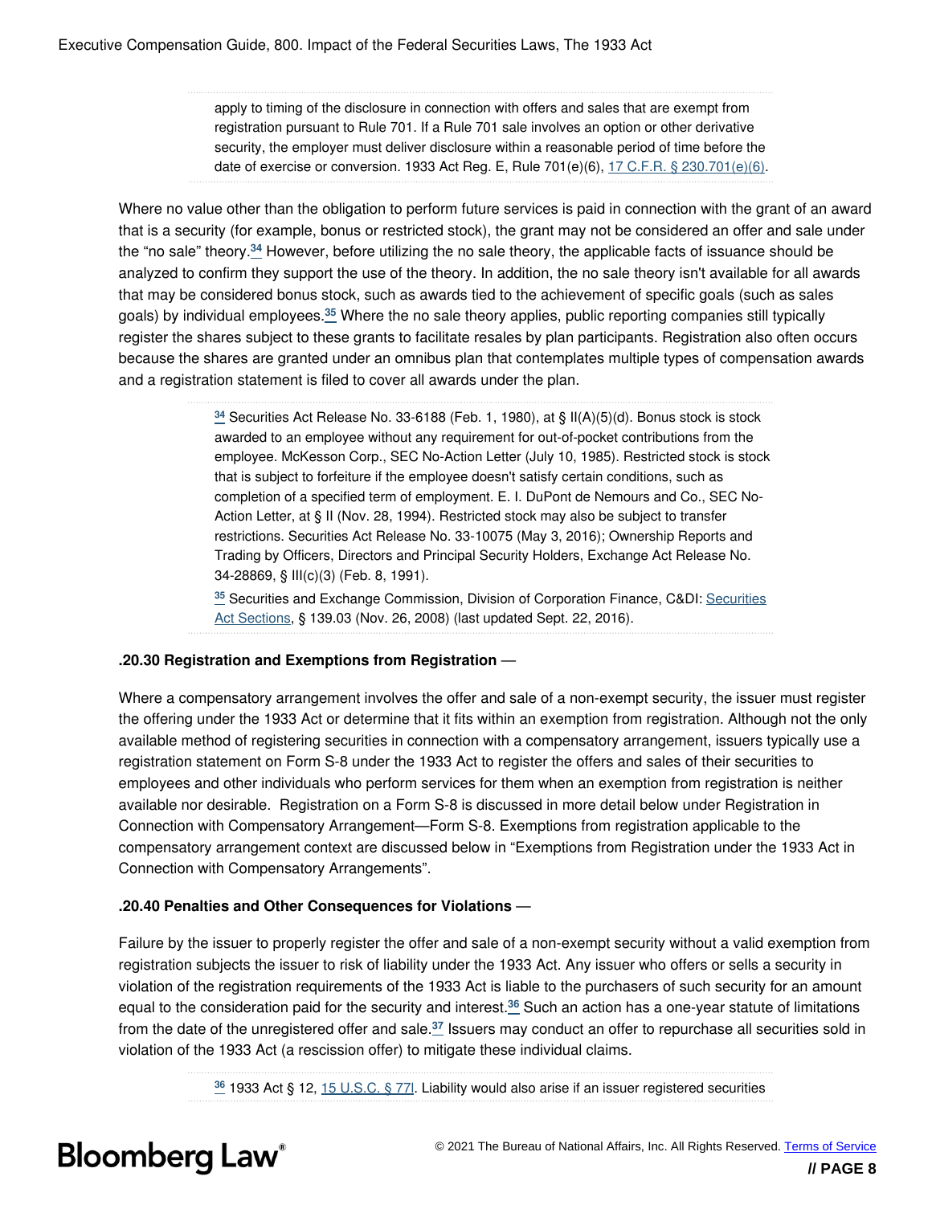apply to timing of the disclosure in connection with offers and sales that are exempt from registration pursuant to Rule 701. If a Rule 701 sale involves an option or other derivative security, the employer must deliver disclosure within a reasonable period of time before the date of exercise or conversion. 1933 Act Reg. E, Rule 701(e)(6), 17 C.F.R. § 230.701(e)(6).

Where no value other than the obligation to perform future services is paid in connection with the grant of an award that is a security (for example, bonus or restricted stock), the grant may not be considered an offer and sale under the "no sale" theory.[34] However, before utilizing the no sale theory, the applicable facts of issuance should be analyzed to confirm they support the use of the theory. In addition, the no sale theory isn't available for all awards that may be considered bonus stock, such as awards tied to the achievement of specific goals (such as sales goals) by individual employees.[35] Where the no sale theory applies, public reporting companies still typically register the shares subject to these grants to facilitate resales by plan participants. Registration also often occurs because the shares are granted under an omnibus plan that contemplates multiple types of compensation awards and a registration statement is filed to cover all awards under the plan.

[34] Securities Act Release No. 33-6188 (Feb. 1, 1980), at § II(A)(5)(d). Bonus stock is stock awarded to an employee without any requirement for out-of-pocket contributions from the employee. McKesson Corp., SEC No-Action Letter (July 10, 1985). Restricted stock is stock that is subject to forfeiture if the employee doesn't satisfy certain conditions, such as completion of a specified term of employment. E. I. DuPont de Nemours and Co., SEC No-Action Letter, at § II (Nov. 28, 1994). Restricted stock may also be subject to transfer restrictions. Securities Act Release No. 33-10075 (May 3, 2016); Ownership Reports and Trading by Officers, Directors and Principal Security Holders, Exchange Act Release No. 34-28869, § III(c)(3) (Feb. 8, 1991).

[35] Securities and Exchange Commission, Division of Corporation Finance, C&DI: Securities Act Sections, § 139.03 (Nov. 26, 2008) (last updated Sept. 22, 2016).

**.20.30 Registration and Exemptions from Registration** —

Where a compensatory arrangement involves the offer and sale of a non-exempt security, the issuer must register the offering under the 1933 Act or determine that it fits within an exemption from registration. Although not the only available method of registering securities in connection with a compensatory arrangement, issuers typically use a registration statement on Form S-8 under the 1933 Act to register the offers and sales of their securities to employees and other individuals who perform services for them when an exemption from registration is neither available nor desirable. Registration on a Form S-8 is discussed in more detail below under Registration in Connection with Compensatory Arrangement—Form S-8. Exemptions from registration applicable to the compensatory arrangement context are discussed below in "Exemptions from Registration under the 1933 Act in Connection with Compensatory Arrangements".

**.20.40 Penalties and Other Consequences for Violations** —

Failure by the issuer to properly register the offer and sale of a non-exempt security without a valid exemption from registration subjects the issuer to risk of liability under the 1933 Act. Any issuer who offers or sells a security in violation of the registration requirements of the 1933 Act is liable to the purchasers of such security for an amount equal to the consideration paid for the security and interest.[36] Such an action has a one-year statute of limitations from the date of the unregistered offer and sale.[37] Issuers may conduct an offer to repurchase all securities sold in violation of the 1933 Act (a rescission offer) to mitigate these individual claims.

[36] 1933 Act § 12, 15 U.S.C. § 77l. Liability would also arise if an issuer registered securities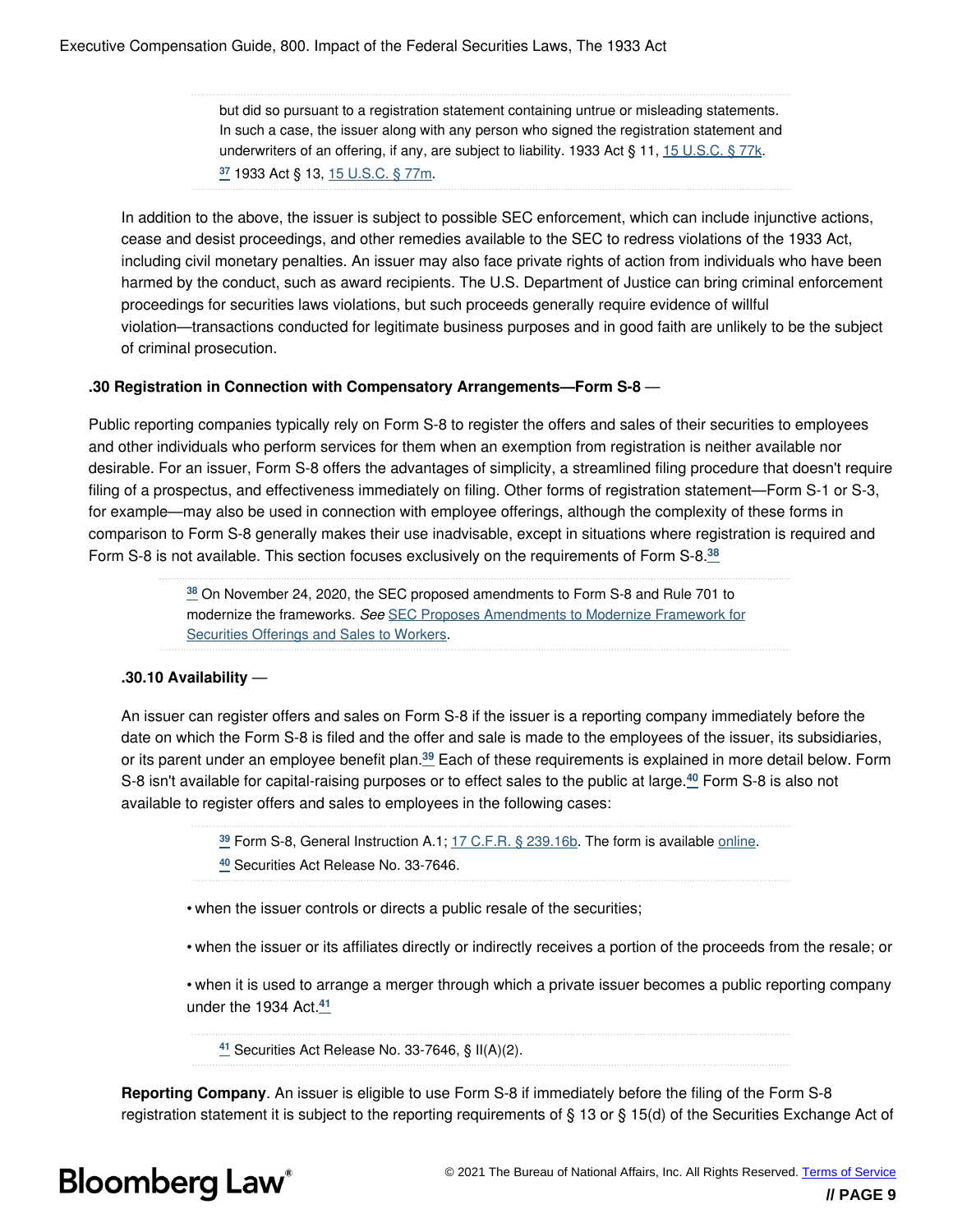but did so pursuant to a registration statement containing untrue or misleading statements. In such a case, the issuer along with any person who signed the registration statement and underwriters of an offering, if any, are subject to liability. 1933 Act § 11, 15 U.S.C. § 77k.

[37] 1933 Act § 13, 15 U.S.C. § 77m.

In addition to the above, the issuer is subject to possible SEC enforcement, which can include injunctive actions, cease and desist proceedings, and other remedies available to the SEC to redress violations of the 1933 Act, including civil monetary penalties. An issuer may also face private rights of action from individuals who have been harmed by the conduct, such as award recipients. The U.S. Department of Justice can bring criminal enforcement proceedings for securities laws violations, but such proceeds generally require evidence of willful violation—transactions conducted for legitimate business purposes and in good faith are unlikely to be the subject of criminal prosecution.

**.30 Registration in Connection with Compensatory Arrangements—Form S-8** —

Public reporting companies typically rely on Form S-8 to register the offers and sales of their securities to employees and other individuals who perform services for them when an exemption from registration is neither available nor desirable. For an issuer, Form S-8 offers the advantages of simplicity, a streamlined filing procedure that doesn't require filing of a prospectus, and effectiveness immediately on filing. Other forms of registration statement—Form S-1 or S-3, for example—may also be used in connection with employee offerings, although the complexity of these forms in comparison to Form S-8 generally makes their use inadvisable, except in situations where registration is required and Form S-8 is not available. This section focuses exclusively on the requirements of Form S-8.[38]

[38] On November 24, 2020, the SEC proposed amendments to Form S-8 and Rule 701 to modernize the frameworks. *See* SEC Proposes Amendments to Modernize Framework for Securities Offerings and Sales to Workers.

**.30.10 Availability** —

An issuer can register offers and sales on Form S-8 if the issuer is a reporting company immediately before the date on which the Form S-8 is filed and the offer and sale is made to the employees of the issuer, its subsidiaries, or its parent under an employee benefit plan.[39] Each of these requirements is explained in more detail below. Form S-8 isn't available for capital-raising purposes or to effect sales to the public at large.[40] Form S-8 is also not available to register offers and sales to employees in the following cases:

[39] Form S-8, General Instruction A.1; 17 C.F.R. § 239.16b. The form is available online.

[40] Securities Act Release No. 33-7646.

- when the issuer controls or directs a public resale of the securities;
- when the issuer or its affiliates directly or indirectly receives a portion of the proceeds from the resale; or
- when it is used to arrange a merger through which a private issuer becomes a public reporting company under the 1934 Act.[41]

[41] Securities Act Release No. 33-7646, § II(A)(2).

**Reporting Company**. An issuer is eligible to use Form S-8 if immediately before the filing of the Form S-8 registration statement it is subject to the reporting requirements of § 13 or § 15(d) of the Securities Exchange Act of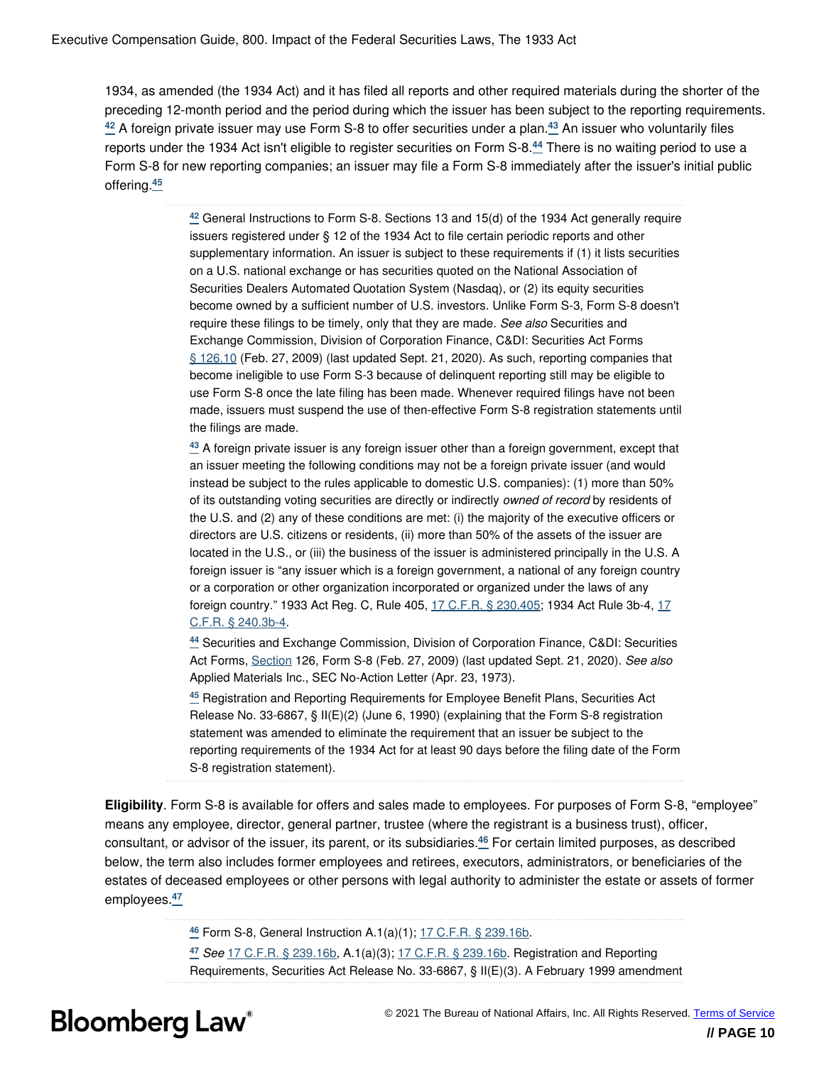1934, as amended (the 1934 Act) and it has filed all reports and other required materials during the shorter of the preceding 12-month period and the period during which the issuer has been subject to the reporting requirements.[42] A foreign private issuer may use Form S-8 to offer securities under a plan.[43] An issuer who voluntarily files reports under the 1934 Act isn't eligible to register securities on Form S-8.[44] There is no waiting period to use a Form S-8 for new reporting companies; an issuer may file a Form S-8 immediately after the issuer's initial public offering.[45]

[42] General Instructions to Form S-8. Sections 13 and 15(d) of the 1934 Act generally require issuers registered under § 12 of the 1934 Act to file certain periodic reports and other supplementary information. An issuer is subject to these requirements if (1) it lists securities on a U.S. national exchange or has securities quoted on the National Association of Securities Dealers Automated Quotation System (Nasdaq), or (2) its equity securities become owned by a sufficient number of U.S. investors. Unlike Form S-3, Form S-8 doesn't require these filings to be timely, only that they are made. *See also* Securities and Exchange Commission, Division of Corporation Finance, C&DI: Securities Act Forms § 126.10 (Feb. 27, 2009) (last updated Sept. 21, 2020). As such, reporting companies that become ineligible to use Form S-3 because of delinquent reporting still may be eligible to use Form S-8 once the late filing has been made. Whenever required filings have not been made, issuers must suspend the use of then-effective Form S-8 registration statements until the filings are made.

[43] A foreign private issuer is any foreign issuer other than a foreign government, except that an issuer meeting the following conditions may not be a foreign private issuer (and would instead be subject to the rules applicable to domestic U.S. companies): (1) more than 50% of its outstanding voting securities are directly or indirectly *owned of record* by residents of the U.S. and (2) any of these conditions are met: (i) the majority of the executive officers or directors are U.S. citizens or residents, (ii) more than 50% of the assets of the issuer are located in the U.S., or (iii) the business of the issuer is administered principally in the U.S. A foreign issuer is "any issuer which is a foreign government, a national of any foreign country or a corporation or other organization incorporated or organized under the laws of any foreign country." 1933 Act Reg. C, Rule 405, 17 C.F.R. § 230.405; 1934 Act Rule 3b-4, 17 C.F.R. § 240.3b-4.

[44] Securities and Exchange Commission, Division of Corporation Finance, C&DI: Securities Act Forms, Section 126, Form S-8 (Feb. 27, 2009) (last updated Sept. 21, 2020). *See also* Applied Materials Inc., SEC No-Action Letter (Apr. 23, 1973).

[45] Registration and Reporting Requirements for Employee Benefit Plans, Securities Act Release No. 33-6867, § II(E)(2) (June 6, 1990) (explaining that the Form S-8 registration statement was amended to eliminate the requirement that an issuer be subject to the reporting requirements of the 1934 Act for at least 90 days before the filing date of the Form S-8 registration statement).

**Eligibility**. Form S-8 is available for offers and sales made to employees. For purposes of Form S-8, "employee" means any employee, director, general partner, trustee (where the registrant is a business trust), officer, consultant, or advisor of the issuer, its parent, or its subsidiaries.[46] For certain limited purposes, as described below, the term also includes former employees and retirees, executors, administrators, or beneficiaries of the estates of deceased employees or other persons with legal authority to administer the estate or assets of former employees.[47]

[46] Form S-8, General Instruction A.1(a)(1); 17 C.F.R. § 239.16b.

[47] *See* 17 C.F.R. § 239.16b, A.1(a)(3); 17 C.F.R. § 239.16b. Registration and Reporting Requirements, Securities Act Release No. 33-6867, § II(E)(3). A February 1999 amendment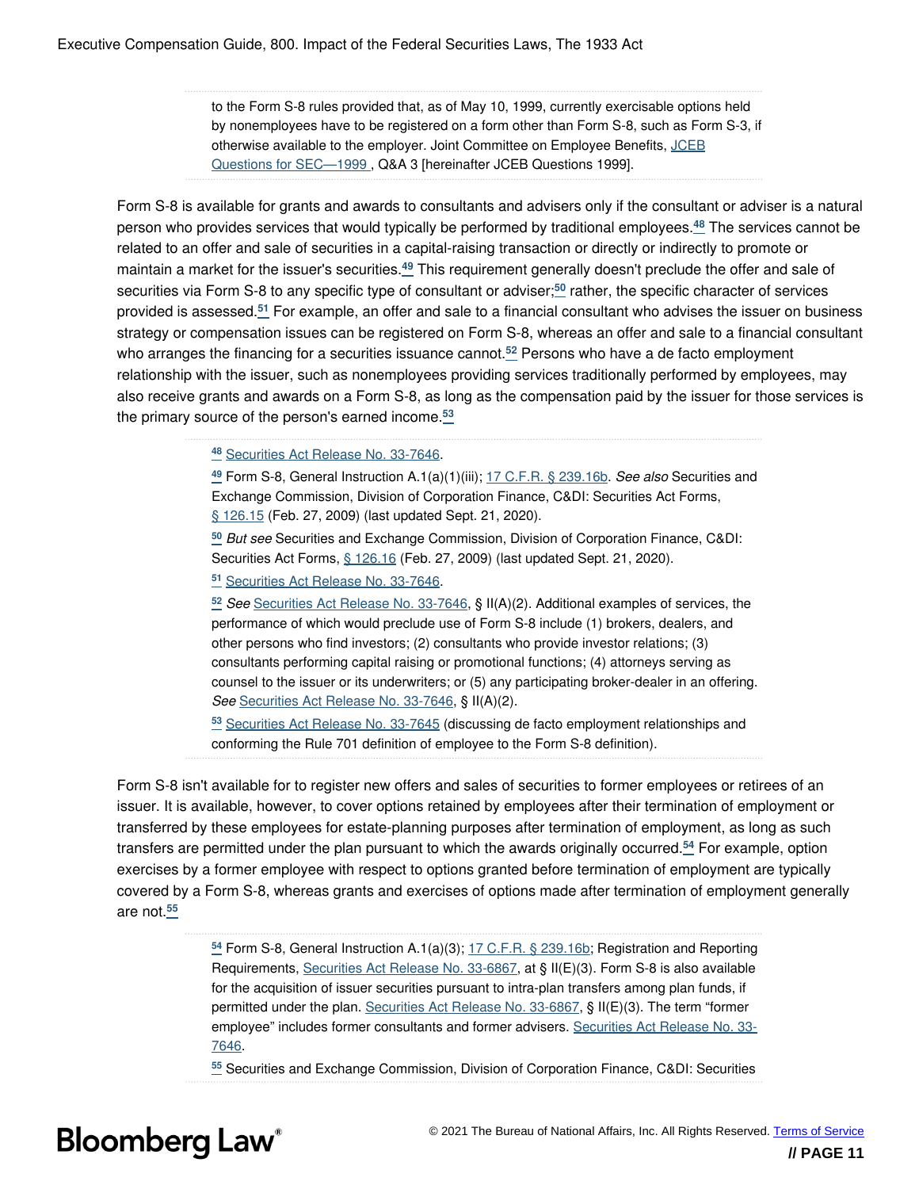to the Form S-8 rules provided that, as of May 10, 1999, currently exercisable options held by nonemployees have to be registered on a form other than Form S-8, such as Form S-3, if otherwise available to the employer. Joint Committee on Employee Benefits, JCEB Questions for SEC—1999 , Q&A 3 [hereinafter JCEB Questions 1999].

Form S-8 is available for grants and awards to consultants and advisers only if the consultant or adviser is a natural person who provides services that would typically be performed by traditional employees.[48] The services cannot be related to an offer and sale of securities in a capital-raising transaction or directly or indirectly to promote or maintain a market for the issuer's securities.[49] This requirement generally doesn't preclude the offer and sale of securities via Form S-8 to any specific type of consultant or adviser;[50] rather, the specific character of services provided is assessed.[51] For example, an offer and sale to a financial consultant who advises the issuer on business strategy or compensation issues can be registered on Form S-8, whereas an offer and sale to a financial consultant who arranges the financing for a securities issuance cannot.[52] Persons who have a de facto employment relationship with the issuer, such as nonemployees providing services traditionally performed by employees, may also receive grants and awards on a Form S-8, as long as the compensation paid by the issuer for those services is the primary source of the person's earned income.[53]

[48] Securities Act Release No. 33-7646.

[49] Form S-8, General Instruction A.1(a)(1)(iii); 17 C.F.R. § 239.16b. *See also* Securities and Exchange Commission, Division of Corporation Finance, C&DI: Securities Act Forms, § 126.15 (Feb. 27, 2009) (last updated Sept. 21, 2020).

[50] *But see* Securities and Exchange Commission, Division of Corporation Finance, C&DI: Securities Act Forms, § 126.16 (Feb. 27, 2009) (last updated Sept. 21, 2020).

[51] Securities Act Release No. 33-7646.

[52] *See* Securities Act Release No. 33-7646, § II(A)(2). Additional examples of services, the performance of which would preclude use of Form S-8 include (1) brokers, dealers, and other persons who find investors; (2) consultants who provide investor relations; (3) consultants performing capital raising or promotional functions; (4) attorneys serving as counsel to the issuer or its underwriters; or (5) any participating broker-dealer in an offering. *See* Securities Act Release No. 33-7646, § II(A)(2).

[53] Securities Act Release No. 33-7645 (discussing de facto employment relationships and conforming the Rule 701 definition of employee to the Form S-8 definition).

Form S-8 isn't available for to register new offers and sales of securities to former employees or retirees of an issuer. It is available, however, to cover options retained by employees after their termination of employment or transferred by these employees for estate-planning purposes after termination of employment, as long as such transfers are permitted under the plan pursuant to which the awards originally occurred.[54] For example, option exercises by a former employee with respect to options granted before termination of employment are typically covered by a Form S-8, whereas grants and exercises of options made after termination of employment generally are not.[55]

[54] Form S-8, General Instruction A.1(a)(3); 17 C.F.R. § 239.16b; Registration and Reporting Requirements, Securities Act Release No. 33-6867, at § II(E)(3). Form S-8 is also available for the acquisition of issuer securities pursuant to intra-plan transfers among plan funds, if permitted under the plan. Securities Act Release No. 33-6867, § II(E)(3). The term "former employee" includes former consultants and former advisers. Securities Act Release No. 33-7646.

[55] Securities and Exchange Commission, Division of Corporation Finance, C&DI: Securities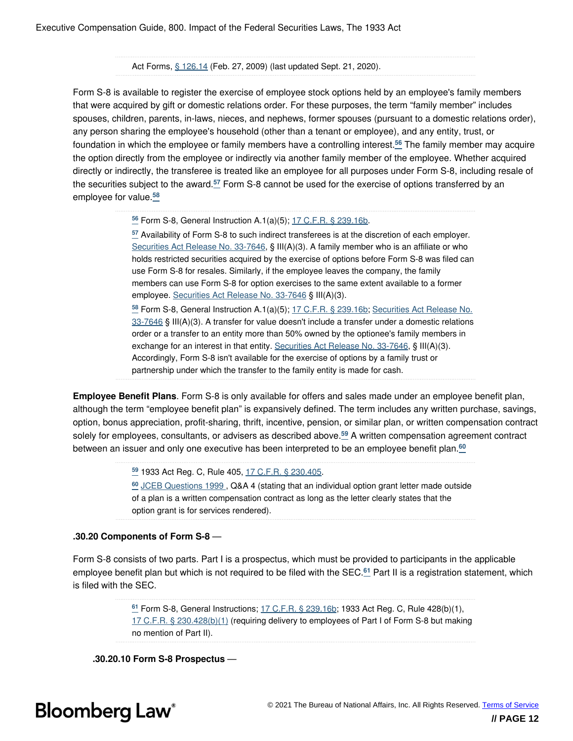Act Forms, § 126.14 (Feb. 27, 2009) (last updated Sept. 21, 2020).

Form S-8 is available to register the exercise of employee stock options held by an employee's family members that were acquired by gift or domestic relations order. For these purposes, the term "family member" includes spouses, children, parents, in-laws, nieces, and nephews, former spouses (pursuant to a domestic relations order), any person sharing the employee's household (other than a tenant or employee), and any entity, trust, or foundation in which the employee or family members have a controlling interest.[56] The family member may acquire the option directly from the employee or indirectly via another family member of the employee. Whether acquired directly or indirectly, the transferee is treated like an employee for all purposes under Form S-8, including resale of the securities subject to the award.[57] Form S-8 cannot be used for the exercise of options transferred by an employee for value.[58]

[56] Form S-8, General Instruction A.1(a)(5); 17 C.F.R. § 239.16b.

[57] Availability of Form S-8 to such indirect transferees is at the discretion of each employer. Securities Act Release No. 33-7646, § III(A)(3). A family member who is an affiliate or who holds restricted securities acquired by the exercise of options before Form S-8 was filed can use Form S-8 for resales. Similarly, if the employee leaves the company, the family members can use Form S-8 for option exercises to the same extent available to a former employee. Securities Act Release No. 33-7646 § III(A)(3).

[58] Form S-8, General Instruction A.1(a)(5); 17 C.F.R. § 239.16b; Securities Act Release No. 33-7646 § III(A)(3). A transfer for value doesn't include a transfer under a domestic relations order or a transfer to an entity more than 50% owned by the optionee's family members in exchange for an interest in that entity. Securities Act Release No. 33-7646, § III(A)(3). Accordingly, Form S-8 isn't available for the exercise of options by a family trust or partnership under which the transfer to the family entity is made for cash.

**Employee Benefit Plans**. Form S-8 is only available for offers and sales made under an employee benefit plan, although the term "employee benefit plan" is expansively defined. The term includes any written purchase, savings, option, bonus appreciation, profit-sharing, thrift, incentive, pension, or similar plan, or written compensation contract solely for employees, consultants, or advisers as described above.[59] A written compensation agreement contract between an issuer and only one executive has been interpreted to be an employee benefit plan.[60]

[59] 1933 Act Reg. C, Rule 405, 17 C.F.R. § 230.405.

[60] JCEB Questions 1999 , Q&A 4 (stating that an individual option grant letter made outside of a plan is a written compensation contract as long as the letter clearly states that the option grant is for services rendered).

### .30.20 Components of Form S-8 —

Form S-8 consists of two parts. Part I is a prospectus, which must be provided to participants in the applicable employee benefit plan but which is not required to be filed with the SEC.[61] Part II is a registration statement, which is filed with the SEC.

[61] Form S-8, General Instructions; 17 C.F.R. § 239.16b; 1933 Act Reg. C, Rule 428(b)(1), 17 C.F.R. § 230.428(b)(1) (requiring delivery to employees of Part I of Form S-8 but making no mention of Part II).

#### .30.20.10 Form S-8 Prospectus —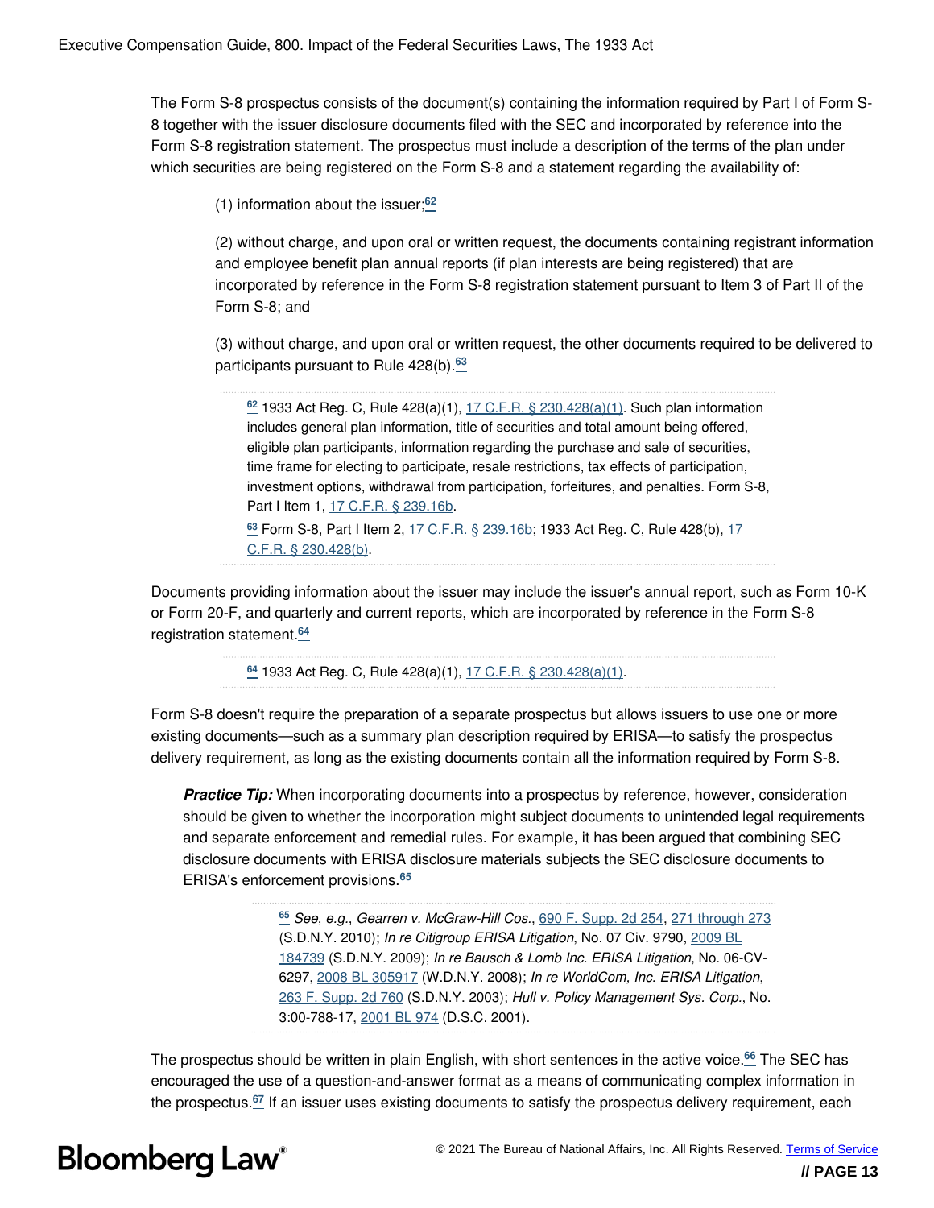The Form S-8 prospectus consists of the document(s) containing the information required by Part I of Form S-8 together with the issuer disclosure documents filed with the SEC and incorporated by reference into the Form S-8 registration statement. The prospectus must include a description of the terms of the plan under which securities are being registered on the Form S-8 and a statement regarding the availability of:

> (1) information about the issuer;[62]
>
> (2) without charge, and upon oral or written request, the documents containing registrant information and employee benefit plan annual reports (if plan interests are being registered) that are incorporated by reference in the Form S-8 registration statement pursuant to Item 3 of Part II of the Form S-8; and
>
> (3) without charge, and upon oral or written request, the other documents required to be delivered to participants pursuant to Rule 428(b).[63]

> [62] 1933 Act Reg. C, Rule 428(a)(1), 17 C.F.R. § 230.428(a)(1). Such plan information includes general plan information, title of securities and total amount being offered, eligible plan participants, information regarding the purchase and sale of securities, time frame for electing to participate, resale restrictions, tax effects of participation, investment options, withdrawal from participation, forfeitures, and penalties. Form S-8, Part I Item 1, 17 C.F.R. § 239.16b.
>
> [63] Form S-8, Part I Item 2, 17 C.F.R. § 239.16b; 1933 Act Reg. C, Rule 428(b), 17 C.F.R. § 230.428(b).

Documents providing information about the issuer may include the issuer's annual report, such as Form 10-K or Form 20-F, and quarterly and current reports, which are incorporated by reference in the Form S-8 registration statement.[64]

> [64] 1933 Act Reg. C, Rule 428(a)(1), 17 C.F.R. § 230.428(a)(1).

Form S-8 doesn't require the preparation of a separate prospectus but allows issuers to use one or more existing documents—such as a summary plan description required by ERISA—to satisfy the prospectus delivery requirement, as long as the existing documents contain all the information required by Form S-8.

> ***Practice Tip:*** When incorporating documents into a prospectus by reference, however, consideration should be given to whether the incorporation might subject documents to unintended legal requirements and separate enforcement and remedial rules. For example, it has been argued that combining SEC disclosure documents with ERISA disclosure materials subjects the SEC disclosure documents to ERISA's enforcement provisions.[65]
>
> > [65] *See*, *e.g.*, *Gearren v. McGraw-Hill Cos.*, 690 F. Supp. 2d 254, 271 through 273 (S.D.N.Y. 2010); *In re Citigroup ERISA Litigation*, No. 07 Civ. 9790, 2009 BL 184739 (S.D.N.Y. 2009); *In re Bausch & Lomb Inc. ERISA Litigation*, No. 06-CV-6297, 2008 BL 305917 (W.D.N.Y. 2008); *In re WorldCom, Inc. ERISA Litigation*, 263 F. Supp. 2d 760 (S.D.N.Y. 2003); *Hull v. Policy Management Sys. Corp.*, No. 3:00-788-17, 2001 BL 974 (D.S.C. 2001).

The prospectus should be written in plain English, with short sentences in the active voice.[66] The SEC has encouraged the use of a question-and-answer format as a means of communicating complex information in the prospectus.[67] If an issuer uses existing documents to satisfy the prospectus delivery requirement, each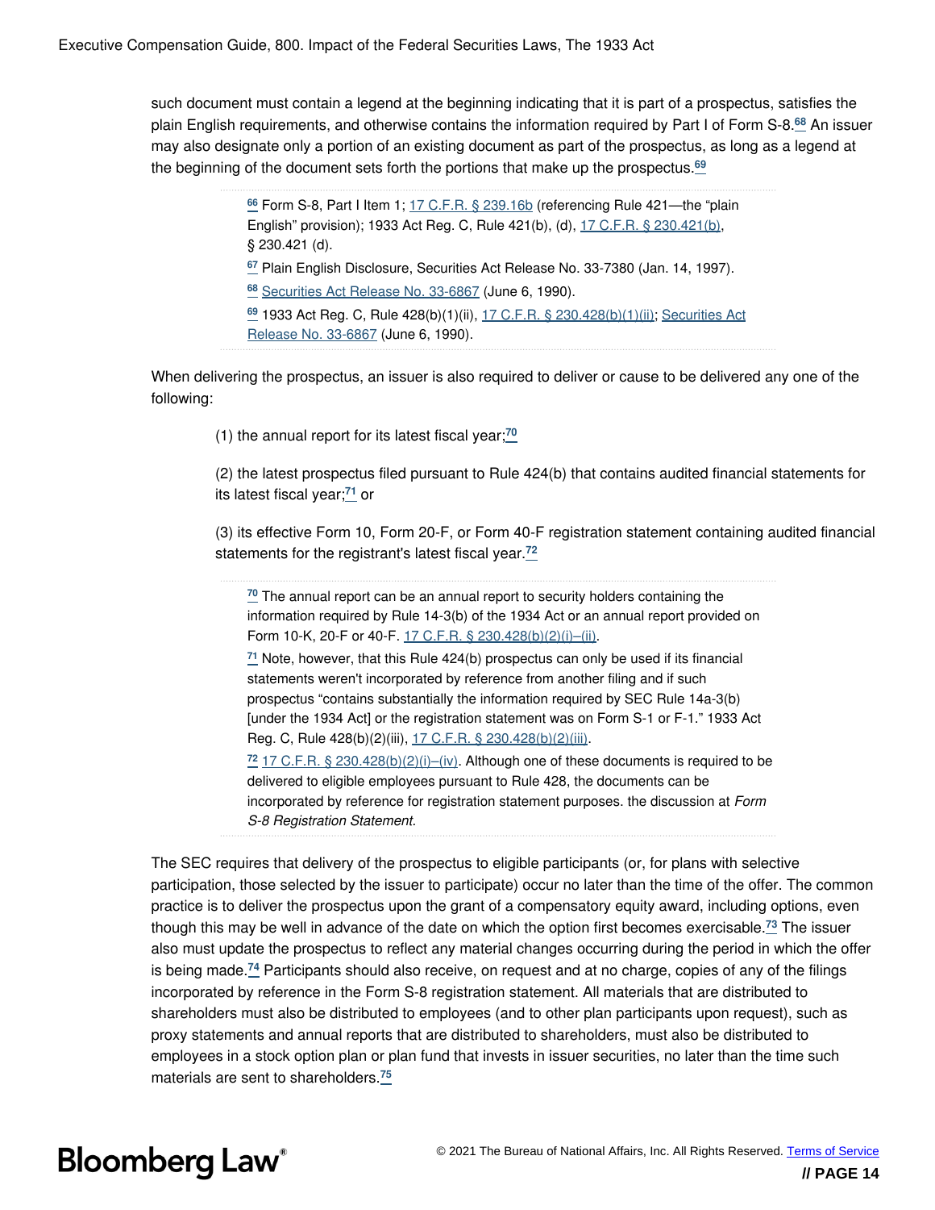such document must contain a legend at the beginning indicating that it is part of a prospectus, satisfies the plain English requirements, and otherwise contains the information required by Part I of Form S-8.[68] An issuer may also designate only a portion of an existing document as part of the prospectus, as long as a legend at the beginning of the document sets forth the portions that make up the prospectus.[69]

[66] Form S-8, Part I Item 1; 17 C.F.R. § 239.16b (referencing Rule 421—the "plain English" provision); 1933 Act Reg. C, Rule 421(b), (d), 17 C.F.R. § 230.421(b), § 230.421 (d).

[67] Plain English Disclosure, Securities Act Release No. 33-7380 (Jan. 14, 1997).

[68] Securities Act Release No. 33-6867 (June 6, 1990).

[69] 1933 Act Reg. C, Rule 428(b)(1)(ii), 17 C.F.R. § 230.428(b)(1)(ii); Securities Act Release No. 33-6867 (June 6, 1990).

When delivering the prospectus, an issuer is also required to deliver or cause to be delivered any one of the following:

(1) the annual report for its latest fiscal year;[70]

(2) the latest prospectus filed pursuant to Rule 424(b) that contains audited financial statements for its latest fiscal year;[71] or

(3) its effective Form 10, Form 20-F, or Form 40-F registration statement containing audited financial statements for the registrant's latest fiscal year.[72]

[70] The annual report can be an annual report to security holders containing the information required by Rule 14-3(b) of the 1934 Act or an annual report provided on Form 10-K, 20-F or 40-F. 17 C.F.R. § 230.428(b)(2)(i)–(ii).

[71] Note, however, that this Rule 424(b) prospectus can only be used if its financial statements weren't incorporated by reference from another filing and if such prospectus "contains substantially the information required by SEC Rule 14a-3(b) [under the 1934 Act] or the registration statement was on Form S-1 or F-1." 1933 Act Reg. C, Rule 428(b)(2)(iii), 17 C.F.R. § 230.428(b)(2)(iii).

[72] 17 C.F.R. § 230.428(b)(2)(i)–(iv). Although one of these documents is required to be delivered to eligible employees pursuant to Rule 428, the documents can be incorporated by reference for registration statement purposes. the discussion at *Form S-8 Registration Statement*.

The SEC requires that delivery of the prospectus to eligible participants (or, for plans with selective participation, those selected by the issuer to participate) occur no later than the time of the offer. The common practice is to deliver the prospectus upon the grant of a compensatory equity award, including options, even though this may be well in advance of the date on which the option first becomes exercisable.[73] The issuer also must update the prospectus to reflect any material changes occurring during the period in which the offer is being made.[74] Participants should also receive, on request and at no charge, copies of any of the filings incorporated by reference in the Form S-8 registration statement. All materials that are distributed to shareholders must also be distributed to employees (and to other plan participants upon request), such as proxy statements and annual reports that are distributed to shareholders, must also be distributed to employees in a stock option plan or plan fund that invests in issuer securities, no later than the time such materials are sent to shareholders.[75]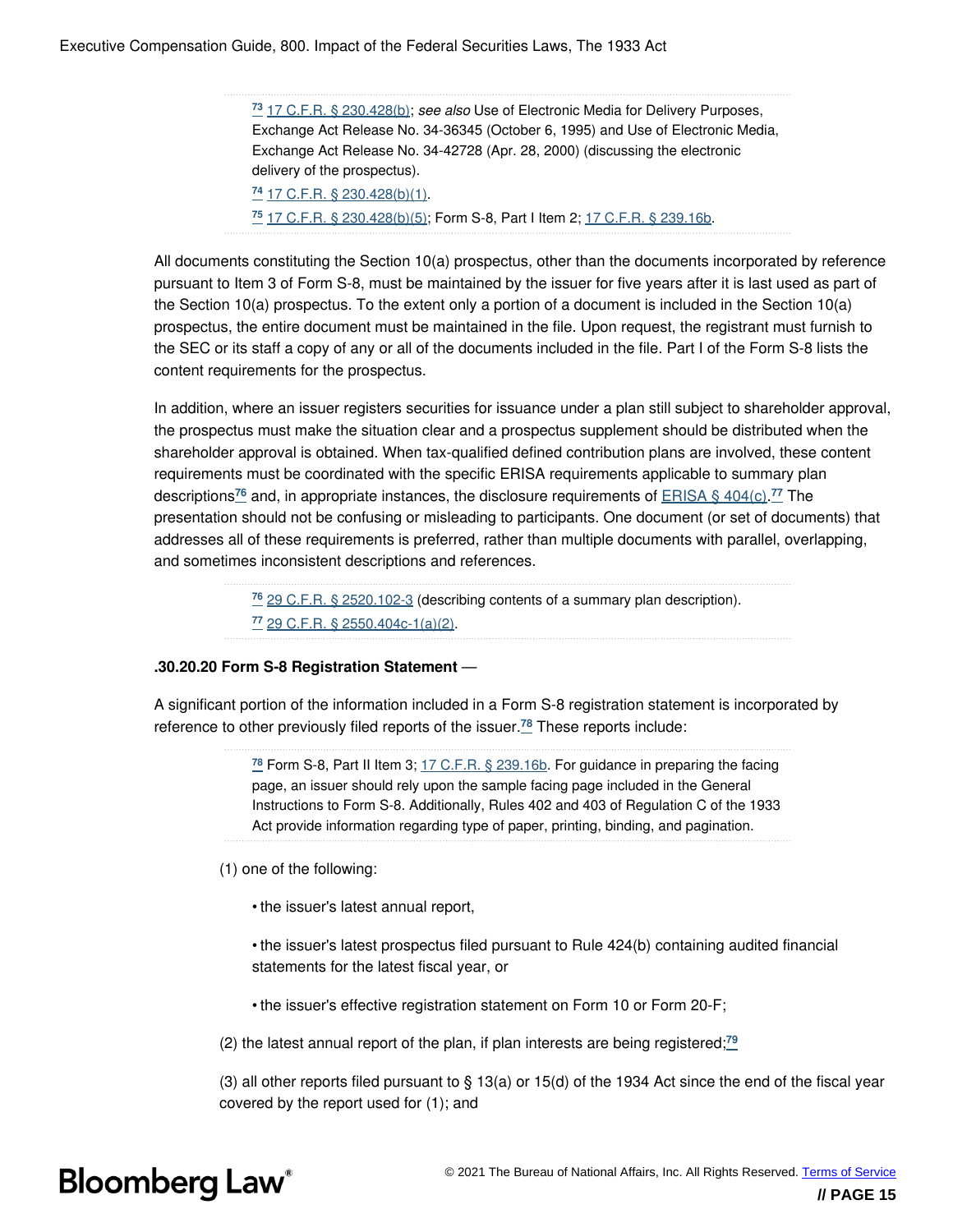[73] 17 C.F.R. § 230.428(b); *see also* Use of Electronic Media for Delivery Purposes, Exchange Act Release No. 34-36345 (October 6, 1995) and Use of Electronic Media, Exchange Act Release No. 34-42728 (Apr. 28, 2000) (discussing the electronic delivery of the prospectus).

[74] 17 C.F.R. § 230.428(b)(1).

[75] 17 C.F.R. § 230.428(b)(5); Form S-8, Part I Item 2; 17 C.F.R. § 239.16b.

All documents constituting the Section 10(a) prospectus, other than the documents incorporated by reference pursuant to Item 3 of Form S-8, must be maintained by the issuer for five years after it is last used as part of the Section 10(a) prospectus. To the extent only a portion of a document is included in the Section 10(a) prospectus, the entire document must be maintained in the file. Upon request, the registrant must furnish to the SEC or its staff a copy of any or all of the documents included in the file. Part I of the Form S-8 lists the content requirements for the prospectus.

In addition, where an issuer registers securities for issuance under a plan still subject to shareholder approval, the prospectus must make the situation clear and a prospectus supplement should be distributed when the shareholder approval is obtained. When tax-qualified defined contribution plans are involved, these content requirements must be coordinated with the specific ERISA requirements applicable to summary plan descriptions[76] and, in appropriate instances, the disclosure requirements of ERISA § 404(c).[77] The presentation should not be confusing or misleading to participants. One document (or set of documents) that addresses all of these requirements is preferred, rather than multiple documents with parallel, overlapping, and sometimes inconsistent descriptions and references.

[76] 29 C.F.R. § 2520.102-3 (describing contents of a summary plan description).

[77] 29 C.F.R. § 2550.404c-1(a)(2).

**.30.20.20 Form S-8 Registration Statement** —

A significant portion of the information included in a Form S-8 registration statement is incorporated by reference to other previously filed reports of the issuer.[78] These reports include:

[78] Form S-8, Part II Item 3; 17 C.F.R. § 239.16b. For guidance in preparing the facing page, an issuer should rely upon the sample facing page included in the General Instructions to Form S-8. Additionally, Rules 402 and 403 of Regulation C of the 1933 Act provide information regarding type of paper, printing, binding, and pagination.

(1) one of the following:

- the issuer's latest annual report,
- the issuer's latest prospectus filed pursuant to Rule 424(b) containing audited financial statements for the latest fiscal year, or
- the issuer's effective registration statement on Form 10 or Form 20-F;

(2) the latest annual report of the plan, if plan interests are being registered;[79]

(3) all other reports filed pursuant to § 13(a) or 15(d) of the 1934 Act since the end of the fiscal year covered by the report used for (1); and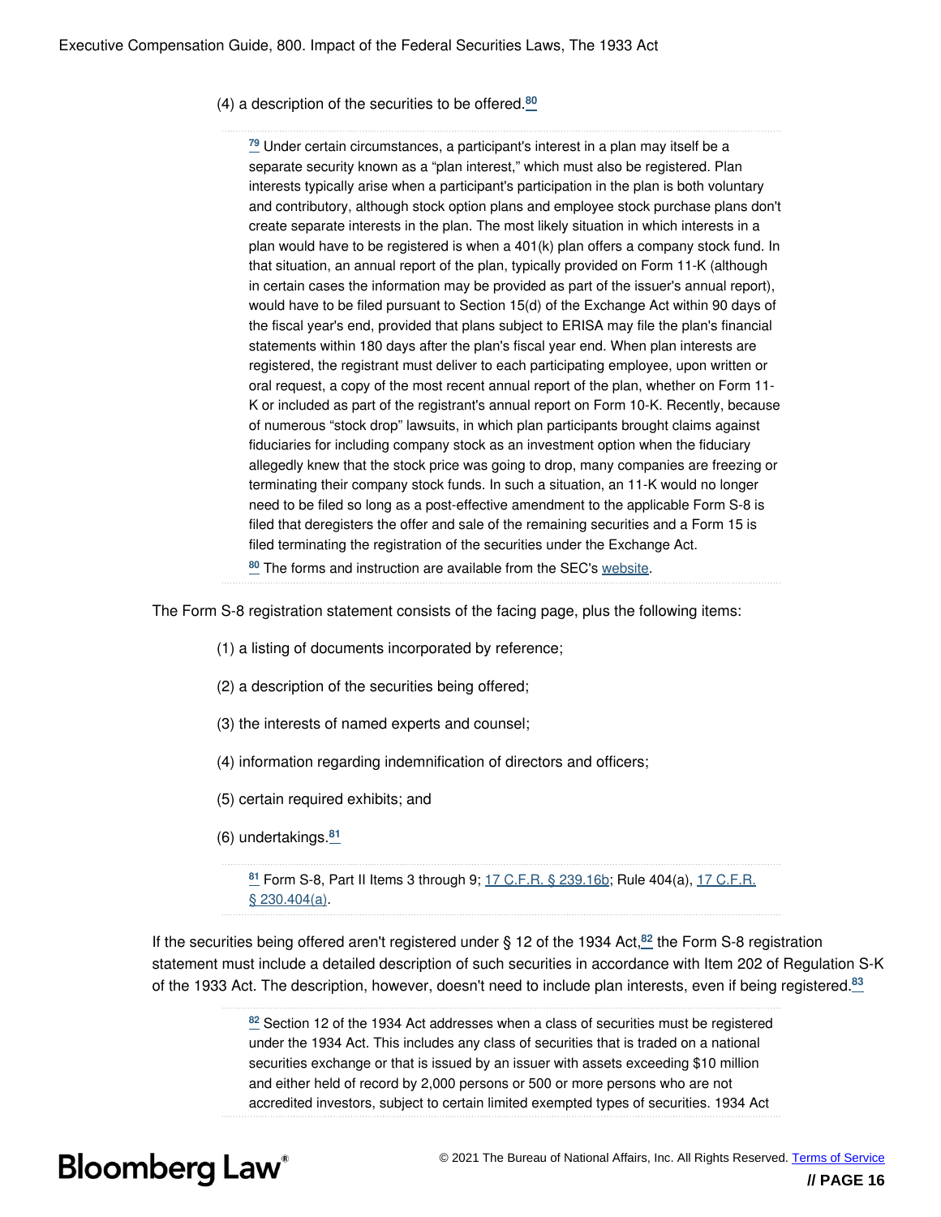(4) a description of the securities to be offered.[80]

---

[79] Under certain circumstances, a participant's interest in a plan may itself be a separate security known as a "plan interest," which must also be registered. Plan interests typically arise when a participant's participation in the plan is both voluntary and contributory, although stock option plans and employee stock purchase plans don't create separate interests in the plan. The most likely situation in which interests in a plan would have to be registered is when a 401(k) plan offers a company stock fund. In that situation, an annual report of the plan, typically provided on Form 11-K (although in certain cases the information may be provided as part of the issuer's annual report), would have to be filed pursuant to Section 15(d) of the Exchange Act within 90 days of the fiscal year's end, provided that plans subject to ERISA may file the plan's financial statements within 180 days after the plan's fiscal year end. When plan interests are registered, the registrant must deliver to each participating employee, upon written or oral request, a copy of the most recent annual report of the plan, whether on Form 11-K or included as part of the registrant's annual report on Form 10-K. Recently, because of numerous "stock drop" lawsuits, in which plan participants brought claims against fiduciaries for including company stock as an investment option when the fiduciary allegedly knew that the stock price was going to drop, many companies are freezing or terminating their company stock funds. In such a situation, an 11-K would no longer need to be filed so long as a post-effective amendment to the applicable Form S-8 is filed that deregisters the offer and sale of the remaining securities and a Form 15 is filed terminating the registration of the securities under the Exchange Act.

[80] The forms and instruction are available from the SEC's website.

---

The Form S-8 registration statement consists of the facing page, plus the following items:

(1) a listing of documents incorporated by reference;

(2) a description of the securities being offered;

(3) the interests of named experts and counsel;

(4) information regarding indemnification of directors and officers;

(5) certain required exhibits; and

(6) undertakings.[81]

---

[81] Form S-8, Part II Items 3 through 9; 17 C.F.R. § 239.16b; Rule 404(a), 17 C.F.R. § 230.404(a).

---

If the securities being offered aren't registered under § 12 of the 1934 Act,[82] the Form S-8 registration statement must include a detailed description of such securities in accordance with Item 202 of Regulation S-K of the 1933 Act. The description, however, doesn't need to include plan interests, even if being registered.[83]

---

[82] Section 12 of the 1934 Act addresses when a class of securities must be registered under the 1934 Act. This includes any class of securities that is traded on a national securities exchange or that is issued by an issuer with assets exceeding $10 million and either held of record by 2,000 persons or 500 or more persons who are not accredited investors, subject to certain limited exempted types of securities. 1934 Act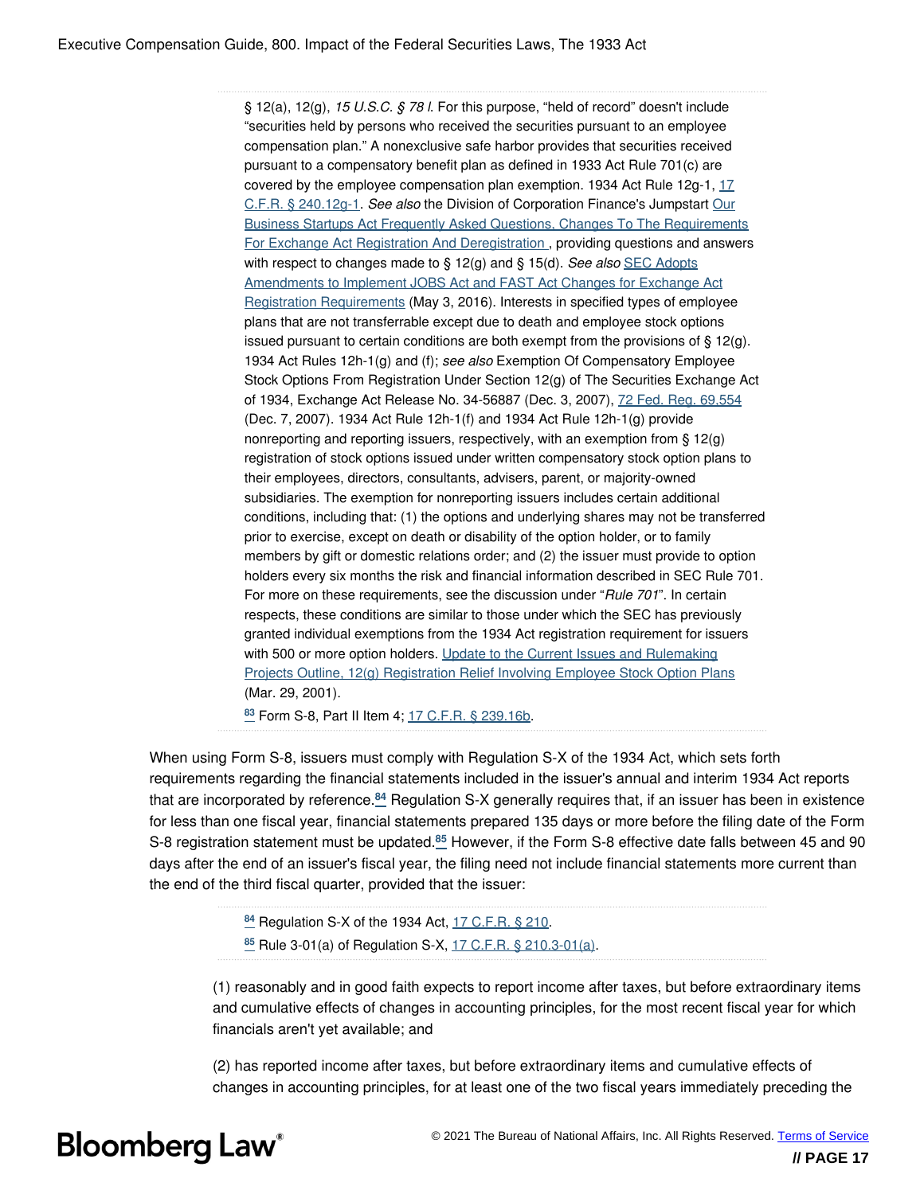§ 12(a), 12(g), *15 U.S.C. § 78 l*. For this purpose, "held of record" doesn't include "securities held by persons who received the securities pursuant to an employee compensation plan." A nonexclusive safe harbor provides that securities received pursuant to a compensatory benefit plan as defined in 1933 Act Rule 701(c) are covered by the employee compensation plan exemption. 1934 Act Rule 12g-1, 17 C.F.R. § 240.12g-1. *See also* the Division of Corporation Finance's Jumpstart Our Business Startups Act Frequently Asked Questions, Changes To The Requirements For Exchange Act Registration And Deregistration , providing questions and answers with respect to changes made to § 12(g) and § 15(d). *See also* SEC Adopts Amendments to Implement JOBS Act and FAST Act Changes for Exchange Act Registration Requirements (May 3, 2016). Interests in specified types of employee plans that are not transferrable except due to death and employee stock options issued pursuant to certain conditions are both exempt from the provisions of § 12(g). 1934 Act Rules 12h-1(g) and (f); *see also* Exemption Of Compensatory Employee Stock Options From Registration Under Section 12(g) of The Securities Exchange Act of 1934, Exchange Act Release No. 34-56887 (Dec. 3, 2007), 72 Fed. Reg. 69,554 (Dec. 7, 2007). 1934 Act Rule 12h-1(f) and 1934 Act Rule 12h-1(g) provide nonreporting and reporting issuers, respectively, with an exemption from § 12(g) registration of stock options issued under written compensatory stock option plans to their employees, directors, consultants, advisers, parent, or majority-owned subsidiaries. The exemption for nonreporting issuers includes certain additional conditions, including that: (1) the options and underlying shares may not be transferred prior to exercise, except on death or disability of the option holder, or to family members by gift or domestic relations order; and (2) the issuer must provide to option holders every six months the risk and financial information described in SEC Rule 701. For more on these requirements, see the discussion under "*Rule 701*". In certain respects, these conditions are similar to those under which the SEC has previously granted individual exemptions from the 1934 Act registration requirement for issuers with 500 or more option holders. Update to the Current Issues and Rulemaking Projects Outline, 12(g) Registration Relief Involving Employee Stock Option Plans (Mar. 29, 2001).

[83] Form S-8, Part II Item 4; 17 C.F.R. § 239.16b.

When using Form S-8, issuers must comply with Regulation S-X of the 1934 Act, which sets forth requirements regarding the financial statements included in the issuer's annual and interim 1934 Act reports that are incorporated by reference.[84] Regulation S-X generally requires that, if an issuer has been in existence for less than one fiscal year, financial statements prepared 135 days or more before the filing date of the Form S-8 registration statement must be updated.[85] However, if the Form S-8 effective date falls between 45 and 90 days after the end of an issuer's fiscal year, the filing need not include financial statements more current than the end of the third fiscal quarter, provided that the issuer:

[84] Regulation S-X of the 1934 Act, 17 C.F.R. § 210.

[85] Rule 3-01(a) of Regulation S-X, 17 C.F.R. § 210.3-01(a).

(1) reasonably and in good faith expects to report income after taxes, but before extraordinary items and cumulative effects of changes in accounting principles, for the most recent fiscal year for which financials aren't yet available; and

(2) has reported income after taxes, but before extraordinary items and cumulative effects of changes in accounting principles, for at least one of the two fiscal years immediately preceding the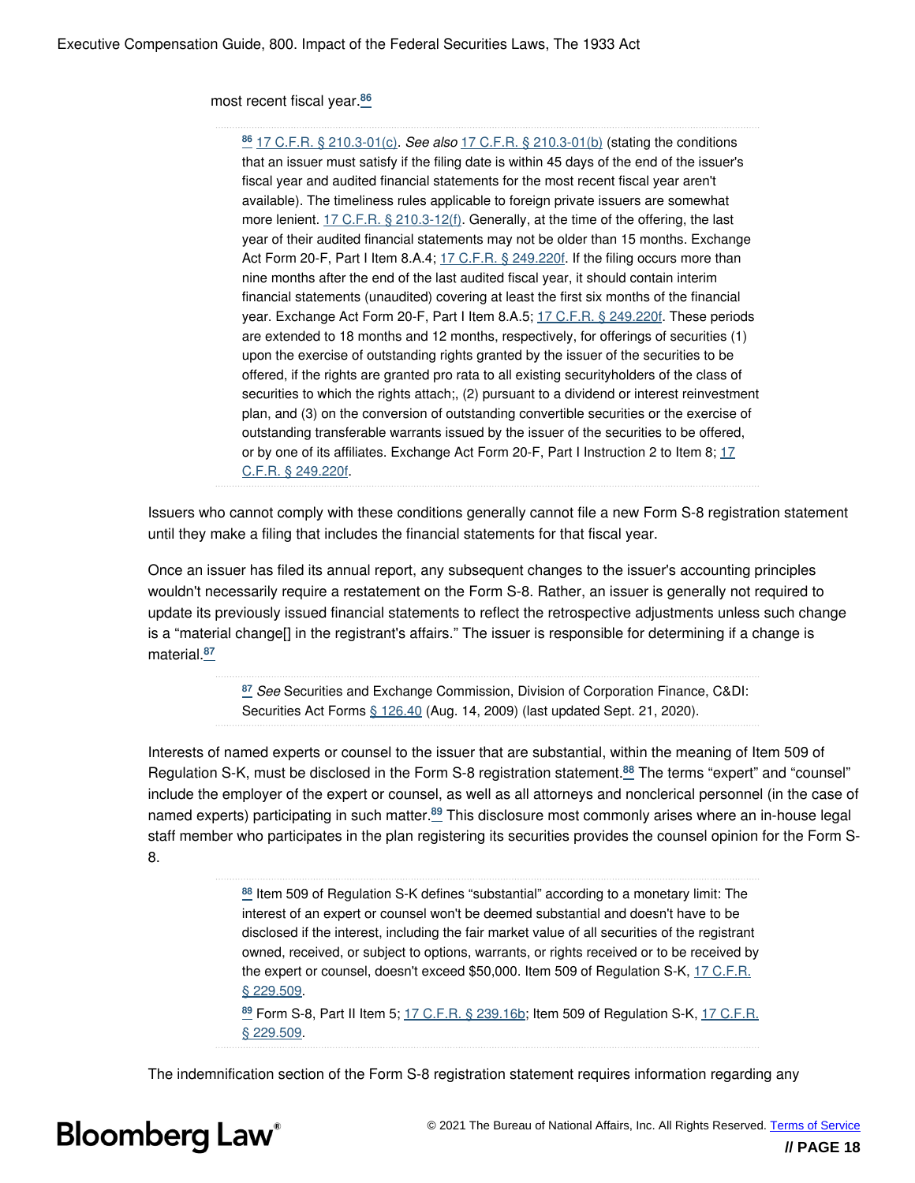most recent fiscal year.[86]

> [86] 17 C.F.R. § 210.3-01(c). *See also* 17 C.F.R. § 210.3-01(b) (stating the conditions that an issuer must satisfy if the filing date is within 45 days of the end of the issuer's fiscal year and audited financial statements for the most recent fiscal year aren't available). The timeliness rules applicable to foreign private issuers are somewhat more lenient. 17 C.F.R. § 210.3-12(f). Generally, at the time of the offering, the last year of their audited financial statements may not be older than 15 months. Exchange Act Form 20-F, Part I Item 8.A.4; 17 C.F.R. § 249.220f. If the filing occurs more than nine months after the end of the last audited fiscal year, it should contain interim financial statements (unaudited) covering at least the first six months of the financial year. Exchange Act Form 20-F, Part I Item 8.A.5; 17 C.F.R. § 249.220f. These periods are extended to 18 months and 12 months, respectively, for offerings of securities (1) upon the exercise of outstanding rights granted by the issuer of the securities to be offered, if the rights are granted pro rata to all existing securityholders of the class of securities to which the rights attach;, (2) pursuant to a dividend or interest reinvestment plan, and (3) on the conversion of outstanding convertible securities or the exercise of outstanding transferable warrants issued by the issuer of the securities to be offered, or by one of its affiliates. Exchange Act Form 20-F, Part I Instruction 2 to Item 8; 17 C.F.R. § 249.220f.

Issuers who cannot comply with these conditions generally cannot file a new Form S-8 registration statement until they make a filing that includes the financial statements for that fiscal year.

Once an issuer has filed its annual report, any subsequent changes to the issuer's accounting principles wouldn't necessarily require a restatement on the Form S-8. Rather, an issuer is generally not required to update its previously issued financial statements to reflect the retrospective adjustments unless such change is a "material change[] in the registrant's affairs." The issuer is responsible for determining if a change is material.[87]

> [87] *See* Securities and Exchange Commission, Division of Corporation Finance, C&DI: Securities Act Forms § 126.40 (Aug. 14, 2009) (last updated Sept. 21, 2020).

Interests of named experts or counsel to the issuer that are substantial, within the meaning of Item 509 of Regulation S-K, must be disclosed in the Form S-8 registration statement.[88] The terms "expert" and "counsel" include the employer of the expert or counsel, as well as all attorneys and nonclerical personnel (in the case of named experts) participating in such matter.[89] This disclosure most commonly arises where an in-house legal staff member who participates in the plan registering its securities provides the counsel opinion for the Form S-8.

> [88] Item 509 of Regulation S-K defines "substantial" according to a monetary limit: The interest of an expert or counsel won't be deemed substantial and doesn't have to be disclosed if the interest, including the fair market value of all securities of the registrant owned, received, or subject to options, warrants, or rights received or to be received by the expert or counsel, doesn't exceed $50,000. Item 509 of Regulation S-K, 17 C.F.R. § 229.509.
>
> [89] Form S-8, Part II Item 5; 17 C.F.R. § 239.16b; Item 509 of Regulation S-K, 17 C.F.R. § 229.509.

The indemnification section of the Form S-8 registration statement requires information regarding any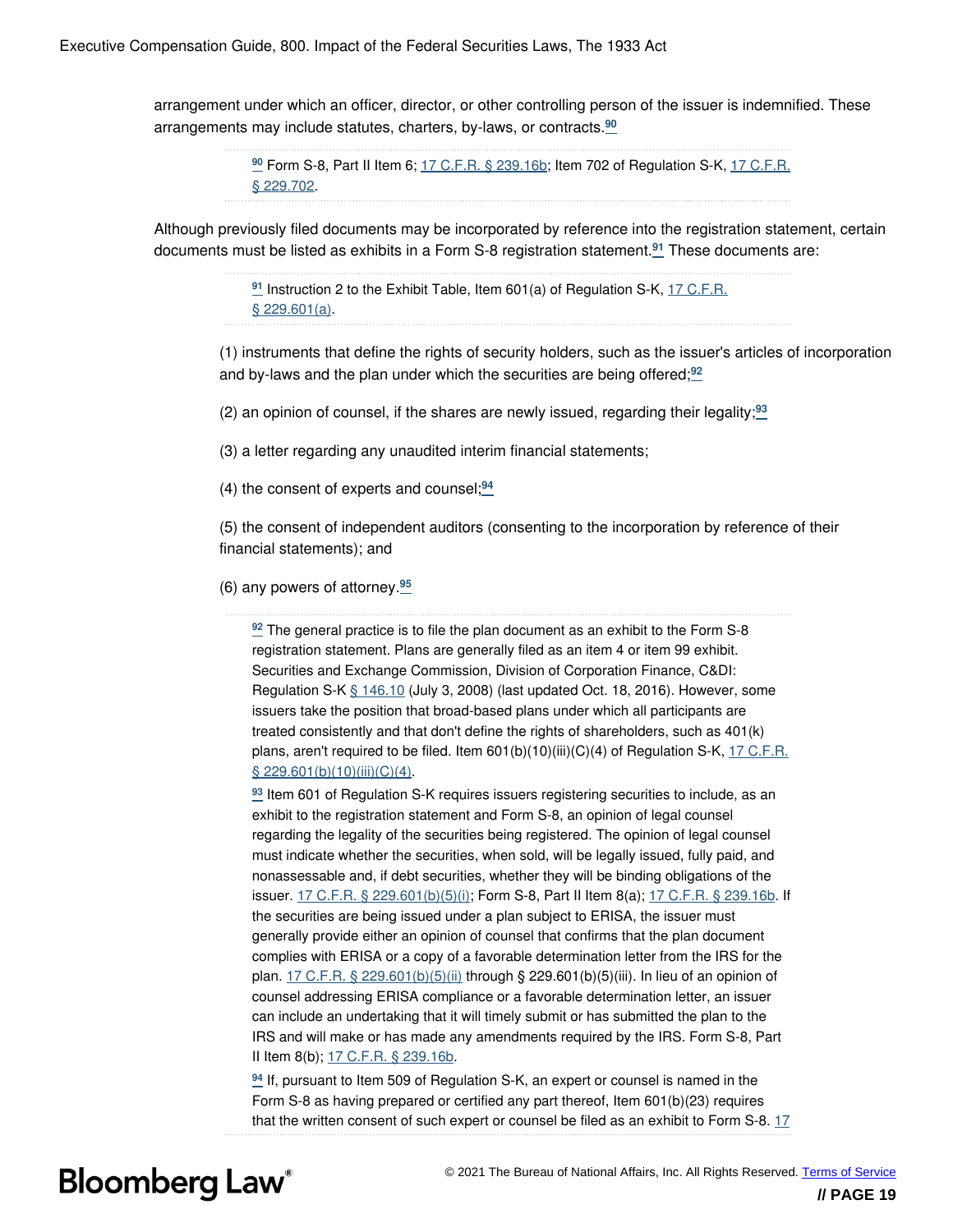arrangement under which an officer, director, or other controlling person of the issuer is indemnified. These arrangements may include statutes, charters, by-laws, or contracts.[90]

> [90] Form S-8, Part II Item 6; 17 C.F.R. § 239.16b; Item 702 of Regulation S-K, 17 C.F.R. § 229.702.

Although previously filed documents may be incorporated by reference into the registration statement, certain documents must be listed as exhibits in a Form S-8 registration statement.[91] These documents are:

> [91] Instruction 2 to the Exhibit Table, Item 601(a) of Regulation S-K, 17 C.F.R. § 229.601(a).

(1) instruments that define the rights of security holders, such as the issuer's articles of incorporation and by-laws and the plan under which the securities are being offered;[92]

(2) an opinion of counsel, if the shares are newly issued, regarding their legality;[93]

(3) a letter regarding any unaudited interim financial statements;

(4) the consent of experts and counsel;[94]

(5) the consent of independent auditors (consenting to the incorporation by reference of their financial statements); and

(6) any powers of attorney.[95]

> [92] The general practice is to file the plan document as an exhibit to the Form S-8 registration statement. Plans are generally filed as an item 4 or item 99 exhibit. Securities and Exchange Commission, Division of Corporation Finance, C&DI: Regulation S-K § 146.10 (July 3, 2008) (last updated Oct. 18, 2016). However, some issuers take the position that broad-based plans under which all participants are treated consistently and that don't define the rights of shareholders, such as 401(k) plans, aren't required to be filed. Item 601(b)(10)(iii)(C)(4) of Regulation S-K, 17 C.F.R. § 229.601(b)(10)(iii)(C)(4).
>
> [93] Item 601 of Regulation S-K requires issuers registering securities to include, as an exhibit to the registration statement and Form S-8, an opinion of legal counsel regarding the legality of the securities being registered. The opinion of legal counsel must indicate whether the securities, when sold, will be legally issued, fully paid, and nonassessable and, if debt securities, whether they will be binding obligations of the issuer. 17 C.F.R. § 229.601(b)(5)(i); Form S-8, Part II Item 8(a); 17 C.F.R. § 239.16b. If the securities are being issued under a plan subject to ERISA, the issuer must generally provide either an opinion of counsel that confirms that the plan document complies with ERISA or a copy of a favorable determination letter from the IRS for the plan. 17 C.F.R. § 229.601(b)(5)(ii) through § 229.601(b)(5)(iii). In lieu of an opinion of counsel addressing ERISA compliance or a favorable determination letter, an issuer can include an undertaking that it will timely submit or has submitted the plan to the IRS and will make or has made any amendments required by the IRS. Form S-8, Part II Item 8(b); 17 C.F.R. § 239.16b.
>
> [94] If, pursuant to Item 509 of Regulation S-K, an expert or counsel is named in the Form S-8 as having prepared or certified any part thereof, Item 601(b)(23) requires that the written consent of such expert or counsel be filed as an exhibit to Form S-8. 17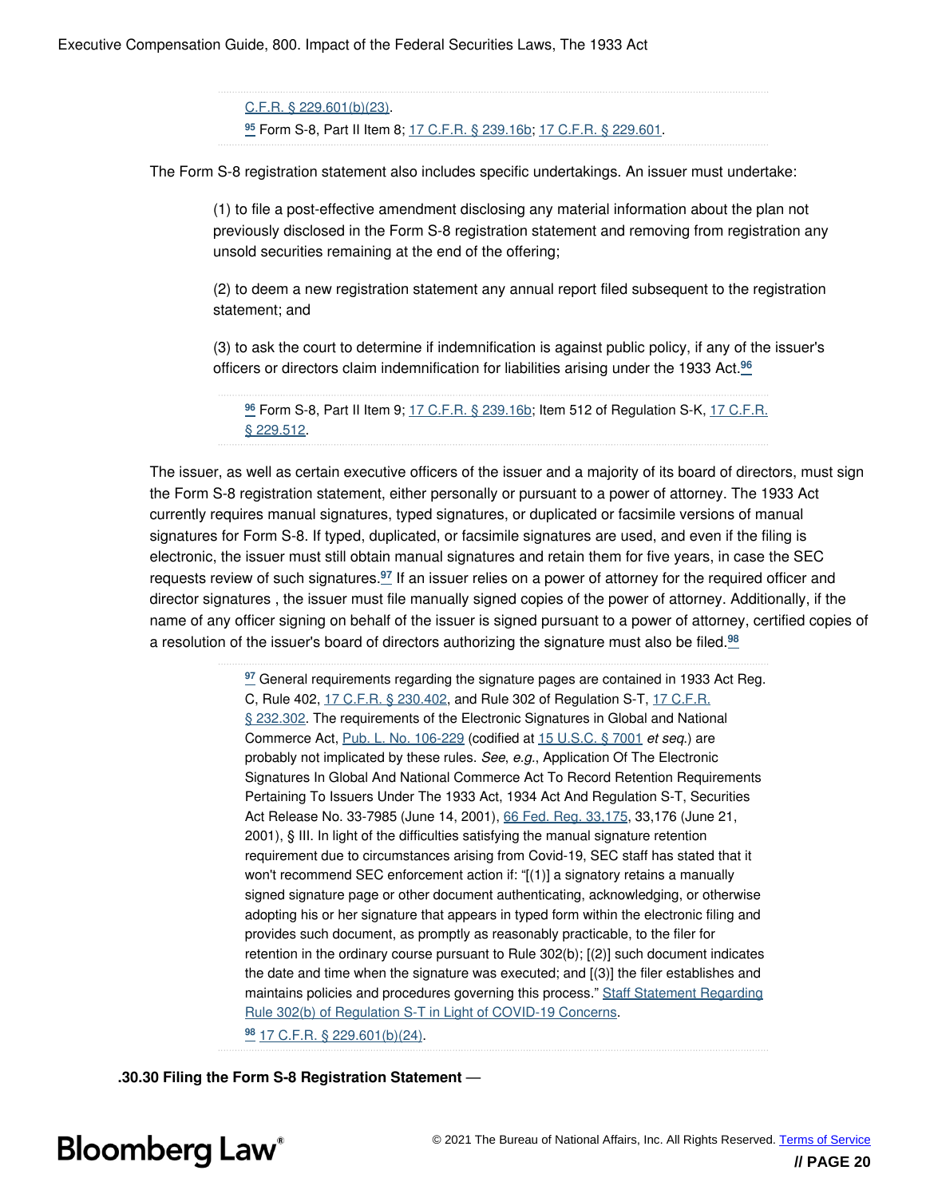C.F.R. § 229.601(b)(23).

[95] Form S-8, Part II Item 8; 17 C.F.R. § 239.16b; 17 C.F.R. § 229.601.

The Form S-8 registration statement also includes specific undertakings. An issuer must undertake:

> (1) to file a post-effective amendment disclosing any material information about the plan not previously disclosed in the Form S-8 registration statement and removing from registration any unsold securities remaining at the end of the offering;
>
> (2) to deem a new registration statement any annual report filed subsequent to the registration statement; and
>
> (3) to ask the court to determine if indemnification is against public policy, if any of the issuer's officers or directors claim indemnification for liabilities arising under the 1933 Act.[96]

[96] Form S-8, Part II Item 9; 17 C.F.R. § 239.16b; Item 512 of Regulation S-K, 17 C.F.R. § 229.512.

The issuer, as well as certain executive officers of the issuer and a majority of its board of directors, must sign the Form S-8 registration statement, either personally or pursuant to a power of attorney. The 1933 Act currently requires manual signatures, typed signatures, or duplicated or facsimile versions of manual signatures for Form S-8. If typed, duplicated, or facsimile signatures are used, and even if the filing is electronic, the issuer must still obtain manual signatures and retain them for five years, in case the SEC requests review of such signatures.[97] If an issuer relies on a power of attorney for the required officer and director signatures , the issuer must file manually signed copies of the power of attorney. Additionally, if the name of any officer signing on behalf of the issuer is signed pursuant to a power of attorney, certified copies of a resolution of the issuer's board of directors authorizing the signature must also be filed.[98]

[97] General requirements regarding the signature pages are contained in 1933 Act Reg. C, Rule 402, 17 C.F.R. § 230.402, and Rule 302 of Regulation S-T, 17 C.F.R. § 232.302. The requirements of the Electronic Signatures in Global and National Commerce Act, Pub. L. No. 106-229 (codified at 15 U.S.C. § 7001 *et seq.*) are probably not implicated by these rules. *See*, *e.g.*, Application Of The Electronic Signatures In Global And National Commerce Act To Record Retention Requirements Pertaining To Issuers Under The 1933 Act, 1934 Act And Regulation S-T, Securities Act Release No. 33-7985 (June 14, 2001), 66 Fed. Reg. 33,175, 33,176 (June 21, 2001), § III. In light of the difficulties satisfying the manual signature retention requirement due to circumstances arising from Covid-19, SEC staff has stated that it won't recommend SEC enforcement action if: "[(1)] a signatory retains a manually signed signature page or other document authenticating, acknowledging, or otherwise adopting his or her signature that appears in typed form within the electronic filing and provides such document, as promptly as reasonably practicable, to the filer for retention in the ordinary course pursuant to Rule 302(b); [(2)] such document indicates the date and time when the signature was executed; and [(3)] the filer establishes and maintains policies and procedures governing this process." Staff Statement Regarding Rule 302(b) of Regulation S-T in Light of COVID-19 Concerns.

[98] 17 C.F.R. § 229.601(b)(24).

**.30.30 Filing the Form S-8 Registration Statement** —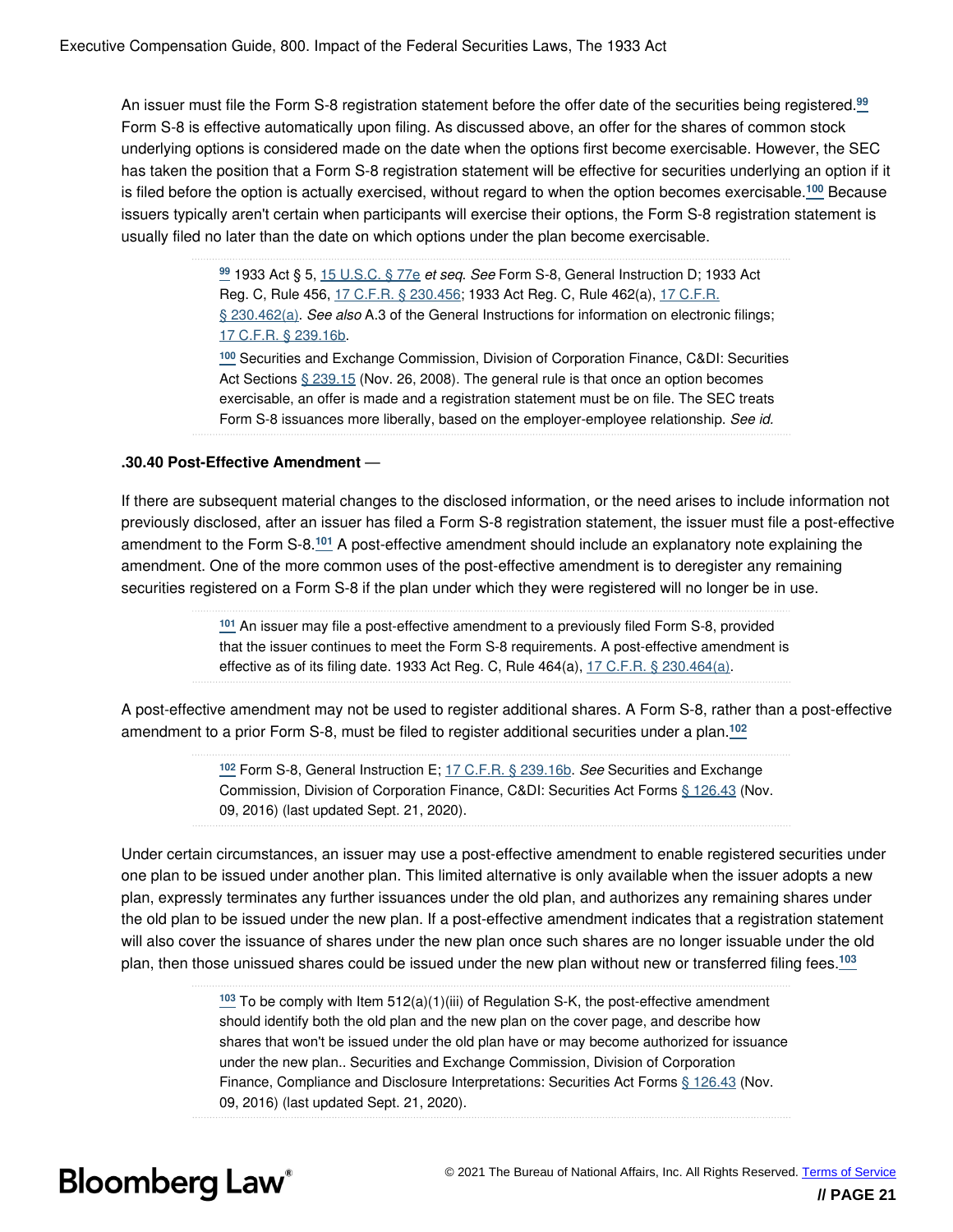An issuer must file the Form S-8 registration statement before the offer date of the securities being registered.[99] Form S-8 is effective automatically upon filing. As discussed above, an offer for the shares of common stock underlying options is considered made on the date when the options first become exercisable. However, the SEC has taken the position that a Form S-8 registration statement will be effective for securities underlying an option if it is filed before the option is actually exercised, without regard to when the option becomes exercisable.[100] Because issuers typically aren't certain when participants will exercise their options, the Form S-8 registration statement is usually filed no later than the date on which options under the plan become exercisable.

> [99] 1933 Act § 5, 15 U.S.C. § 77e *et seq*. *See* Form S-8, General Instruction D; 1933 Act Reg. C, Rule 456, 17 C.F.R. § 230.456; 1933 Act Reg. C, Rule 462(a), 17 C.F.R. § 230.462(a). *See also* A.3 of the General Instructions for information on electronic filings; 17 C.F.R. § 239.16b.
>
> [100] Securities and Exchange Commission, Division of Corporation Finance, C&DI: Securities Act Sections § 239.15 (Nov. 26, 2008). The general rule is that once an option becomes exercisable, an offer is made and a registration statement must be on file. The SEC treats Form S-8 issuances more liberally, based on the employer-employee relationship. *See id.*

**.30.40 Post-Effective Amendment** —

If there are subsequent material changes to the disclosed information, or the need arises to include information not previously disclosed, after an issuer has filed a Form S-8 registration statement, the issuer must file a post-effective amendment to the Form S-8.[101] A post-effective amendment should include an explanatory note explaining the amendment. One of the more common uses of the post-effective amendment is to deregister any remaining securities registered on a Form S-8 if the plan under which they were registered will no longer be in use.

> [101] An issuer may file a post-effective amendment to a previously filed Form S-8, provided that the issuer continues to meet the Form S-8 requirements. A post-effective amendment is effective as of its filing date. 1933 Act Reg. C, Rule 464(a), 17 C.F.R. § 230.464(a).

A post-effective amendment may not be used to register additional shares. A Form S-8, rather than a post-effective amendment to a prior Form S-8, must be filed to register additional securities under a plan.[102]

> [102] Form S-8, General Instruction E; 17 C.F.R. § 239.16b. *See* Securities and Exchange Commission, Division of Corporation Finance, C&DI: Securities Act Forms § 126.43 (Nov. 09, 2016) (last updated Sept. 21, 2020).

Under certain circumstances, an issuer may use a post-effective amendment to enable registered securities under one plan to be issued under another plan. This limited alternative is only available when the issuer adopts a new plan, expressly terminates any further issuances under the old plan, and authorizes any remaining shares under the old plan to be issued under the new plan. If a post-effective amendment indicates that a registration statement will also cover the issuance of shares under the new plan once such shares are no longer issuable under the old plan, then those unissued shares could be issued under the new plan without new or transferred filing fees.[103]

> [103] To be comply with Item 512(a)(1)(iii) of Regulation S-K, the post-effective amendment should identify both the old plan and the new plan on the cover page, and describe how shares that won't be issued under the old plan have or may become authorized for issuance under the new plan.. Securities and Exchange Commission, Division of Corporation Finance, Compliance and Disclosure Interpretations: Securities Act Forms § 126.43 (Nov. 09, 2016) (last updated Sept. 21, 2020).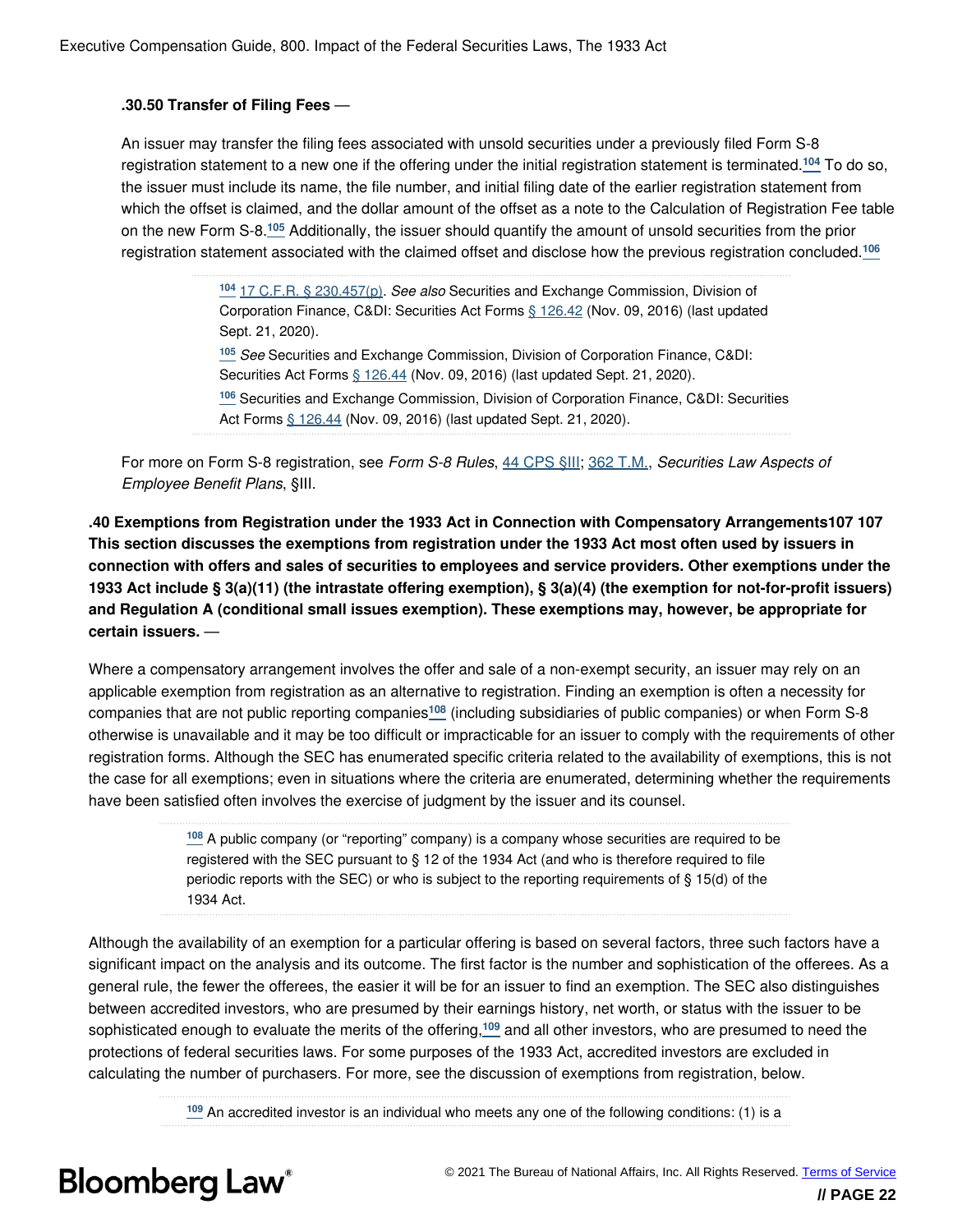**.30.50 Transfer of Filing Fees** —

An issuer may transfer the filing fees associated with unsold securities under a previously filed Form S-8 registration statement to a new one if the offering under the initial registration statement is terminated.[104] To do so, the issuer must include its name, the file number, and initial filing date of the earlier registration statement from which the offset is claimed, and the dollar amount of the offset as a note to the Calculation of Registration Fee table on the new Form S-8.[105] Additionally, the issuer should quantify the amount of unsold securities from the prior registration statement associated with the claimed offset and disclose how the previous registration concluded.[106]

[104] 17 C.F.R. § 230.457(p). *See also* Securities and Exchange Commission, Division of Corporation Finance, C&DI: Securities Act Forms § 126.42 (Nov. 09, 2016) (last updated Sept. 21, 2020).

[105] *See* Securities and Exchange Commission, Division of Corporation Finance, C&DI: Securities Act Forms § 126.44 (Nov. 09, 2016) (last updated Sept. 21, 2020).

[106] Securities and Exchange Commission, Division of Corporation Finance, C&DI: Securities Act Forms § 126.44 (Nov. 09, 2016) (last updated Sept. 21, 2020).

For more on Form S-8 registration, see *Form S-8 Rules*, 44 CPS §III; 362 T.M., *Securities Law Aspects of Employee Benefit Plans*, §III.

**.40 Exemptions from Registration under the 1933 Act in Connection with Compensatory Arrangements107 107 This section discusses the exemptions from registration under the 1933 Act most often used by issuers in connection with offers and sales of securities to employees and service providers. Other exemptions under the 1933 Act include § 3(a)(11) (the intrastate offering exemption), § 3(a)(4) (the exemption for not-for-profit issuers) and Regulation A (conditional small issues exemption). These exemptions may, however, be appropriate for certain issuers.** —

Where a compensatory arrangement involves the offer and sale of a non-exempt security, an issuer may rely on an applicable exemption from registration as an alternative to registration. Finding an exemption is often a necessity for companies that are not public reporting companies[108] (including subsidiaries of public companies) or when Form S-8 otherwise is unavailable and it may be too difficult or impracticable for an issuer to comply with the requirements of other registration forms. Although the SEC has enumerated specific criteria related to the availability of exemptions, this is not the case for all exemptions; even in situations where the criteria are enumerated, determining whether the requirements have been satisfied often involves the exercise of judgment by the issuer and its counsel.

[108] A public company (or "reporting" company) is a company whose securities are required to be registered with the SEC pursuant to § 12 of the 1934 Act (and who is therefore required to file periodic reports with the SEC) or who is subject to the reporting requirements of § 15(d) of the 1934 Act.

Although the availability of an exemption for a particular offering is based on several factors, three such factors have a significant impact on the analysis and its outcome. The first factor is the number and sophistication of the offerees. As a general rule, the fewer the offerees, the easier it will be for an issuer to find an exemption. The SEC also distinguishes between accredited investors, who are presumed by their earnings history, net worth, or status with the issuer to be sophisticated enough to evaluate the merits of the offering,[109] and all other investors, who are presumed to need the protections of federal securities laws. For some purposes of the 1933 Act, accredited investors are excluded in calculating the number of purchasers. For more, see the discussion of exemptions from registration, below.

[109] An accredited investor is an individual who meets any one of the following conditions: (1) is a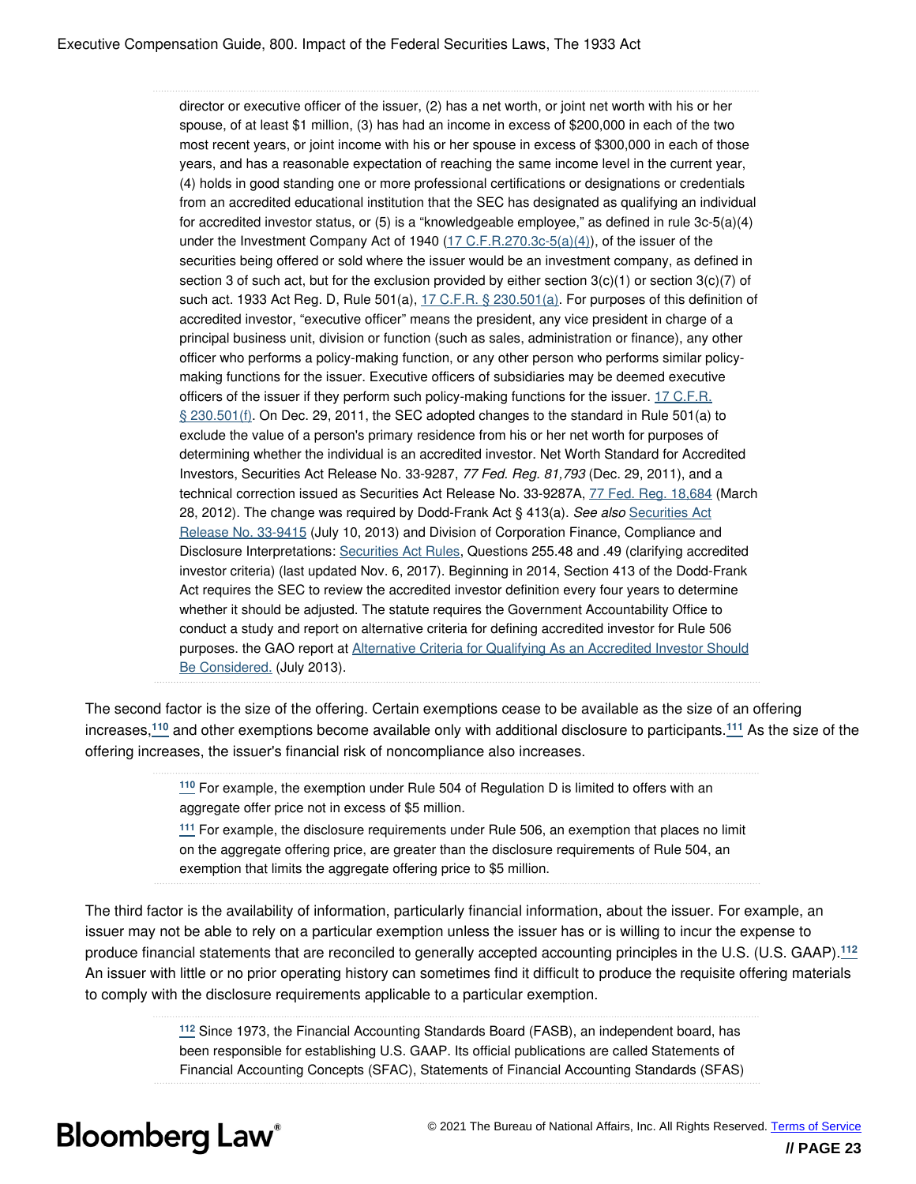director or executive officer of the issuer, (2) has a net worth, or joint net worth with his or her spouse, of at least $1 million, (3) has had an income in excess of $200,000 in each of the two most recent years, or joint income with his or her spouse in excess of $300,000 in each of those years, and has a reasonable expectation of reaching the same income level in the current year, (4) holds in good standing one or more professional certifications or designations or credentials from an accredited educational institution that the SEC has designated as qualifying an individual for accredited investor status, or (5) is a "knowledgeable employee," as defined in rule 3c-5(a)(4) under the Investment Company Act of 1940 (17 C.F.R.270.3c-5(a)(4)), of the issuer of the securities being offered or sold where the issuer would be an investment company, as defined in section 3 of such act, but for the exclusion provided by either section 3(c)(1) or section 3(c)(7) of such act. 1933 Act Reg. D, Rule 501(a), 17 C.F.R. § 230.501(a). For purposes of this definition of accredited investor, "executive officer" means the president, any vice president in charge of a principal business unit, division or function (such as sales, administration or finance), any other officer who performs a policy-making function, or any other person who performs similar policy-making functions for the issuer. Executive officers of subsidiaries may be deemed executive officers of the issuer if they perform such policy-making functions for the issuer. 17 C.F.R. § 230.501(f). On Dec. 29, 2011, the SEC adopted changes to the standard in Rule 501(a) to exclude the value of a person's primary residence from his or her net worth for purposes of determining whether the individual is an accredited investor. Net Worth Standard for Accredited Investors, Securities Act Release No. 33-9287, *77 Fed. Reg. 81,793* (Dec. 29, 2011), and a technical correction issued as Securities Act Release No. 33-9287A, 77 Fed. Reg. 18,684 (March 28, 2012). The change was required by Dodd-Frank Act § 413(a). *See also* Securities Act Release No. 33-9415 (July 10, 2013) and Division of Corporation Finance, Compliance and Disclosure Interpretations: Securities Act Rules, Questions 255.48 and .49 (clarifying accredited investor criteria) (last updated Nov. 6, 2017). Beginning in 2014, Section 413 of the Dodd-Frank Act requires the SEC to review the accredited investor definition every four years to determine whether it should be adjusted. The statute requires the Government Accountability Office to conduct a study and report on alternative criteria for defining accredited investor for Rule 506 purposes. the GAO report at Alternative Criteria for Qualifying As an Accredited Investor Should Be Considered. (July 2013).

The second factor is the size of the offering. Certain exemptions cease to be available as the size of an offering increases,[110] and other exemptions become available only with additional disclosure to participants.[111] As the size of the offering increases, the issuer's financial risk of noncompliance also increases.

[110] For example, the exemption under Rule 504 of Regulation D is limited to offers with an aggregate offer price not in excess of $5 million.

[111] For example, the disclosure requirements under Rule 506, an exemption that places no limit on the aggregate offering price, are greater than the disclosure requirements of Rule 504, an exemption that limits the aggregate offering price to $5 million.

The third factor is the availability of information, particularly financial information, about the issuer. For example, an issuer may not be able to rely on a particular exemption unless the issuer has or is willing to incur the expense to produce financial statements that are reconciled to generally accepted accounting principles in the U.S. (U.S. GAAP).[112] An issuer with little or no prior operating history can sometimes find it difficult to produce the requisite offering materials to comply with the disclosure requirements applicable to a particular exemption.

[112] Since 1973, the Financial Accounting Standards Board (FASB), an independent board, has been responsible for establishing U.S. GAAP. Its official publications are called Statements of Financial Accounting Concepts (SFAC), Statements of Financial Accounting Standards (SFAS)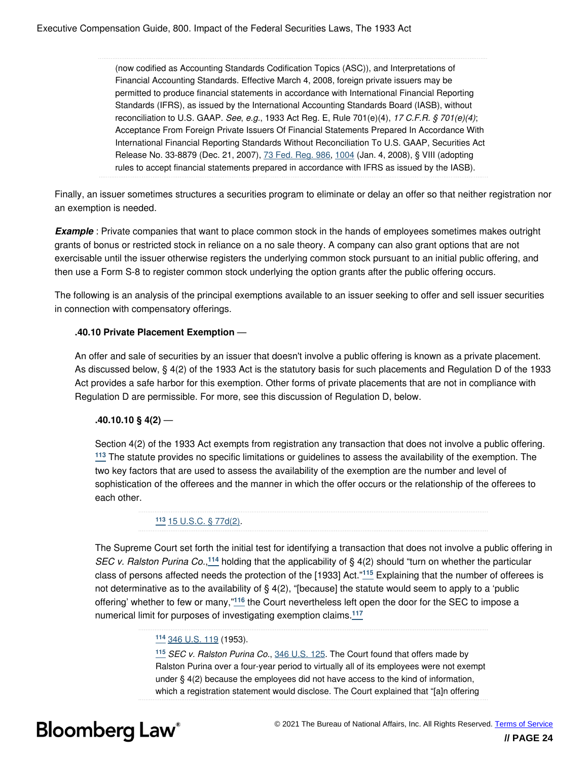(now codified as Accounting Standards Codification Topics (ASC)), and Interpretations of Financial Accounting Standards. Effective March 4, 2008, foreign private issuers may be permitted to produce financial statements in accordance with International Financial Reporting Standards (IFRS), as issued by the International Accounting Standards Board (IASB), without reconciliation to U.S. GAAP. *See*, *e.g.*, 1933 Act Reg. E, Rule 701(e)(4), *17 C.F.R. § 701(e)(4)*; Acceptance From Foreign Private Issuers Of Financial Statements Prepared In Accordance With International Financial Reporting Standards Without Reconciliation To U.S. GAAP, Securities Act Release No. 33-8879 (Dec. 21, 2007), 73 Fed. Reg. 986, 1004 (Jan. 4, 2008), § VIII (adopting rules to accept financial statements prepared in accordance with IFRS as issued by the IASB).

Finally, an issuer sometimes structures a securities program to eliminate or delay an offer so that neither registration nor an exemption is needed.

***Example*** : Private companies that want to place common stock in the hands of employees sometimes makes outright grants of bonus or restricted stock in reliance on a no sale theory. A company can also grant options that are not exercisable until the issuer otherwise registers the underlying common stock pursuant to an initial public offering, and then use a Form S-8 to register common stock underlying the option grants after the public offering occurs.

The following is an analysis of the principal exemptions available to an issuer seeking to offer and sell issuer securities in connection with compensatory offerings.

**.40.10 Private Placement Exemption** —

An offer and sale of securities by an issuer that doesn't involve a public offering is known as a private placement. As discussed below, § 4(2) of the 1933 Act is the statutory basis for such placements and Regulation D of the 1933 Act provides a safe harbor for this exemption. Other forms of private placements that are not in compliance with Regulation D are permissible. For more, see this discussion of Regulation D, below.

**.40.10.10 § 4(2)** —

Section 4(2) of the 1933 Act exempts from registration any transaction that does not involve a public offering.[113] The statute provides no specific limitations or guidelines to assess the availability of the exemption. The two key factors that are used to assess the availability of the exemption are the number and level of sophistication of the offerees and the manner in which the offer occurs or the relationship of the offerees to each other.

[113] 15 U.S.C. § 77d(2).

The Supreme Court set forth the initial test for identifying a transaction that does not involve a public offering in *SEC v. Ralston Purina Co.*,[114] holding that the applicability of § 4(2) should "turn on whether the particular class of persons affected needs the protection of the [1933] Act."[115] Explaining that the number of offerees is not determinative as to the availability of § 4(2), "[because] the statute would seem to apply to a 'public offering' whether to few or many,"[116] the Court nevertheless left open the door for the SEC to impose a numerical limit for purposes of investigating exemption claims.[117]

[114] 346 U.S. 119 (1953).

[115] *SEC v. Ralston Purina Co.*, 346 U.S. 125. The Court found that offers made by Ralston Purina over a four-year period to virtually all of its employees were not exempt under § 4(2) because the employees did not have access to the kind of information, which a registration statement would disclose. The Court explained that "[a]n offering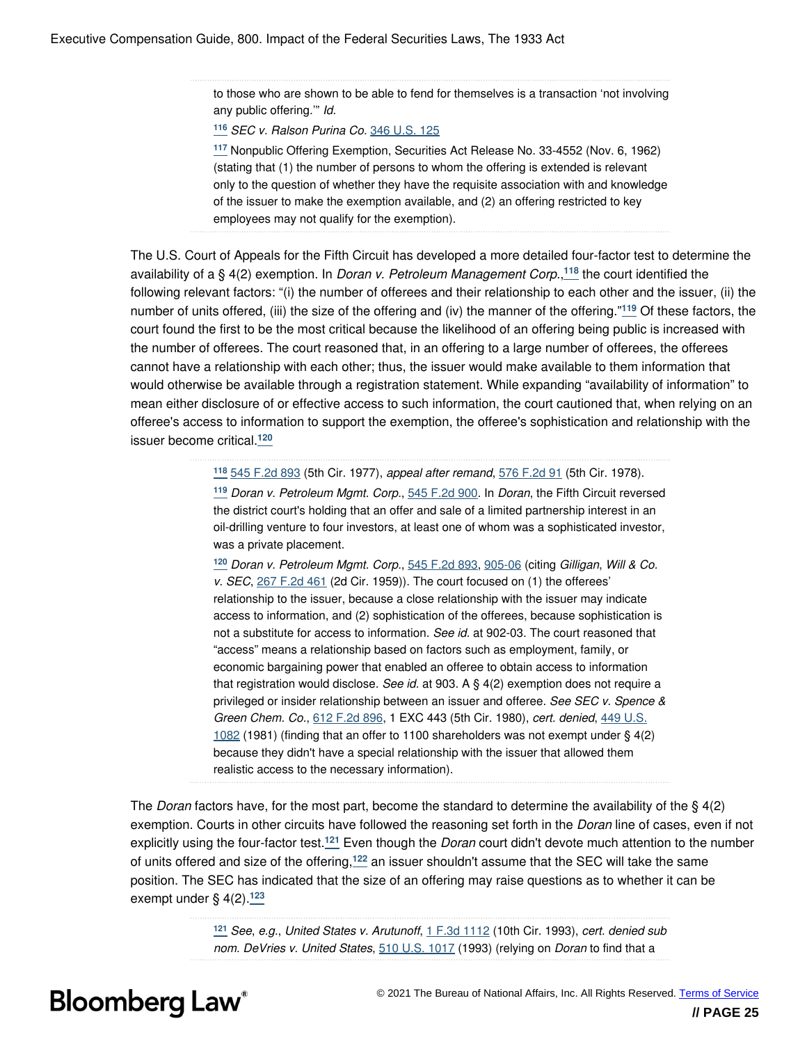to those who are shown to be able to fend for themselves is a transaction 'not involving any public offering.'" *Id.*

[116] *SEC v. Ralson Purina Co.* 346 U.S. 125

[117] Nonpublic Offering Exemption, Securities Act Release No. 33-4552 (Nov. 6, 1962) (stating that (1) the number of persons to whom the offering is extended is relevant only to the question of whether they have the requisite association with and knowledge of the issuer to make the exemption available, and (2) an offering restricted to key employees may not qualify for the exemption).

The U.S. Court of Appeals for the Fifth Circuit has developed a more detailed four-factor test to determine the availability of a § 4(2) exemption. In *Doran v. Petroleum Management Corp.*,[118] the court identified the following relevant factors: "(i) the number of offerees and their relationship to each other and the issuer, (ii) the number of units offered, (iii) the size of the offering and (iv) the manner of the offering."[119] Of these factors, the court found the first to be the most critical because the likelihood of an offering being public is increased with the number of offerees. The court reasoned that, in an offering to a large number of offerees, the offerees cannot have a relationship with each other; thus, the issuer would make available to them information that would otherwise be available through a registration statement. While expanding "availability of information" to mean either disclosure of or effective access to such information, the court cautioned that, when relying on an offeree's access to information to support the exemption, the offeree's sophistication and relationship with the issuer become critical.[120]

[118] 545 F.2d 893 (5th Cir. 1977), *appeal after remand*, 576 F.2d 91 (5th Cir. 1978).

[119] *Doran v. Petroleum Mgmt. Corp.*, 545 F.2d 900. In *Doran*, the Fifth Circuit reversed the district court's holding that an offer and sale of a limited partnership interest in an oil-drilling venture to four investors, at least one of whom was a sophisticated investor, was a private placement.

[120] *Doran v. Petroleum Mgmt. Corp.*, 545 F.2d 893, 905-06 (citing *Gilligan, Will & Co. v. SEC*, 267 F.2d 461 (2d Cir. 1959)). The court focused on (1) the offerees' relationship to the issuer, because a close relationship with the issuer may indicate access to information, and (2) sophistication of the offerees, because sophistication is not a substitute for access to information. *See id.* at 902-03. The court reasoned that "access" means a relationship based on factors such as employment, family, or economic bargaining power that enabled an offeree to obtain access to information that registration would disclose. *See id.* at 903. A § 4(2) exemption does not require a privileged or insider relationship between an issuer and offeree. *See SEC v. Spence & Green Chem. Co.*, 612 F.2d 896, 1 EXC 443 (5th Cir. 1980), *cert. denied*, 449 U.S. 1082 (1981) (finding that an offer to 1100 shareholders was not exempt under § 4(2) because they didn't have a special relationship with the issuer that allowed them realistic access to the necessary information).

The *Doran* factors have, for the most part, become the standard to determine the availability of the § 4(2) exemption. Courts in other circuits have followed the reasoning set forth in the *Doran* line of cases, even if not explicitly using the four-factor test.[121] Even though the *Doran* court didn't devote much attention to the number of units offered and size of the offering,[122] an issuer shouldn't assume that the SEC will take the same position. The SEC has indicated that the size of an offering may raise questions as to whether it can be exempt under § 4(2).[123]

[121] *See, e.g.*, *United States v. Arutunoff*, 1 F.3d 1112 (10th Cir. 1993), *cert. denied sub nom. DeVries v. United States*, 510 U.S. 1017 (1993) (relying on *Doran* to find that a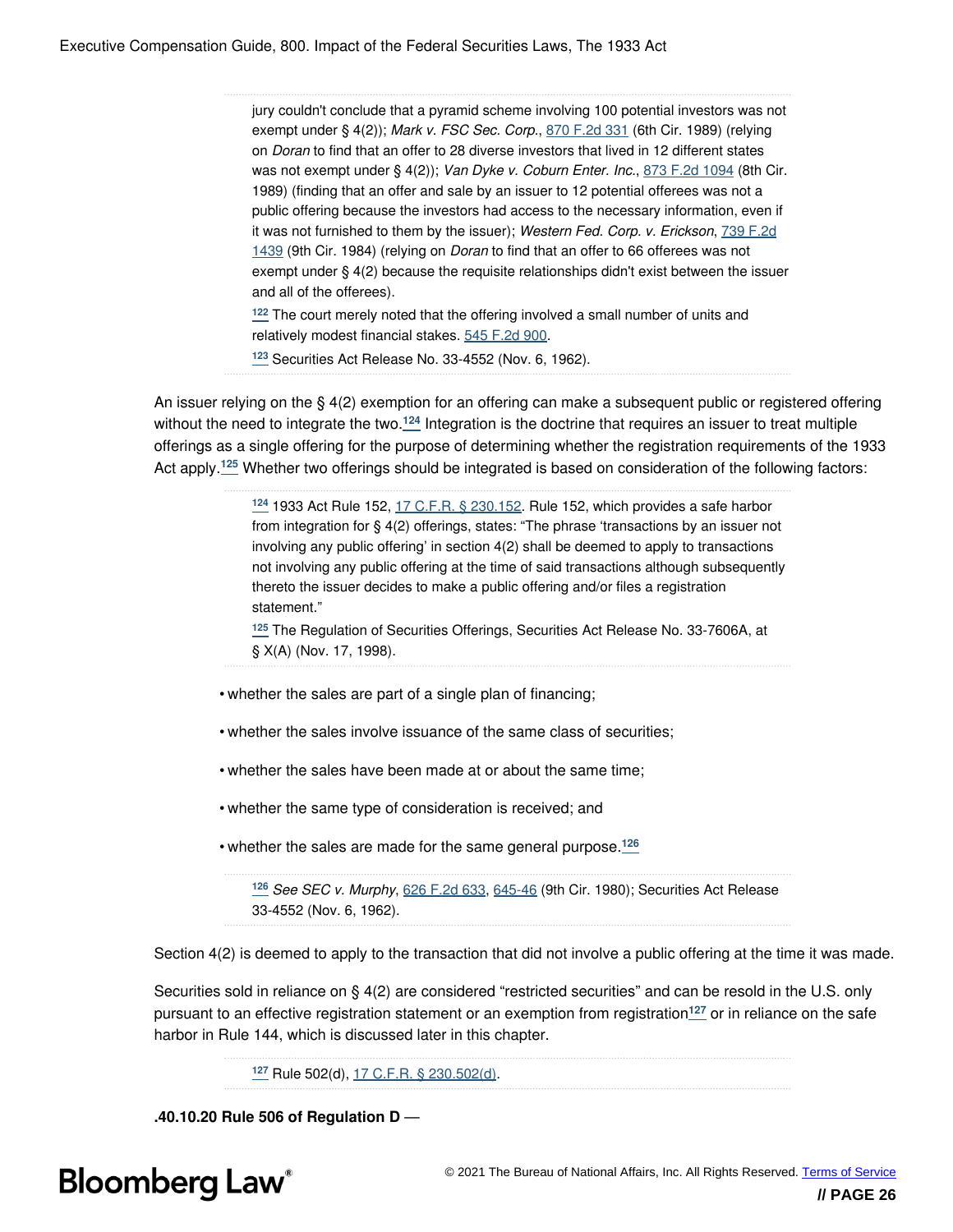jury couldn't conclude that a pyramid scheme involving 100 potential investors was not exempt under § 4(2)); *Mark v. FSC Sec. Corp.*, 870 F.2d 331 (6th Cir. 1989) (relying on *Doran* to find that an offer to 28 diverse investors that lived in 12 different states was not exempt under § 4(2)); *Van Dyke v. Coburn Enter. Inc.*, 873 F.2d 1094 (8th Cir. 1989) (finding that an offer and sale by an issuer to 12 potential offerees was not a public offering because the investors had access to the necessary information, even if it was not furnished to them by the issuer); *Western Fed. Corp. v. Erickson*, 739 F.2d 1439 (9th Cir. 1984) (relying on *Doran* to find that an offer to 66 offerees was not exempt under § 4(2) because the requisite relationships didn't exist between the issuer and all of the offerees).

[122] The court merely noted that the offering involved a small number of units and relatively modest financial stakes. 545 F.2d 900.

[123] Securities Act Release No. 33-4552 (Nov. 6, 1962).

An issuer relying on the § 4(2) exemption for an offering can make a subsequent public or registered offering without the need to integrate the two.[124] Integration is the doctrine that requires an issuer to treat multiple offerings as a single offering for the purpose of determining whether the registration requirements of the 1933 Act apply.[125] Whether two offerings should be integrated is based on consideration of the following factors:

[124] 1933 Act Rule 152, 17 C.F.R. § 230.152. Rule 152, which provides a safe harbor from integration for § 4(2) offerings, states: "The phrase 'transactions by an issuer not involving any public offering' in section 4(2) shall be deemed to apply to transactions not involving any public offering at the time of said transactions although subsequently thereto the issuer decides to make a public offering and/or files a registration statement."

[125] The Regulation of Securities Offerings, Securities Act Release No. 33-7606A, at § X(A) (Nov. 17, 1998).

- whether the sales are part of a single plan of financing;
- whether the sales involve issuance of the same class of securities;
- whether the sales have been made at or about the same time;
- whether the same type of consideration is received; and
- whether the sales are made for the same general purpose.[126]

[126] *See SEC v. Murphy*, 626 F.2d 633, 645-46 (9th Cir. 1980); Securities Act Release 33-4552 (Nov. 6, 1962).

Section 4(2) is deemed to apply to the transaction that did not involve a public offering at the time it was made.

Securities sold in reliance on § 4(2) are considered "restricted securities" and can be resold in the U.S. only pursuant to an effective registration statement or an exemption from registration[127] or in reliance on the safe harbor in Rule 144, which is discussed later in this chapter.

[127] Rule 502(d), 17 C.F.R. § 230.502(d).

**.40.10.20 Rule 506 of Regulation D** —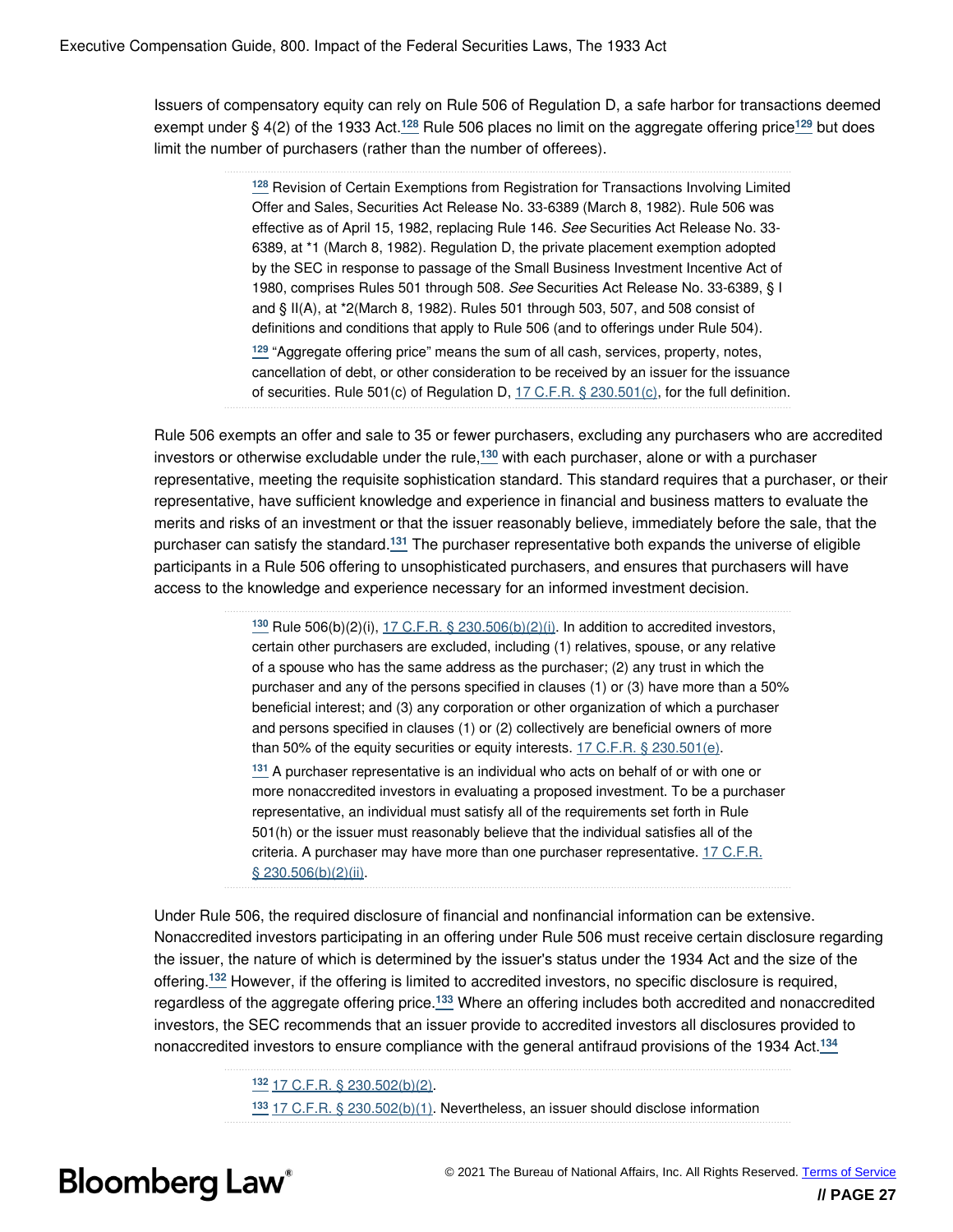Issuers of compensatory equity can rely on Rule 506 of Regulation D, a safe harbor for transactions deemed exempt under § 4(2) of the 1933 Act.[128] Rule 506 places no limit on the aggregate offering price[129] but does limit the number of purchasers (rather than the number of offerees).

> [128] Revision of Certain Exemptions from Registration for Transactions Involving Limited Offer and Sales, Securities Act Release No. 33-6389 (March 8, 1982). Rule 506 was effective as of April 15, 1982, replacing Rule 146. *See* Securities Act Release No. 33-6389, at *1 (March 8, 1982). Regulation D, the private placement exemption adopted by the SEC in response to passage of the Small Business Investment Incentive Act of 1980, comprises Rules 501 through 508. *See* Securities Act Release No. 33-6389, § I and § II(A), at *2(March 8, 1982). Rules 501 through 503, 507, and 508 consist of definitions and conditions that apply to Rule 506 (and to offerings under Rule 504).
>
> [129] "Aggregate offering price" means the sum of all cash, services, property, notes, cancellation of debt, or other consideration to be received by an issuer for the issuance of securities. Rule 501(c) of Regulation D, 17 C.F.R. § 230.501(c), for the full definition.

Rule 506 exempts an offer and sale to 35 or fewer purchasers, excluding any purchasers who are accredited investors or otherwise excludable under the rule,[130] with each purchaser, alone or with a purchaser representative, meeting the requisite sophistication standard. This standard requires that a purchaser, or their representative, have sufficient knowledge and experience in financial and business matters to evaluate the merits and risks of an investment or that the issuer reasonably believe, immediately before the sale, that the purchaser can satisfy the standard.[131] The purchaser representative both expands the universe of eligible participants in a Rule 506 offering to unsophisticated purchasers, and ensures that purchasers will have access to the knowledge and experience necessary for an informed investment decision.

> [130] Rule 506(b)(2)(i), 17 C.F.R. § 230.506(b)(2)(i). In addition to accredited investors, certain other purchasers are excluded, including (1) relatives, spouse, or any relative of a spouse who has the same address as the purchaser; (2) any trust in which the purchaser and any of the persons specified in clauses (1) or (3) have more than a 50% beneficial interest; and (3) any corporation or other organization of which a purchaser and persons specified in clauses (1) or (2) collectively are beneficial owners of more than 50% of the equity securities or equity interests. 17 C.F.R. § 230.501(e).
>
> [131] A purchaser representative is an individual who acts on behalf of or with one or more nonaccredited investors in evaluating a proposed investment. To be a purchaser representative, an individual must satisfy all of the requirements set forth in Rule 501(h) or the issuer must reasonably believe that the individual satisfies all of the criteria. A purchaser may have more than one purchaser representative. 17 C.F.R. § 230.506(b)(2)(ii).

Under Rule 506, the required disclosure of financial and nonfinancial information can be extensive. Nonaccredited investors participating in an offering under Rule 506 must receive certain disclosure regarding the issuer, the nature of which is determined by the issuer's status under the 1934 Act and the size of the offering.[132] However, if the offering is limited to accredited investors, no specific disclosure is required, regardless of the aggregate offering price.[133] Where an offering includes both accredited and nonaccredited investors, the SEC recommends that an issuer provide to accredited investors all disclosures provided to nonaccredited investors to ensure compliance with the general antifraud provisions of the 1934 Act.[134]

> [132] 17 C.F.R. § 230.502(b)(2).
>
> [133] 17 C.F.R. § 230.502(b)(1). Nevertheless, an issuer should disclose information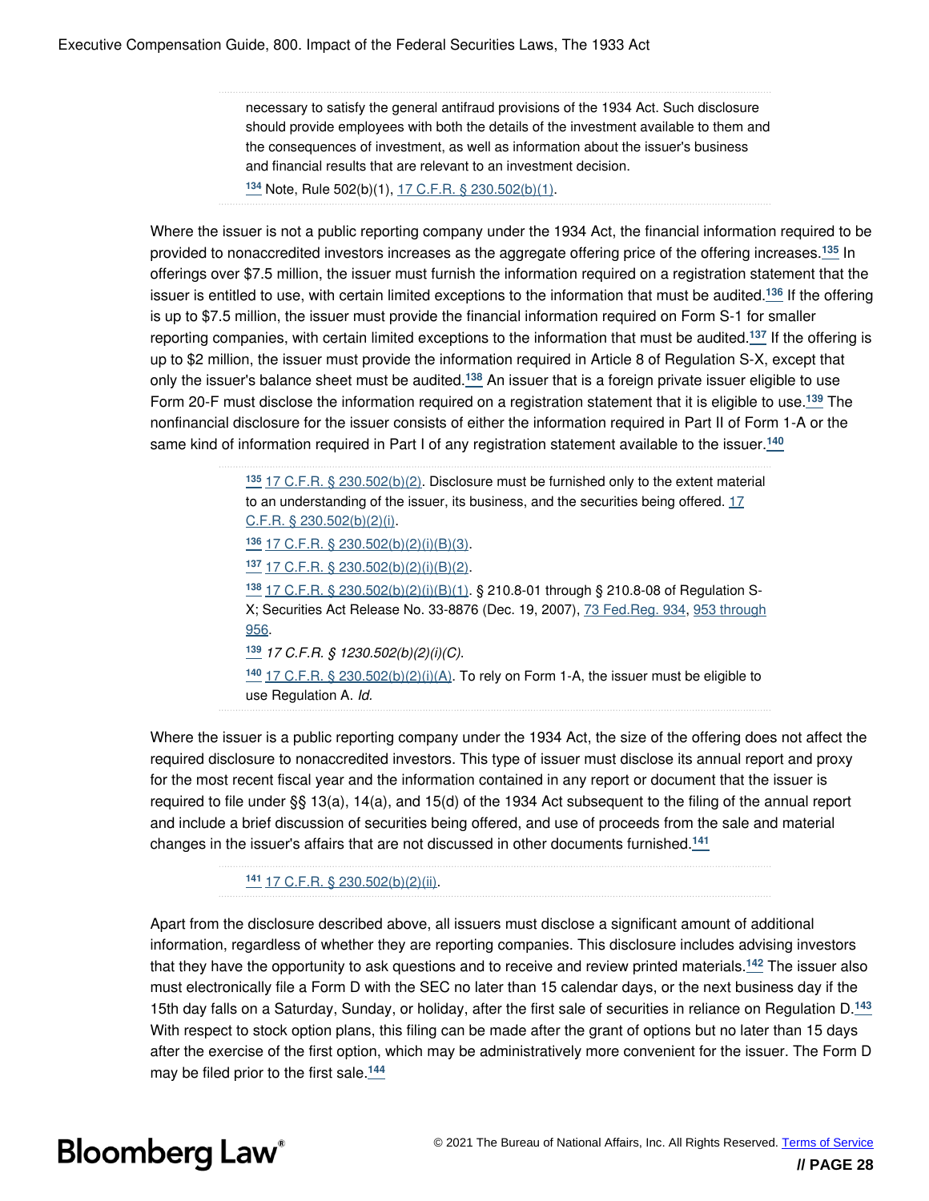necessary to satisfy the general antifraud provisions of the 1934 Act. Such disclosure should provide employees with both the details of the investment available to them and the consequences of investment, as well as information about the issuer's business and financial results that are relevant to an investment decision.

[134] Note, Rule 502(b)(1), 17 C.F.R. § 230.502(b)(1).

Where the issuer is not a public reporting company under the 1934 Act, the financial information required to be provided to nonaccredited investors increases as the aggregate offering price of the offering increases.[135] In offerings over $7.5 million, the issuer must furnish the information required on a registration statement that the issuer is entitled to use, with certain limited exceptions to the information that must be audited.[136] If the offering is up to $7.5 million, the issuer must provide the financial information required on Form S-1 for smaller reporting companies, with certain limited exceptions to the information that must be audited.[137] If the offering is up to $2 million, the issuer must provide the information required in Article 8 of Regulation S-X, except that only the issuer's balance sheet must be audited.[138] An issuer that is a foreign private issuer eligible to use Form 20-F must disclose the information required on a registration statement that it is eligible to use.[139] The nonfinancial disclosure for the issuer consists of either the information required in Part II of Form 1-A or the same kind of information required in Part I of any registration statement available to the issuer.[140]

[135] 17 C.F.R. § 230.502(b)(2). Disclosure must be furnished only to the extent material to an understanding of the issuer, its business, and the securities being offered. 17 C.F.R. § 230.502(b)(2)(i).

[136] 17 C.F.R. § 230.502(b)(2)(i)(B)(3).

[137] 17 C.F.R. § 230.502(b)(2)(i)(B)(2).

[138] 17 C.F.R. § 230.502(b)(2)(i)(B)(1). § 210.8-01 through § 210.8-08 of Regulation S-X; Securities Act Release No. 33-8876 (Dec. 19, 2007), 73 Fed.Reg. 934, 953 through 956.

[139] *17 C.F.R. § 1230.502(b)(2)(i)(C).*

[140] 17 C.F.R. § 230.502(b)(2)(i)(A). To rely on Form 1-A, the issuer must be eligible to use Regulation A. *Id.*

Where the issuer is a public reporting company under the 1934 Act, the size of the offering does not affect the required disclosure to nonaccredited investors. This type of issuer must disclose its annual report and proxy for the most recent fiscal year and the information contained in any report or document that the issuer is required to file under §§ 13(a), 14(a), and 15(d) of the 1934 Act subsequent to the filing of the annual report and include a brief discussion of securities being offered, and use of proceeds from the sale and material changes in the issuer's affairs that are not discussed in other documents furnished.[141]

[141] 17 C.F.R. § 230.502(b)(2)(ii).

Apart from the disclosure described above, all issuers must disclose a significant amount of additional information, regardless of whether they are reporting companies. This disclosure includes advising investors that they have the opportunity to ask questions and to receive and review printed materials.[142] The issuer also must electronically file a Form D with the SEC no later than 15 calendar days, or the next business day if the 15th day falls on a Saturday, Sunday, or holiday, after the first sale of securities in reliance on Regulation D.[143] With respect to stock option plans, this filing can be made after the grant of options but no later than 15 days after the exercise of the first option, which may be administratively more convenient for the issuer. The Form D may be filed prior to the first sale.[144]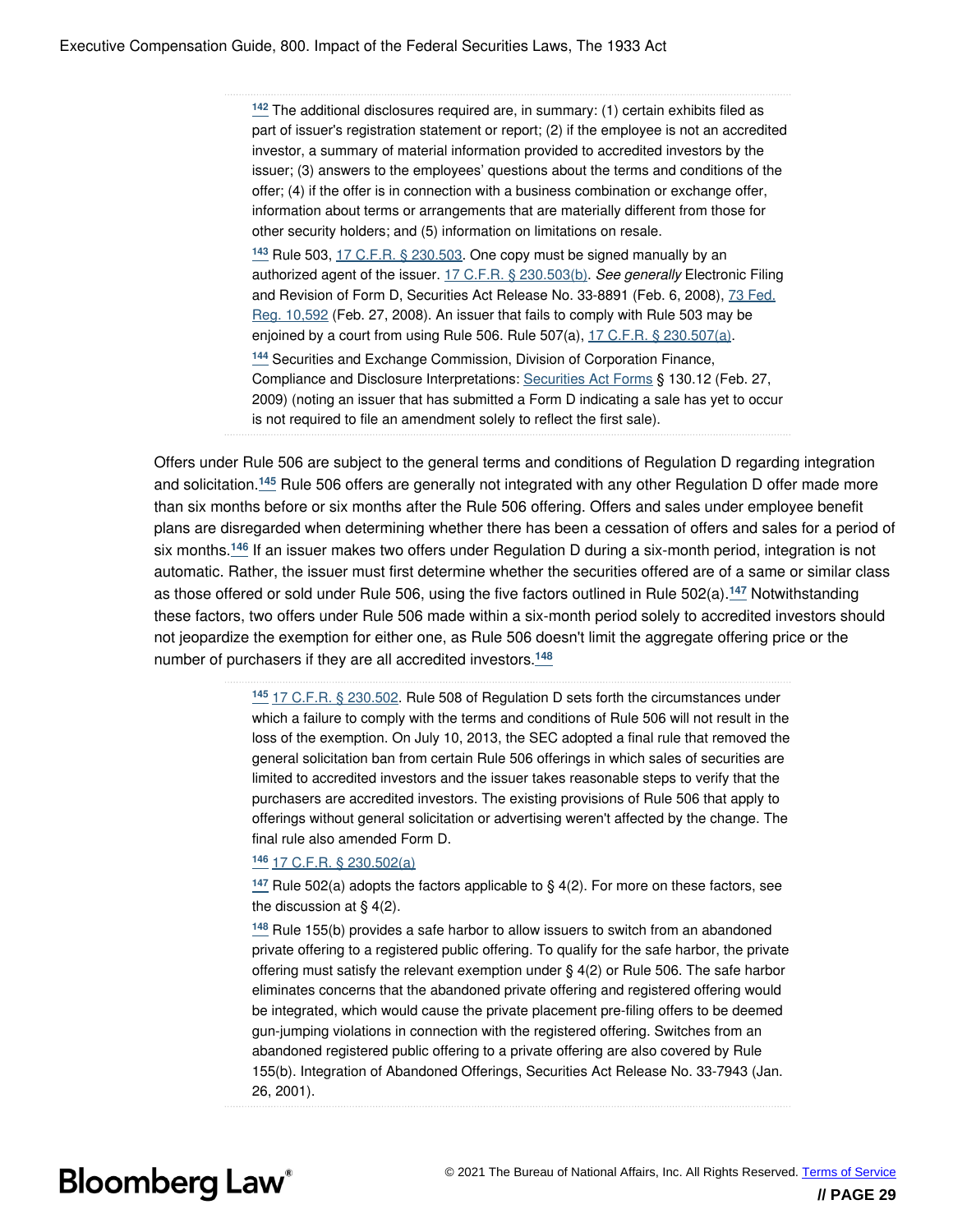[142] The additional disclosures required are, in summary: (1) certain exhibits filed as part of issuer's registration statement or report; (2) if the employee is not an accredited investor, a summary of material information provided to accredited investors by the issuer; (3) answers to the employees' questions about the terms and conditions of the offer; (4) if the offer is in connection with a business combination or exchange offer, information about terms or arrangements that are materially different from those for other security holders; and (5) information on limitations on resale.

[143] Rule 503, 17 C.F.R. § 230.503. One copy must be signed manually by an authorized agent of the issuer. 17 C.F.R. § 230.503(b). *See generally* Electronic Filing and Revision of Form D, Securities Act Release No. 33-8891 (Feb. 6, 2008), 73 Fed. Reg. 10,592 (Feb. 27, 2008). An issuer that fails to comply with Rule 503 may be enjoined by a court from using Rule 506. Rule 507(a), 17 C.F.R. § 230.507(a).

[144] Securities and Exchange Commission, Division of Corporation Finance, Compliance and Disclosure Interpretations: Securities Act Forms § 130.12 (Feb. 27, 2009) (noting an issuer that has submitted a Form D indicating a sale has yet to occur is not required to file an amendment solely to reflect the first sale).

Offers under Rule 506 are subject to the general terms and conditions of Regulation D regarding integration and solicitation.[145] Rule 506 offers are generally not integrated with any other Regulation D offer made more than six months before or six months after the Rule 506 offering. Offers and sales under employee benefit plans are disregarded when determining whether there has been a cessation of offers and sales for a period of six months.[146] If an issuer makes two offers under Regulation D during a six-month period, integration is not automatic. Rather, the issuer must first determine whether the securities offered are of a same or similar class as those offered or sold under Rule 506, using the five factors outlined in Rule 502(a).[147] Notwithstanding these factors, two offers under Rule 506 made within a six-month period solely to accredited investors should not jeopardize the exemption for either one, as Rule 506 doesn't limit the aggregate offering price or the number of purchasers if they are all accredited investors.[148]

[145] 17 C.F.R. § 230.502. Rule 508 of Regulation D sets forth the circumstances under which a failure to comply with the terms and conditions of Rule 506 will not result in the loss of the exemption. On July 10, 2013, the SEC adopted a final rule that removed the general solicitation ban from certain Rule 506 offerings in which sales of securities are limited to accredited investors and the issuer takes reasonable steps to verify that the purchasers are accredited investors. The existing provisions of Rule 506 that apply to offerings without general solicitation or advertising weren't affected by the change. The final rule also amended Form D.

[146] 17 C.F.R. § 230.502(a)

[147] Rule 502(a) adopts the factors applicable to § 4(2). For more on these factors, see the discussion at § 4(2).

[148] Rule 155(b) provides a safe harbor to allow issuers to switch from an abandoned private offering to a registered public offering. To qualify for the safe harbor, the private offering must satisfy the relevant exemption under § 4(2) or Rule 506. The safe harbor eliminates concerns that the abandoned private offering and registered offering would be integrated, which would cause the private placement pre-filing offers to be deemed gun-jumping violations in connection with the registered offering. Switches from an abandoned registered public offering to a private offering are also covered by Rule 155(b). Integration of Abandoned Offerings, Securities Act Release No. 33-7943 (Jan. 26, 2001).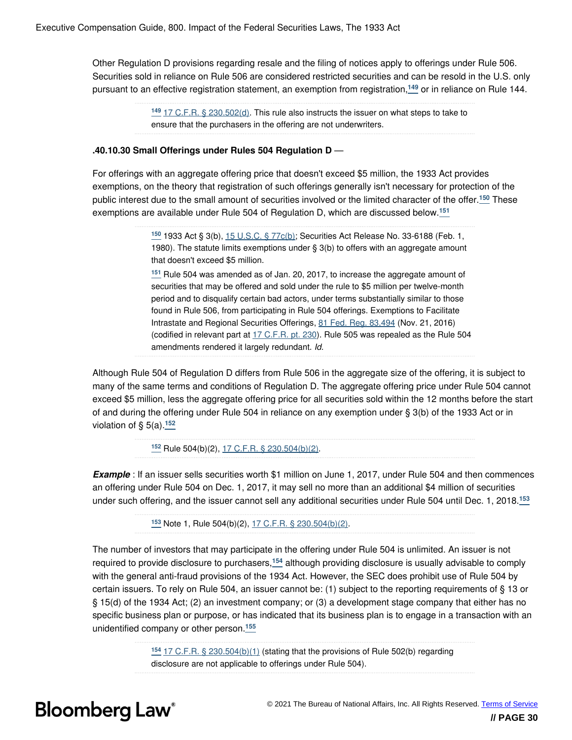Other Regulation D provisions regarding resale and the filing of notices apply to offerings under Rule 506. Securities sold in reliance on Rule 506 are considered restricted securities and can be resold in the U.S. only pursuant to an effective registration statement, an exemption from registration,[149] or in reliance on Rule 144.

> [149] 17 C.F.R. § 230.502(d). This rule also instructs the issuer on what steps to take to ensure that the purchasers in the offering are not underwriters.

**.40.10.30 Small Offerings under Rules 504 Regulation D** —

For offerings with an aggregate offering price that doesn't exceed $5 million, the 1933 Act provides exemptions, on the theory that registration of such offerings generally isn't necessary for protection of the public interest due to the small amount of securities involved or the limited character of the offer.[150] These exemptions are available under Rule 504 of Regulation D, which are discussed below.[151]

> [150] 1933 Act § 3(b), 15 U.S.C. § 77c(b); Securities Act Release No. 33-6188 (Feb. 1, 1980). The statute limits exemptions under § 3(b) to offers with an aggregate amount that doesn't exceed $5 million.
>
> [151] Rule 504 was amended as of Jan. 20, 2017, to increase the aggregate amount of securities that may be offered and sold under the rule to $5 million per twelve-month period and to disqualify certain bad actors, under terms substantially similar to those found in Rule 506, from participating in Rule 504 offerings. Exemptions to Facilitate Intrastate and Regional Securities Offerings, 81 Fed. Reg. 83,494 (Nov. 21, 2016) (codified in relevant part at 17 C.F.R. pt. 230). Rule 505 was repealed as the Rule 504 amendments rendered it largely redundant. *Id.*

Although Rule 504 of Regulation D differs from Rule 506 in the aggregate size of the offering, it is subject to many of the same terms and conditions of Regulation D. The aggregate offering price under Rule 504 cannot exceed $5 million, less the aggregate offering price for all securities sold within the 12 months before the start of and during the offering under Rule 504 in reliance on any exemption under § 3(b) of the 1933 Act or in violation of § 5(a).[152]

> [152] Rule 504(b)(2), 17 C.F.R. § 230.504(b)(2).

***Example*** : If an issuer sells securities worth $1 million on June 1, 2017, under Rule 504 and then commences an offering under Rule 504 on Dec. 1, 2017, it may sell no more than an additional $4 million of securities under such offering, and the issuer cannot sell any additional securities under Rule 504 until Dec. 1, 2018.[153]

> [153] Note 1, Rule 504(b)(2), 17 C.F.R. § 230.504(b)(2).

The number of investors that may participate in the offering under Rule 504 is unlimited. An issuer is not required to provide disclosure to purchasers,[154] although providing disclosure is usually advisable to comply with the general anti-fraud provisions of the 1934 Act. However, the SEC does prohibit use of Rule 504 by certain issuers. To rely on Rule 504, an issuer cannot be: (1) subject to the reporting requirements of § 13 or § 15(d) of the 1934 Act; (2) an investment company; or (3) a development stage company that either has no specific business plan or purpose, or has indicated that its business plan is to engage in a transaction with an unidentified company or other person.[155]

> [154] 17 C.F.R. § 230.504(b)(1) (stating that the provisions of Rule 502(b) regarding disclosure are not applicable to offerings under Rule 504).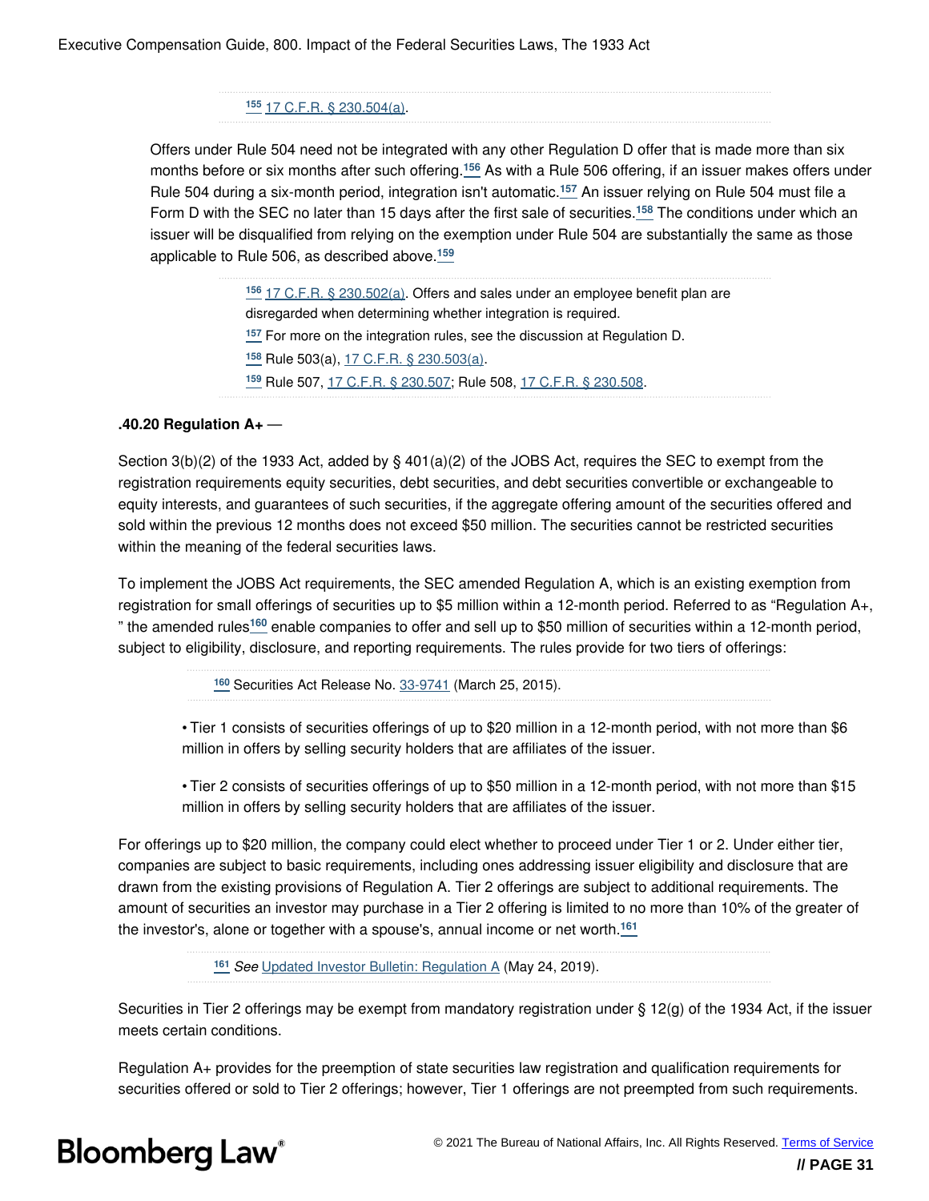[155] 17 C.F.R. § 230.504(a).

Offers under Rule 504 need not be integrated with any other Regulation D offer that is made more than six months before or six months after such offering.[156] As with a Rule 506 offering, if an issuer makes offers under Rule 504 during a six-month period, integration isn't automatic.[157] An issuer relying on Rule 504 must file a Form D with the SEC no later than 15 days after the first sale of securities.[158] The conditions under which an issuer will be disqualified from relying on the exemption under Rule 504 are substantially the same as those applicable to Rule 506, as described above.[159]

[156] 17 C.F.R. § 230.502(a). Offers and sales under an employee benefit plan are disregarded when determining whether integration is required.

[157] For more on the integration rules, see the discussion at Regulation D.

[158] Rule 503(a), 17 C.F.R. § 230.503(a).

[159] Rule 507, 17 C.F.R. § 230.507; Rule 508, 17 C.F.R. § 230.508.

**.40.20 Regulation A+** —

Section 3(b)(2) of the 1933 Act, added by § 401(a)(2) of the JOBS Act, requires the SEC to exempt from the registration requirements equity securities, debt securities, and debt securities convertible or exchangeable to equity interests, and guarantees of such securities, if the aggregate offering amount of the securities offered and sold within the previous 12 months does not exceed $50 million. The securities cannot be restricted securities within the meaning of the federal securities laws.

To implement the JOBS Act requirements, the SEC amended Regulation A, which is an existing exemption from registration for small offerings of securities up to $5 million within a 12-month period. Referred to as "Regulation A+, " the amended rules[160] enable companies to offer and sell up to $50 million of securities within a 12-month period, subject to eligibility, disclosure, and reporting requirements. The rules provide for two tiers of offerings:

[160] Securities Act Release No. 33-9741 (March 25, 2015).

- Tier 1 consists of securities offerings of up to $20 million in a 12-month period, with not more than $6 million in offers by selling security holders that are affiliates of the issuer.
- Tier 2 consists of securities offerings of up to $50 million in a 12-month period, with not more than $15 million in offers by selling security holders that are affiliates of the issuer.

For offerings up to $20 million, the company could elect whether to proceed under Tier 1 or 2. Under either tier, companies are subject to basic requirements, including ones addressing issuer eligibility and disclosure that are drawn from the existing provisions of Regulation A. Tier 2 offerings are subject to additional requirements. The amount of securities an investor may purchase in a Tier 2 offering is limited to no more than 10% of the greater of the investor's, alone or together with a spouse's, annual income or net worth.[161]

[161] *See* Updated Investor Bulletin: Regulation A (May 24, 2019).

Securities in Tier 2 offerings may be exempt from mandatory registration under § 12(g) of the 1934 Act, if the issuer meets certain conditions.

Regulation A+ provides for the preemption of state securities law registration and qualification requirements for securities offered or sold to Tier 2 offerings; however, Tier 1 offerings are not preempted from such requirements.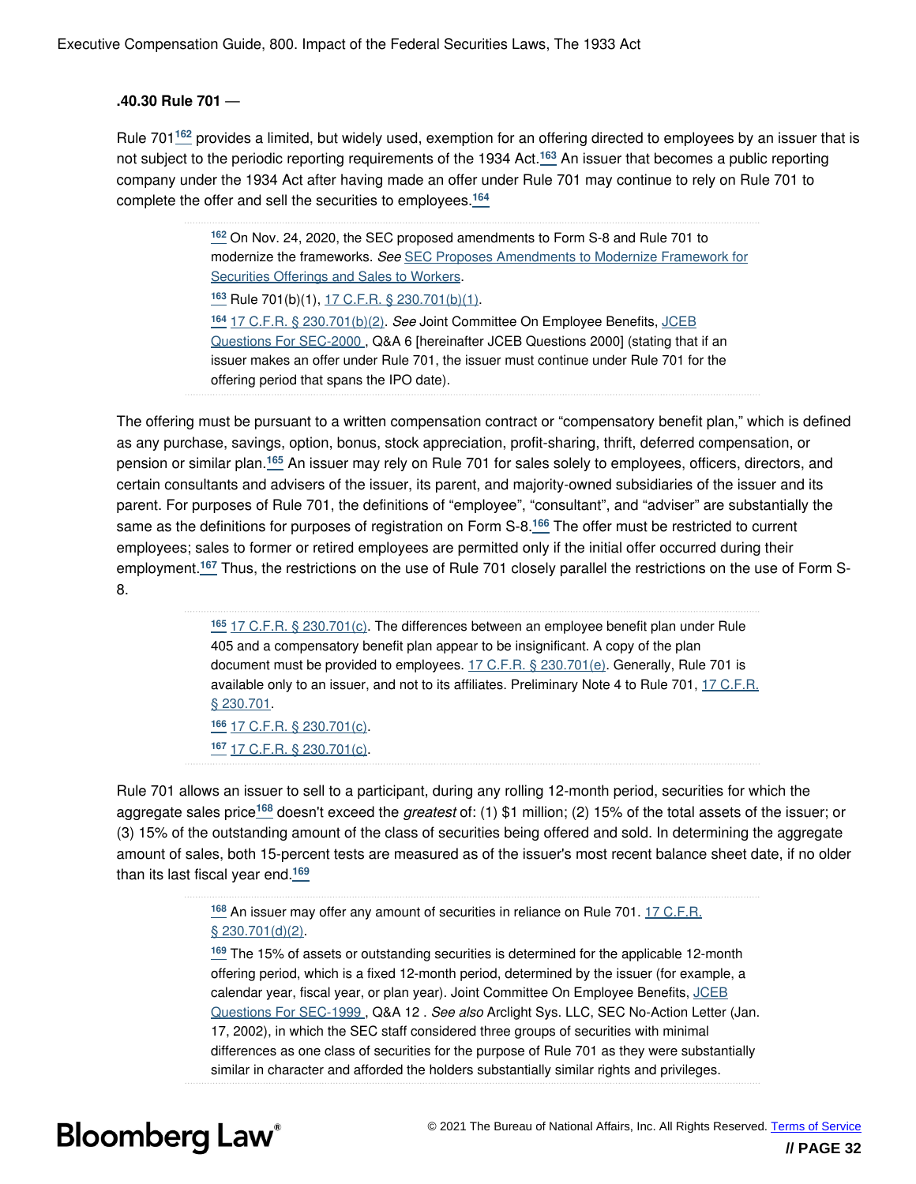**.40.30 Rule 701** —

Rule 701[162] provides a limited, but widely used, exemption for an offering directed to employees by an issuer that is not subject to the periodic reporting requirements of the 1934 Act.[163] An issuer that becomes a public reporting company under the 1934 Act after having made an offer under Rule 701 may continue to rely on Rule 701 to complete the offer and sell the securities to employees.[164]

[162] On Nov. 24, 2020, the SEC proposed amendments to Form S-8 and Rule 701 to modernize the frameworks. *See* SEC Proposes Amendments to Modernize Framework for Securities Offerings and Sales to Workers.

[163] Rule 701(b)(1), 17 C.F.R. § 230.701(b)(1).

[164] 17 C.F.R. § 230.701(b)(2). *See* Joint Committee On Employee Benefits, JCEB Questions For SEC-2000 , Q&A 6 [hereinafter JCEB Questions 2000] (stating that if an issuer makes an offer under Rule 701, the issuer must continue under Rule 701 for the offering period that spans the IPO date).

The offering must be pursuant to a written compensation contract or "compensatory benefit plan," which is defined as any purchase, savings, option, bonus, stock appreciation, profit-sharing, thrift, deferred compensation, or pension or similar plan.[165] An issuer may rely on Rule 701 for sales solely to employees, officers, directors, and certain consultants and advisers of the issuer, its parent, and majority-owned subsidiaries of the issuer and its parent. For purposes of Rule 701, the definitions of "employee", "consultant", and "adviser" are substantially the same as the definitions for purposes of registration on Form S-8.[166] The offer must be restricted to current employees; sales to former or retired employees are permitted only if the initial offer occurred during their employment.[167] Thus, the restrictions on the use of Rule 701 closely parallel the restrictions on the use of Form S-8.

[165] 17 C.F.R. § 230.701(c). The differences between an employee benefit plan under Rule 405 and a compensatory benefit plan appear to be insignificant. A copy of the plan document must be provided to employees. 17 C.F.R. § 230.701(e). Generally, Rule 701 is available only to an issuer, and not to its affiliates. Preliminary Note 4 to Rule 701, 17 C.F.R. § 230.701.

[166] 17 C.F.R. § 230.701(c).

[167] 17 C.F.R. § 230.701(c).

Rule 701 allows an issuer to sell to a participant, during any rolling 12-month period, securities for which the aggregate sales price[168] doesn't exceed the *greatest* of: (1) $1 million; (2) 15% of the total assets of the issuer; or (3) 15% of the outstanding amount of the class of securities being offered and sold. In determining the aggregate amount of sales, both 15-percent tests are measured as of the issuer's most recent balance sheet date, if no older than its last fiscal year end.[169]

[168] An issuer may offer any amount of securities in reliance on Rule 701. 17 C.F.R. § 230.701(d)(2).

[169] The 15% of assets or outstanding securities is determined for the applicable 12-month offering period, which is a fixed 12-month period, determined by the issuer (for example, a calendar year, fiscal year, or plan year). Joint Committee On Employee Benefits, JCEB Questions For SEC-1999 , Q&A 12 . *See also* Arclight Sys. LLC, SEC No-Action Letter (Jan. 17, 2002), in which the SEC staff considered three groups of securities with minimal differences as one class of securities for the purpose of Rule 701 as they were substantially similar in character and afforded the holders substantially similar rights and privileges.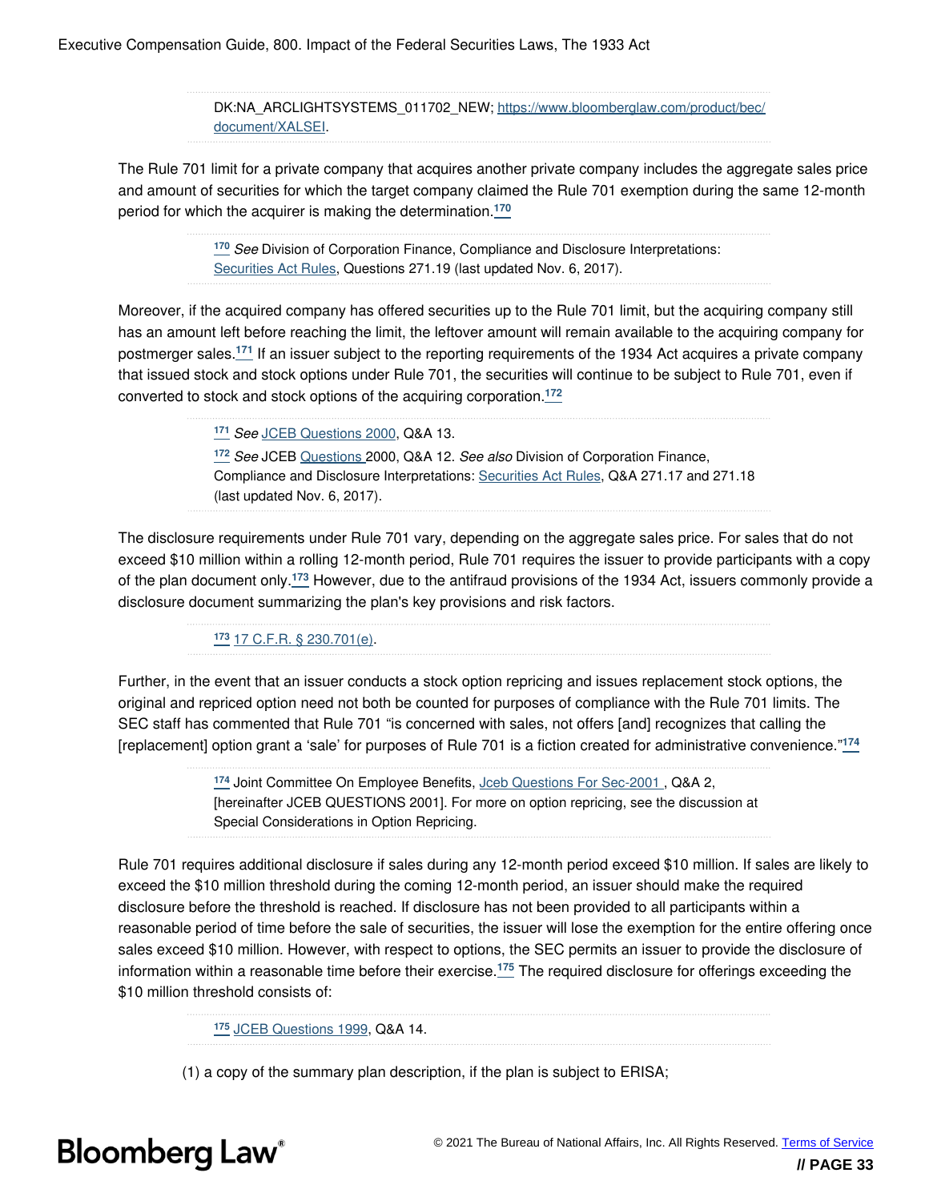DK:NA_ARCLIGHTSYSTEMS_011702_NEW; https://www.bloomberglaw.com/product/bec/document/XALSEI.

The Rule 701 limit for a private company that acquires another private company includes the aggregate sales price and amount of securities for which the target company claimed the Rule 701 exemption during the same 12-month period for which the acquirer is making the determination.[170]

[170] *See* Division of Corporation Finance, Compliance and Disclosure Interpretations: Securities Act Rules, Questions 271.19 (last updated Nov. 6, 2017).

Moreover, if the acquired company has offered securities up to the Rule 701 limit, but the acquiring company still has an amount left before reaching the limit, the leftover amount will remain available to the acquiring company for postmerger sales.[171] If an issuer subject to the reporting requirements of the 1934 Act acquires a private company that issued stock and stock options under Rule 701, the securities will continue to be subject to Rule 701, even if converted to stock and stock options of the acquiring corporation.[172]

[171] *See* JCEB Questions 2000, Q&A 13.

[172] *See* JCEB Questions 2000, Q&A 12. *See also* Division of Corporation Finance, Compliance and Disclosure Interpretations: Securities Act Rules, Q&A 271.17 and 271.18 (last updated Nov. 6, 2017).

The disclosure requirements under Rule 701 vary, depending on the aggregate sales price. For sales that do not exceed $10 million within a rolling 12-month period, Rule 701 requires the issuer to provide participants with a copy of the plan document only.[173] However, due to the antifraud provisions of the 1934 Act, issuers commonly provide a disclosure document summarizing the plan's key provisions and risk factors.

[173] 17 C.F.R. § 230.701(e).

Further, in the event that an issuer conducts a stock option repricing and issues replacement stock options, the original and repriced option need not both be counted for purposes of compliance with the Rule 701 limits. The SEC staff has commented that Rule 701 "is concerned with sales, not offers [and] recognizes that calling the [replacement] option grant a 'sale' for purposes of Rule 701 is a fiction created for administrative convenience."[174]

[174] Joint Committee On Employee Benefits, Jceb Questions For Sec-2001 , Q&A 2, [hereinafter JCEB QUESTIONS 2001]. For more on option repricing, see the discussion at Special Considerations in Option Repricing.

Rule 701 requires additional disclosure if sales during any 12-month period exceed $10 million. If sales are likely to exceed the $10 million threshold during the coming 12-month period, an issuer should make the required disclosure before the threshold is reached. If disclosure has not been provided to all participants within a reasonable period of time before the sale of securities, the issuer will lose the exemption for the entire offering once sales exceed $10 million. However, with respect to options, the SEC permits an issuer to provide the disclosure of information within a reasonable time before their exercise.[175] The required disclosure for offerings exceeding the $10 million threshold consists of:

[175] JCEB Questions 1999, Q&A 14.

(1) a copy of the summary plan description, if the plan is subject to ERISA;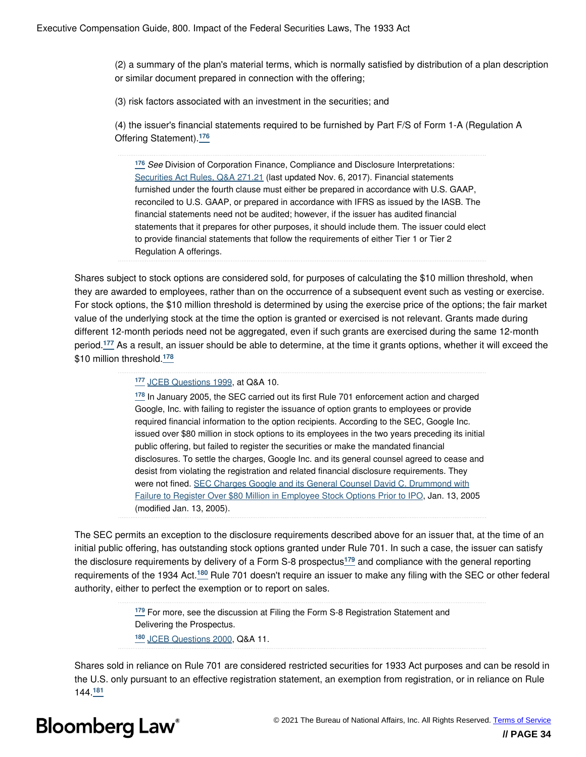(2) a summary of the plan's material terms, which is normally satisfied by distribution of a plan description or similar document prepared in connection with the offering;

(3) risk factors associated with an investment in the securities; and

(4) the issuer's financial statements required to be furnished by Part F/S of Form 1-A (Regulation A Offering Statement).[176]

[176] *See* Division of Corporation Finance, Compliance and Disclosure Interpretations: Securities Act Rules, Q&A 271.21 (last updated Nov. 6, 2017). Financial statements furnished under the fourth clause must either be prepared in accordance with U.S. GAAP, reconciled to U.S. GAAP, or prepared in accordance with IFRS as issued by the IASB. The financial statements need not be audited; however, if the issuer has audited financial statements that it prepares for other purposes, it should include them. The issuer could elect to provide financial statements that follow the requirements of either Tier 1 or Tier 2 Regulation A offerings.

Shares subject to stock options are considered sold, for purposes of calculating the $10 million threshold, when they are awarded to employees, rather than on the occurrence of a subsequent event such as vesting or exercise. For stock options, the $10 million threshold is determined by using the exercise price of the options; the fair market value of the underlying stock at the time the option is granted or exercised is not relevant. Grants made during different 12-month periods need not be aggregated, even if such grants are exercised during the same 12-month period.[177] As a result, an issuer should be able to determine, at the time it grants options, whether it will exceed the $10 million threshold.[178]

[177] JCEB Questions 1999, at Q&A 10.

[178] In January 2005, the SEC carried out its first Rule 701 enforcement action and charged Google, Inc. with failing to register the issuance of option grants to employees or provide required financial information to the option recipients. According to the SEC, Google Inc. issued over $80 million in stock options to its employees in the two years preceding its initial public offering, but failed to register the securities or make the mandated financial disclosures. To settle the charges, Google Inc. and its general counsel agreed to cease and desist from violating the registration and related financial disclosure requirements. They were not fined. SEC Charges Google and its General Counsel David C. Drummond with Failure to Register Over $80 Million in Employee Stock Options Prior to IPO, Jan. 13, 2005 (modified Jan. 13, 2005).

The SEC permits an exception to the disclosure requirements described above for an issuer that, at the time of an initial public offering, has outstanding stock options granted under Rule 701. In such a case, the issuer can satisfy the disclosure requirements by delivery of a Form S-8 prospectus[179] and compliance with the general reporting requirements of the 1934 Act.[180] Rule 701 doesn't require an issuer to make any filing with the SEC or other federal authority, either to perfect the exemption or to report on sales.

[179] For more, see the discussion at Filing the Form S-8 Registration Statement and Delivering the Prospectus.

[180] JCEB Questions 2000, Q&A 11.

Shares sold in reliance on Rule 701 are considered restricted securities for 1933 Act purposes and can be resold in the U.S. only pursuant to an effective registration statement, an exemption from registration, or in reliance on Rule 144.[181]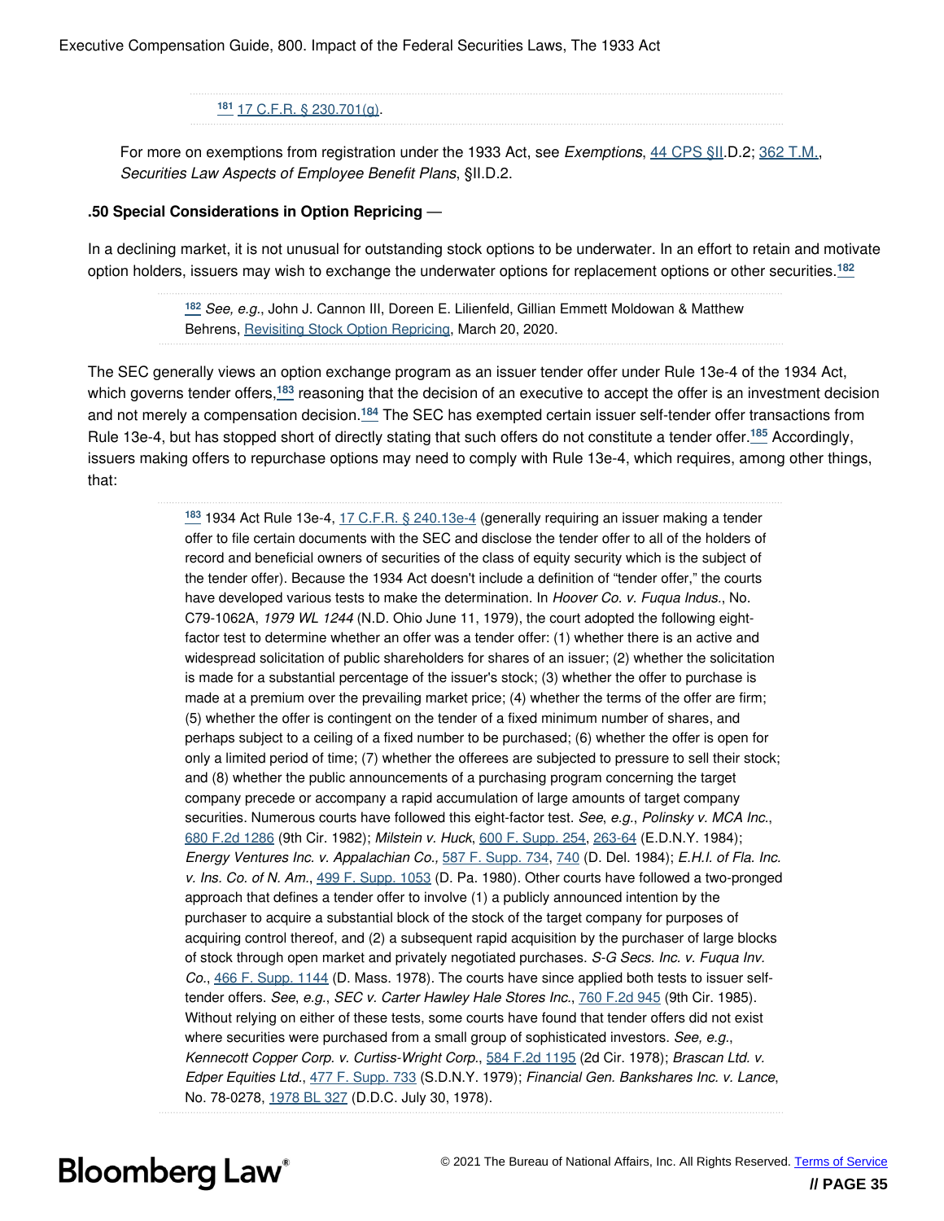[181] 17 C.F.R. § 230.701(g).

For more on exemptions from registration under the 1933 Act, see *Exemptions*, 44 CPS §II.D.2; 362 T.M., *Securities Law Aspects of Employee Benefit Plans*, §II.D.2.

**.50 Special Considerations in Option Repricing** —

In a declining market, it is not unusual for outstanding stock options to be underwater. In an effort to retain and motivate option holders, issuers may wish to exchange the underwater options for replacement options or other securities.[182]

[182] *See, e.g.*, John J. Cannon III, Doreen E. Lilienfeld, Gillian Emmett Moldowan & Matthew Behrens, Revisiting Stock Option Repricing, March 20, 2020.

The SEC generally views an option exchange program as an issuer tender offer under Rule 13e-4 of the 1934 Act, which governs tender offers,[183] reasoning that the decision of an executive to accept the offer is an investment decision and not merely a compensation decision.[184] The SEC has exempted certain issuer self-tender offer transactions from Rule 13e-4, but has stopped short of directly stating that such offers do not constitute a tender offer.[185] Accordingly, issuers making offers to repurchase options may need to comply with Rule 13e-4, which requires, among other things, that:

[183] 1934 Act Rule 13e-4, 17 C.F.R. § 240.13e-4 (generally requiring an issuer making a tender offer to file certain documents with the SEC and disclose the tender offer to all of the holders of record and beneficial owners of securities of the class of equity security which is the subject of the tender offer). Because the 1934 Act doesn't include a definition of "tender offer," the courts have developed various tests to make the determination. In *Hoover Co. v. Fuqua Indus.*, No. C79-1062A, *1979 WL 1244* (N.D. Ohio June 11, 1979), the court adopted the following eight-factor test to determine whether an offer was a tender offer: (1) whether there is an active and widespread solicitation of public shareholders for shares of an issuer; (2) whether the solicitation is made for a substantial percentage of the issuer's stock; (3) whether the offer to purchase is made at a premium over the prevailing market price; (4) whether the terms of the offer are firm; (5) whether the offer is contingent on the tender of a fixed minimum number of shares, and perhaps subject to a ceiling of a fixed number to be purchased; (6) whether the offer is open for only a limited period of time; (7) whether the offerees are subjected to pressure to sell their stock; and (8) whether the public announcements of a purchasing program concerning the target company precede or accompany a rapid accumulation of large amounts of target company securities. Numerous courts have followed this eight-factor test. *See*, *e.g.*, *Polinsky v. MCA Inc.*, 680 F.2d 1286 (9th Cir. 1982); *Milstein v. Huck*, 600 F. Supp. 254, 263-64 (E.D.N.Y. 1984); *Energy Ventures Inc. v. Appalachian Co.,* 587 F. Supp. 734, 740 (D. Del. 1984); *E.H.I. of Fla. Inc. v. Ins. Co. of N. Am.*, 499 F. Supp. 1053 (D. Pa. 1980). Other courts have followed a two-pronged approach that defines a tender offer to involve (1) a publicly announced intention by the purchaser to acquire a substantial block of the stock of the target company for purposes of acquiring control thereof, and (2) a subsequent rapid acquisition by the purchaser of large blocks of stock through open market and privately negotiated purchases. *S-G Secs. Inc. v. Fuqua Inv. Co.*, 466 F. Supp. 1144 (D. Mass. 1978). The courts have since applied both tests to issuer self-tender offers. *See*, *e.g.*, *SEC v. Carter Hawley Hale Stores Inc.*, 760 F.2d 945 (9th Cir. 1985). Without relying on either of these tests, some courts have found that tender offers did not exist where securities were purchased from a small group of sophisticated investors. *See, e.g.*, *Kennecott Copper Corp. v. Curtiss-Wright Corp.*, 584 F.2d 1195 (2d Cir. 1978); *Brascan Ltd. v. Edper Equities Ltd.*, 477 F. Supp. 733 (S.D.N.Y. 1979); *Financial Gen. Bankshares Inc. v. Lance*, No. 78-0278, 1978 BL 327 (D.D.C. July 30, 1978).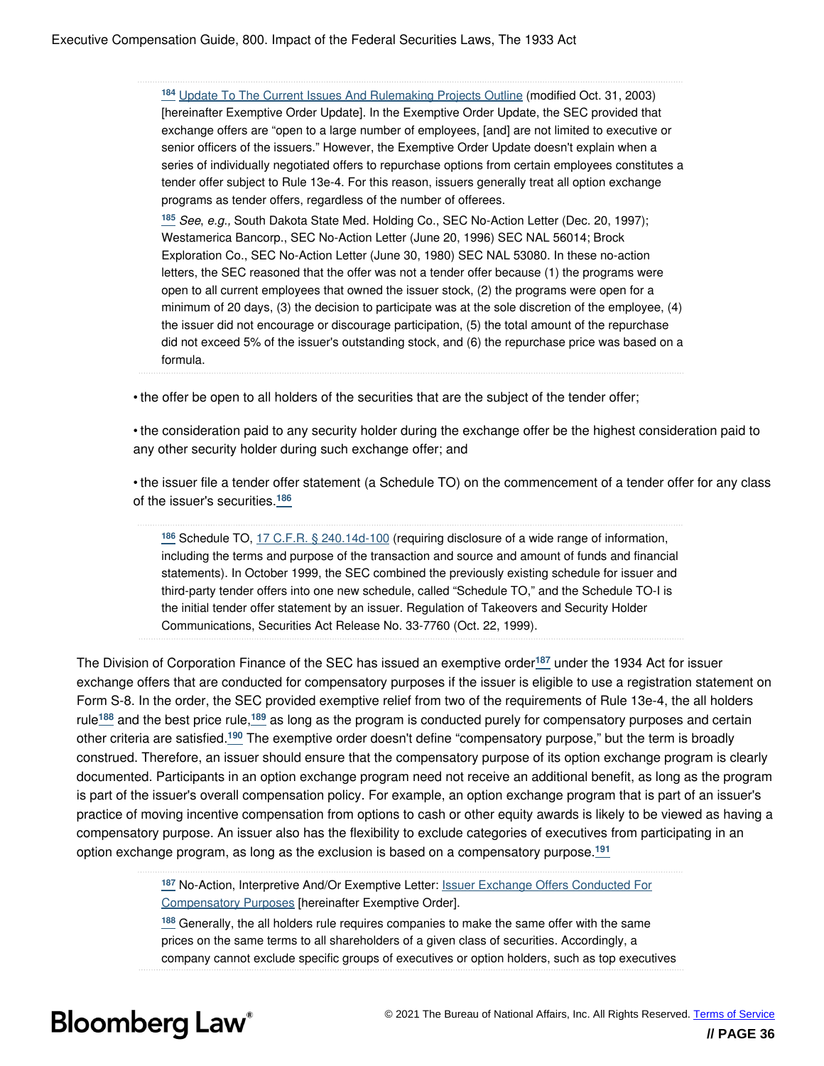[184] Update To The Current Issues And Rulemaking Projects Outline (modified Oct. 31, 2003) [hereinafter Exemptive Order Update]. In the Exemptive Order Update, the SEC provided that exchange offers are "open to a large number of employees, [and] are not limited to executive or senior officers of the issuers." However, the Exemptive Order Update doesn't explain when a series of individually negotiated offers to repurchase options from certain employees constitutes a tender offer subject to Rule 13e-4. For this reason, issuers generally treat all option exchange programs as tender offers, regardless of the number of offerees.

[185] *See*, *e.g.,* South Dakota State Med. Holding Co., SEC No-Action Letter (Dec. 20, 1997); Westamerica Bancorp., SEC No-Action Letter (June 20, 1996) SEC NAL 56014; Brock Exploration Co., SEC No-Action Letter (June 30, 1980) SEC NAL 53080. In these no-action letters, the SEC reasoned that the offer was not a tender offer because (1) the programs were open to all current employees that owned the issuer stock, (2) the programs were open for a minimum of 20 days, (3) the decision to participate was at the sole discretion of the employee, (4) the issuer did not encourage or discourage participation, (5) the total amount of the repurchase did not exceed 5% of the issuer's outstanding stock, and (6) the repurchase price was based on a formula.

- the offer be open to all holders of the securities that are the subject of the tender offer;
- the consideration paid to any security holder during the exchange offer be the highest consideration paid to any other security holder during such exchange offer; and
- the issuer file a tender offer statement (a Schedule TO) on the commencement of a tender offer for any class of the issuer's securities.[186]

[186] Schedule TO, 17 C.F.R. § 240.14d-100 (requiring disclosure of a wide range of information, including the terms and purpose of the transaction and source and amount of funds and financial statements). In October 1999, the SEC combined the previously existing schedule for issuer and third-party tender offers into one new schedule, called "Schedule TO," and the Schedule TO-I is the initial tender offer statement by an issuer. Regulation of Takeovers and Security Holder Communications, Securities Act Release No. 33-7760 (Oct. 22, 1999).

The Division of Corporation Finance of the SEC has issued an exemptive order[187] under the 1934 Act for issuer exchange offers that are conducted for compensatory purposes if the issuer is eligible to use a registration statement on Form S-8. In the order, the SEC provided exemptive relief from two of the requirements of Rule 13e-4, the all holders rule[188] and the best price rule,[189] as long as the program is conducted purely for compensatory purposes and certain other criteria are satisfied.[190] The exemptive order doesn't define "compensatory purpose," but the term is broadly construed. Therefore, an issuer should ensure that the compensatory purpose of its option exchange program is clearly documented. Participants in an option exchange program need not receive an additional benefit, as long as the program is part of the issuer's overall compensation policy. For example, an option exchange program that is part of an issuer's practice of moving incentive compensation from options to cash or other equity awards is likely to be viewed as having a compensatory purpose. An issuer also has the flexibility to exclude categories of executives from participating in an option exchange program, as long as the exclusion is based on a compensatory purpose.[191]

[187] No-Action, Interpretive And/Or Exemptive Letter: Issuer Exchange Offers Conducted For Compensatory Purposes [hereinafter Exemptive Order].

[188] Generally, the all holders rule requires companies to make the same offer with the same prices on the same terms to all shareholders of a given class of securities. Accordingly, a company cannot exclude specific groups of executives or option holders, such as top executives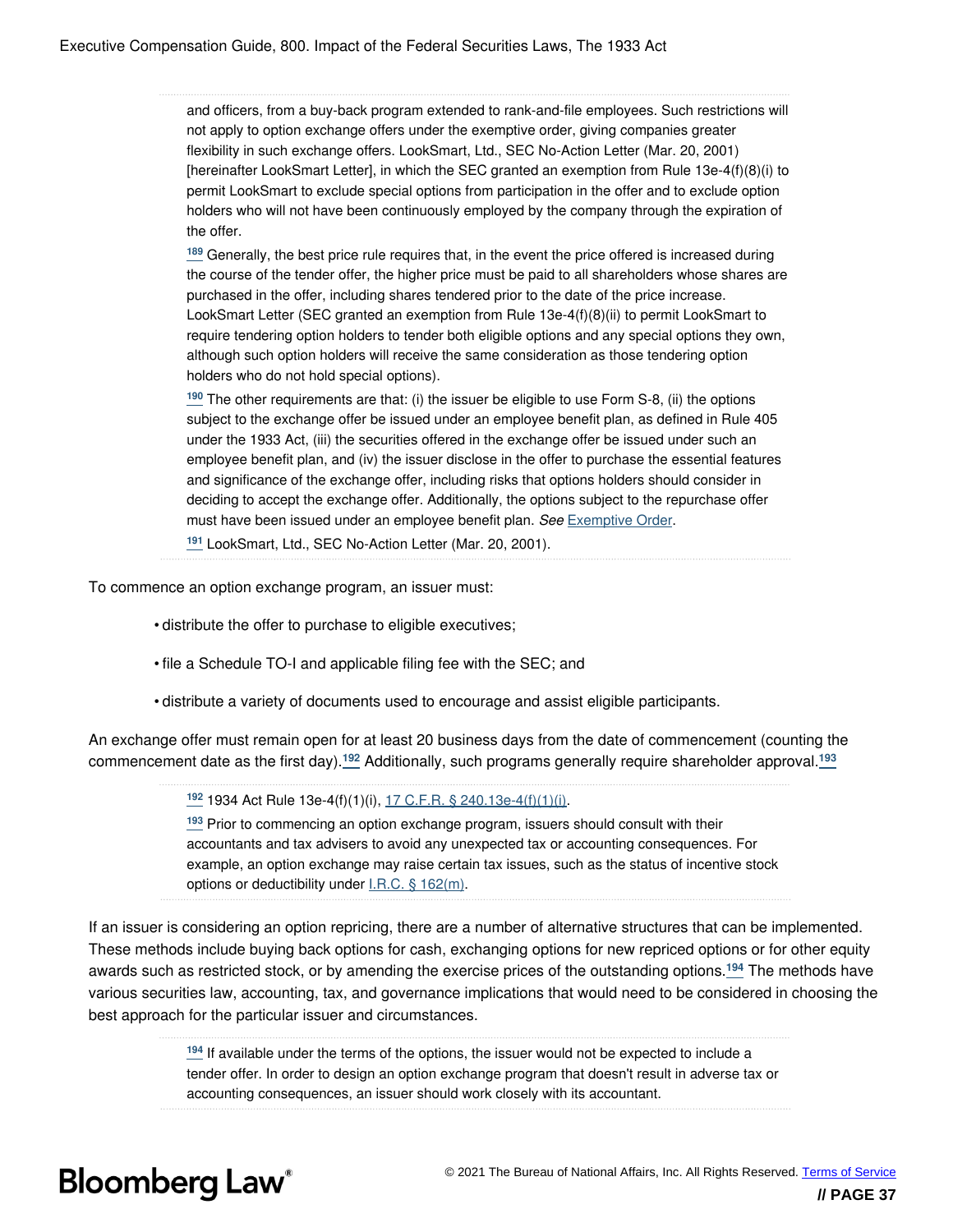and officers, from a buy-back program extended to rank-and-file employees. Such restrictions will not apply to option exchange offers under the exemptive order, giving companies greater flexibility in such exchange offers. LookSmart, Ltd., SEC No-Action Letter (Mar. 20, 2001) [hereinafter LookSmart Letter], in which the SEC granted an exemption from Rule 13e-4(f)(8)(i) to permit LookSmart to exclude special options from participation in the offer and to exclude option holders who will not have been continuously employed by the company through the expiration of the offer.

[189] Generally, the best price rule requires that, in the event the price offered is increased during the course of the tender offer, the higher price must be paid to all shareholders whose shares are purchased in the offer, including shares tendered prior to the date of the price increase. LookSmart Letter (SEC granted an exemption from Rule 13e-4(f)(8)(ii) to permit LookSmart to require tendering option holders to tender both eligible options and any special options they own, although such option holders will receive the same consideration as those tendering option holders who do not hold special options).

[190] The other requirements are that: (i) the issuer be eligible to use Form S-8, (ii) the options subject to the exchange offer be issued under an employee benefit plan, as defined in Rule 405 under the 1933 Act, (iii) the securities offered in the exchange offer be issued under such an employee benefit plan, and (iv) the issuer disclose in the offer to purchase the essential features and significance of the exchange offer, including risks that options holders should consider in deciding to accept the exchange offer. Additionally, the options subject to the repurchase offer must have been issued under an employee benefit plan. *See* Exemptive Order.

[191] LookSmart, Ltd., SEC No-Action Letter (Mar. 20, 2001).

To commence an option exchange program, an issuer must:

- distribute the offer to purchase to eligible executives;
- file a Schedule TO-I and applicable filing fee with the SEC; and
- distribute a variety of documents used to encourage and assist eligible participants.

An exchange offer must remain open for at least 20 business days from the date of commencement (counting the commencement date as the first day).[192] Additionally, such programs generally require shareholder approval.[193]

[192] 1934 Act Rule 13e-4(f)(1)(i), 17 C.F.R. § 240.13e-4(f)(1)(i).

[193] Prior to commencing an option exchange program, issuers should consult with their accountants and tax advisers to avoid any unexpected tax or accounting consequences. For example, an option exchange may raise certain tax issues, such as the status of incentive stock options or deductibility under I.R.C. § 162(m).

If an issuer is considering an option repricing, there are a number of alternative structures that can be implemented. These methods include buying back options for cash, exchanging options for new repriced options or for other equity awards such as restricted stock, or by amending the exercise prices of the outstanding options.[194] The methods have various securities law, accounting, tax, and governance implications that would need to be considered in choosing the best approach for the particular issuer and circumstances.

[194] If available under the terms of the options, the issuer would not be expected to include a tender offer. In order to design an option exchange program that doesn't result in adverse tax or accounting consequences, an issuer should work closely with its accountant.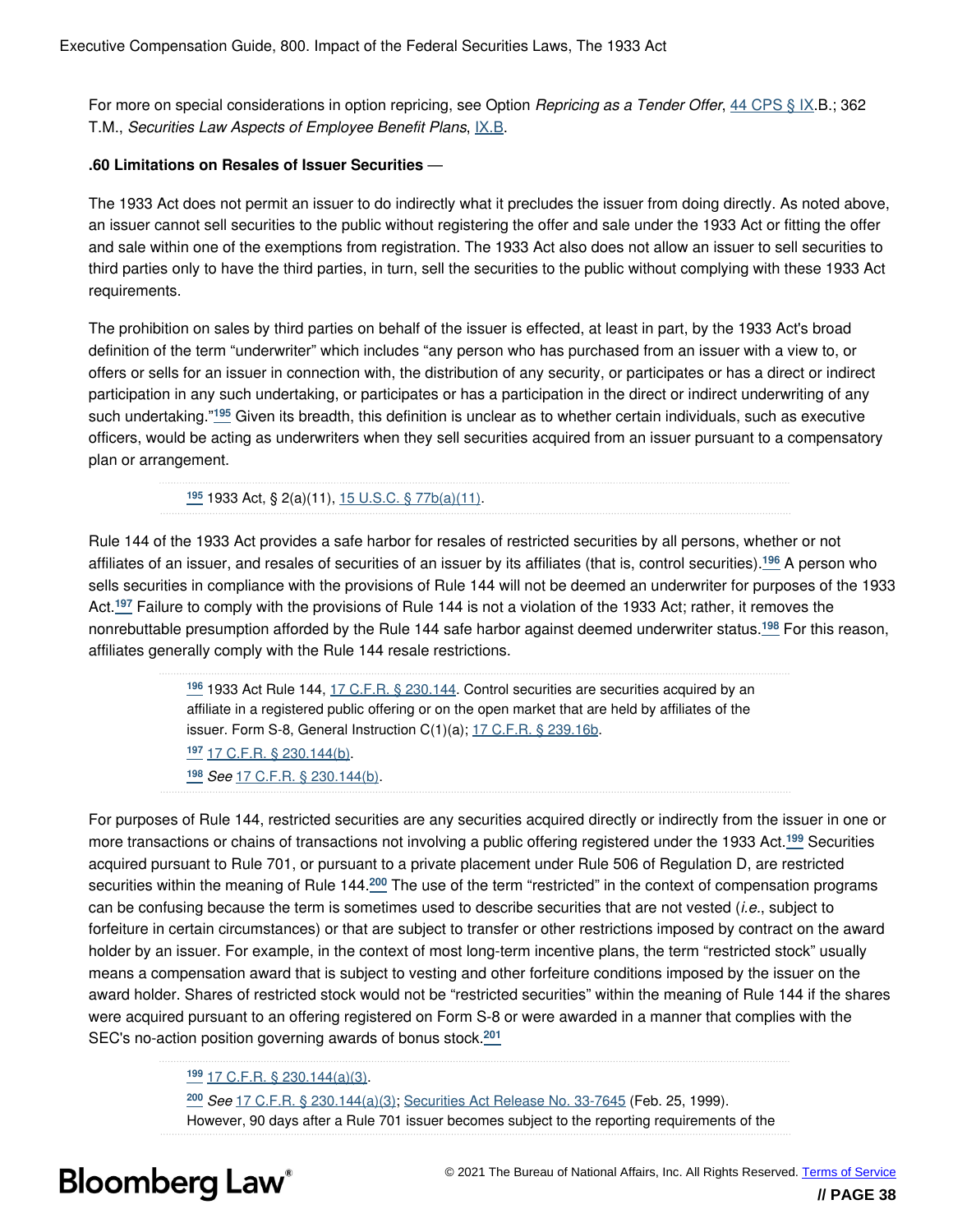For more on special considerations in option repricing, see Option *Repricing as a Tender Offer*, 44 CPS § IX.B.; 362 T.M., *Securities Law Aspects of Employee Benefit Plans*, IX.B.

**.60 Limitations on Resales of Issuer Securities** —

The 1933 Act does not permit an issuer to do indirectly what it precludes the issuer from doing directly. As noted above, an issuer cannot sell securities to the public without registering the offer and sale under the 1933 Act or fitting the offer and sale within one of the exemptions from registration. The 1933 Act also does not allow an issuer to sell securities to third parties only to have the third parties, in turn, sell the securities to the public without complying with these 1933 Act requirements.

The prohibition on sales by third parties on behalf of the issuer is effected, at least in part, by the 1933 Act's broad definition of the term "underwriter" which includes "any person who has purchased from an issuer with a view to, or offers or sells for an issuer in connection with, the distribution of any security, or participates or has a direct or indirect participation in any such undertaking, or participates or has a participation in the direct or indirect underwriting of any such undertaking."[195] Given its breadth, this definition is unclear as to whether certain individuals, such as executive officers, would be acting as underwriters when they sell securities acquired from an issuer pursuant to a compensatory plan or arrangement.

[195] 1933 Act, § 2(a)(11), 15 U.S.C. § 77b(a)(11).

Rule 144 of the 1933 Act provides a safe harbor for resales of restricted securities by all persons, whether or not affiliates of an issuer, and resales of securities of an issuer by its affiliates (that is, control securities).[196] A person who sells securities in compliance with the provisions of Rule 144 will not be deemed an underwriter for purposes of the 1933 Act.[197] Failure to comply with the provisions of Rule 144 is not a violation of the 1933 Act; rather, it removes the nonrebuttable presumption afforded by the Rule 144 safe harbor against deemed underwriter status.[198] For this reason, affiliates generally comply with the Rule 144 resale restrictions.

[196] 1933 Act Rule 144, 17 C.F.R. § 230.144. Control securities are securities acquired by an affiliate in a registered public offering or on the open market that are held by affiliates of the issuer. Form S-8, General Instruction C(1)(a); 17 C.F.R. § 239.16b.

[197] 17 C.F.R. § 230.144(b).

[198] *See* 17 C.F.R. § 230.144(b).

For purposes of Rule 144, restricted securities are any securities acquired directly or indirectly from the issuer in one or more transactions or chains of transactions not involving a public offering registered under the 1933 Act.[199] Securities acquired pursuant to Rule 701, or pursuant to a private placement under Rule 506 of Regulation D, are restricted securities within the meaning of Rule 144.[200] The use of the term "restricted" in the context of compensation programs can be confusing because the term is sometimes used to describe securities that are not vested (*i.e.*, subject to forfeiture in certain circumstances) or that are subject to transfer or other restrictions imposed by contract on the award holder by an issuer. For example, in the context of most long-term incentive plans, the term "restricted stock" usually means a compensation award that is subject to vesting and other forfeiture conditions imposed by the issuer on the award holder. Shares of restricted stock would not be "restricted securities" within the meaning of Rule 144 if the shares were acquired pursuant to an offering registered on Form S-8 or were awarded in a manner that complies with the SEC's no-action position governing awards of bonus stock.[201]

[199] 17 C.F.R. § 230.144(a)(3).

[200] *See* 17 C.F.R. § 230.144(a)(3); Securities Act Release No. 33-7645 (Feb. 25, 1999). However, 90 days after a Rule 701 issuer becomes subject to the reporting requirements of the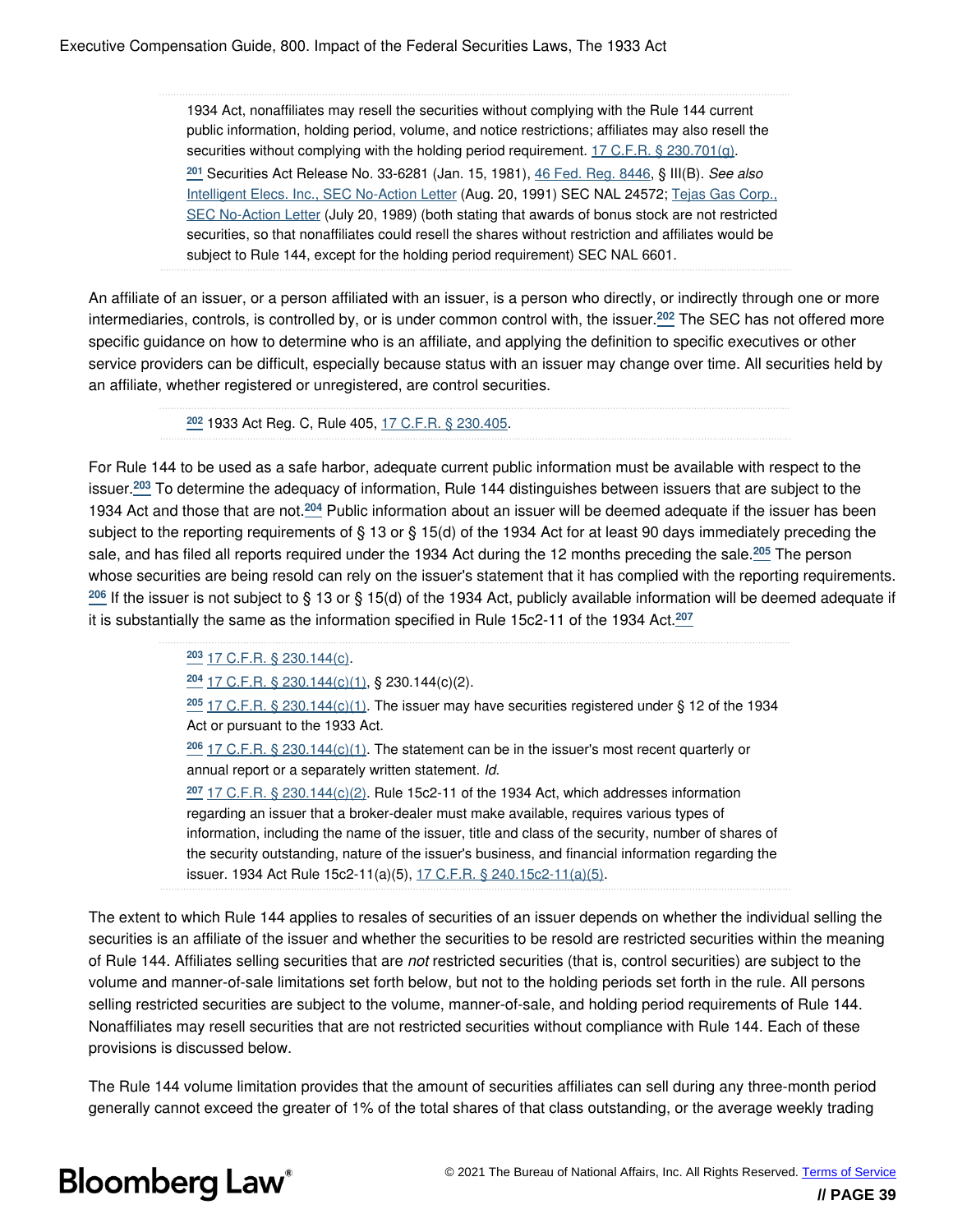1934 Act, nonaffiliates may resell the securities without complying with the Rule 144 current public information, holding period, volume, and notice restrictions; affiliates may also resell the securities without complying with the holding period requirement. 17 C.F.R. § 230.701(g).

[201] Securities Act Release No. 33-6281 (Jan. 15, 1981), 46 Fed. Reg. 8446, § III(B). *See also* Intelligent Elecs. Inc., SEC No-Action Letter (Aug. 20, 1991) SEC NAL 24572; Tejas Gas Corp., SEC No-Action Letter (July 20, 1989) (both stating that awards of bonus stock are not restricted securities, so that nonaffiliates could resell the shares without restriction and affiliates would be subject to Rule 144, except for the holding period requirement) SEC NAL 6601.

An affiliate of an issuer, or a person affiliated with an issuer, is a person who directly, or indirectly through one or more intermediaries, controls, is controlled by, or is under common control with, the issuer.[202] The SEC has not offered more specific guidance on how to determine who is an affiliate, and applying the definition to specific executives or other service providers can be difficult, especially because status with an issuer may change over time. All securities held by an affiliate, whether registered or unregistered, are control securities.

[202] 1933 Act Reg. C, Rule 405, 17 C.F.R. § 230.405.

For Rule 144 to be used as a safe harbor, adequate current public information must be available with respect to the issuer.[203] To determine the adequacy of information, Rule 144 distinguishes between issuers that are subject to the 1934 Act and those that are not.[204] Public information about an issuer will be deemed adequate if the issuer has been subject to the reporting requirements of § 13 or § 15(d) of the 1934 Act for at least 90 days immediately preceding the sale, and has filed all reports required under the 1934 Act during the 12 months preceding the sale.[205] The person whose securities are being resold can rely on the issuer's statement that it has complied with the reporting requirements.[206] If the issuer is not subject to § 13 or § 15(d) of the 1934 Act, publicly available information will be deemed adequate if it is substantially the same as the information specified in Rule 15c2-11 of the 1934 Act.[207]

[203] 17 C.F.R. § 230.144(c).

[204] 17 C.F.R. § 230.144(c)(1), § 230.144(c)(2).

[205] 17 C.F.R. § 230.144(c)(1). The issuer may have securities registered under § 12 of the 1934 Act or pursuant to the 1933 Act.

[206] 17 C.F.R. § 230.144(c)(1). The statement can be in the issuer's most recent quarterly or annual report or a separately written statement. *Id.*

[207] 17 C.F.R. § 230.144(c)(2). Rule 15c2-11 of the 1934 Act, which addresses information regarding an issuer that a broker-dealer must make available, requires various types of information, including the name of the issuer, title and class of the security, number of shares of the security outstanding, nature of the issuer's business, and financial information regarding the issuer. 1934 Act Rule 15c2-11(a)(5), 17 C.F.R. § 240.15c2-11(a)(5).

The extent to which Rule 144 applies to resales of securities of an issuer depends on whether the individual selling the securities is an affiliate of the issuer and whether the securities to be resold are restricted securities within the meaning of Rule 144. Affiliates selling securities that are *not* restricted securities (that is, control securities) are subject to the volume and manner-of-sale limitations set forth below, but not to the holding periods set forth in the rule. All persons selling restricted securities are subject to the volume, manner-of-sale, and holding period requirements of Rule 144. Nonaffiliates may resell securities that are not restricted securities without compliance with Rule 144. Each of these provisions is discussed below.

The Rule 144 volume limitation provides that the amount of securities affiliates can sell during any three-month period generally cannot exceed the greater of 1% of the total shares of that class outstanding, or the average weekly trading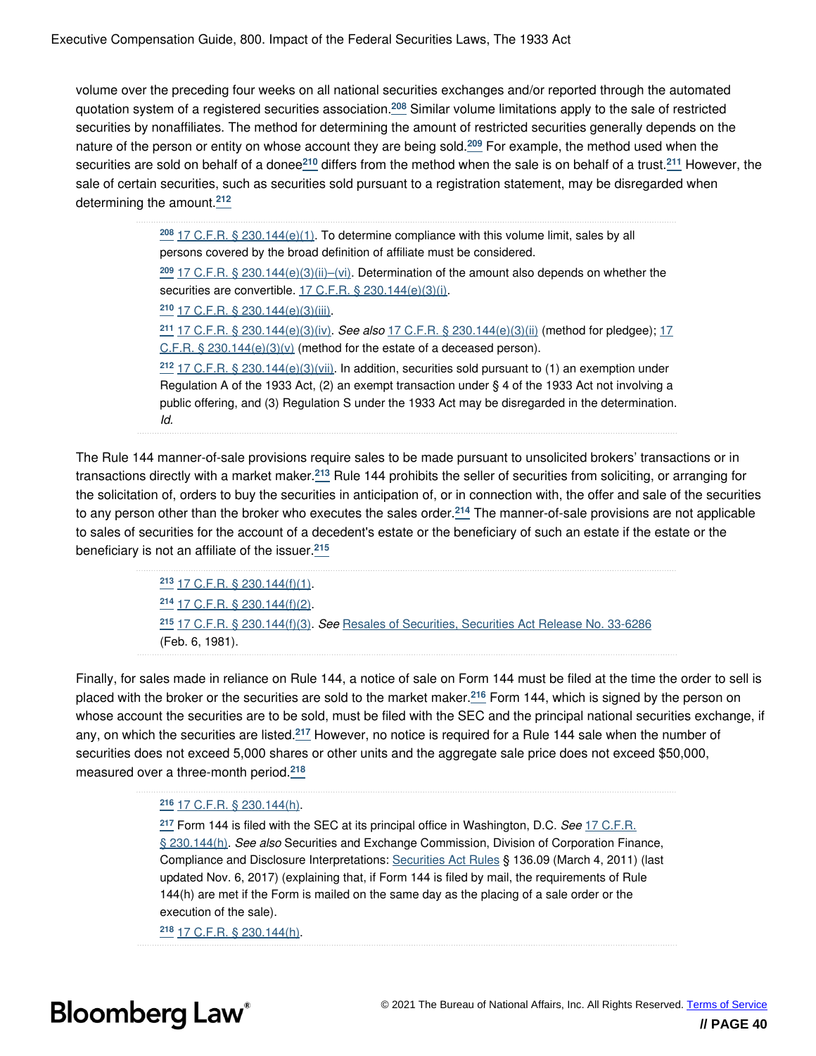volume over the preceding four weeks on all national securities exchanges and/or reported through the automated quotation system of a registered securities association.[208] Similar volume limitations apply to the sale of restricted securities by nonaffiliates. The method for determining the amount of restricted securities generally depends on the nature of the person or entity on whose account they are being sold.[209] For example, the method used when the securities are sold on behalf of a donee[210] differs from the method when the sale is on behalf of a trust.[211] However, the sale of certain securities, such as securities sold pursuant to a registration statement, may be disregarded when determining the amount.[212]

[208] 17 C.F.R. § 230.144(e)(1). To determine compliance with this volume limit, sales by all persons covered by the broad definition of affiliate must be considered.

[209] 17 C.F.R. § 230.144(e)(3)(ii)–(vi). Determination of the amount also depends on whether the securities are convertible. 17 C.F.R. § 230.144(e)(3)(i).

[210] 17 C.F.R. § 230.144(e)(3)(iii).

[211] 17 C.F.R. § 230.144(e)(3)(iv). *See also* 17 C.F.R. § 230.144(e)(3)(ii) (method for pledgee); 17 C.F.R. § 230.144(e)(3)(v) (method for the estate of a deceased person).

[212] 17 C.F.R. § 230.144(e)(3)(vii). In addition, securities sold pursuant to (1) an exemption under Regulation A of the 1933 Act, (2) an exempt transaction under § 4 of the 1933 Act not involving a public offering, and (3) Regulation S under the 1933 Act may be disregarded in the determination. *Id.*

The Rule 144 manner-of-sale provisions require sales to be made pursuant to unsolicited brokers' transactions or in transactions directly with a market maker.[213] Rule 144 prohibits the seller of securities from soliciting, or arranging for the solicitation of, orders to buy the securities in anticipation of, or in connection with, the offer and sale of the securities to any person other than the broker who executes the sales order.[214] The manner-of-sale provisions are not applicable to sales of securities for the account of a decedent's estate or the beneficiary of such an estate if the estate or the beneficiary is not an affiliate of the issuer.[215]

[213] 17 C.F.R. § 230.144(f)(1).

[214] 17 C.F.R. § 230.144(f)(2).

[215] 17 C.F.R. § 230.144(f)(3). *See* Resales of Securities, Securities Act Release No. 33-6286 (Feb. 6, 1981).

Finally, for sales made in reliance on Rule 144, a notice of sale on Form 144 must be filed at the time the order to sell is placed with the broker or the securities are sold to the market maker.[216] Form 144, which is signed by the person on whose account the securities are to be sold, must be filed with the SEC and the principal national securities exchange, if any, on which the securities are listed.[217] However, no notice is required for a Rule 144 sale when the number of securities does not exceed 5,000 shares or other units and the aggregate sale price does not exceed $50,000, measured over a three-month period.[218]

[216] 17 C.F.R. § 230.144(h).

[217] Form 144 is filed with the SEC at its principal office in Washington, D.C. *See* 17 C.F.R. § 230.144(h). *See also* Securities and Exchange Commission, Division of Corporation Finance, Compliance and Disclosure Interpretations: Securities Act Rules § 136.09 (March 4, 2011) (last updated Nov. 6, 2017) (explaining that, if Form 144 is filed by mail, the requirements of Rule 144(h) are met if the Form is mailed on the same day as the placing of a sale order or the execution of the sale).

[218] 17 C.F.R. § 230.144(h).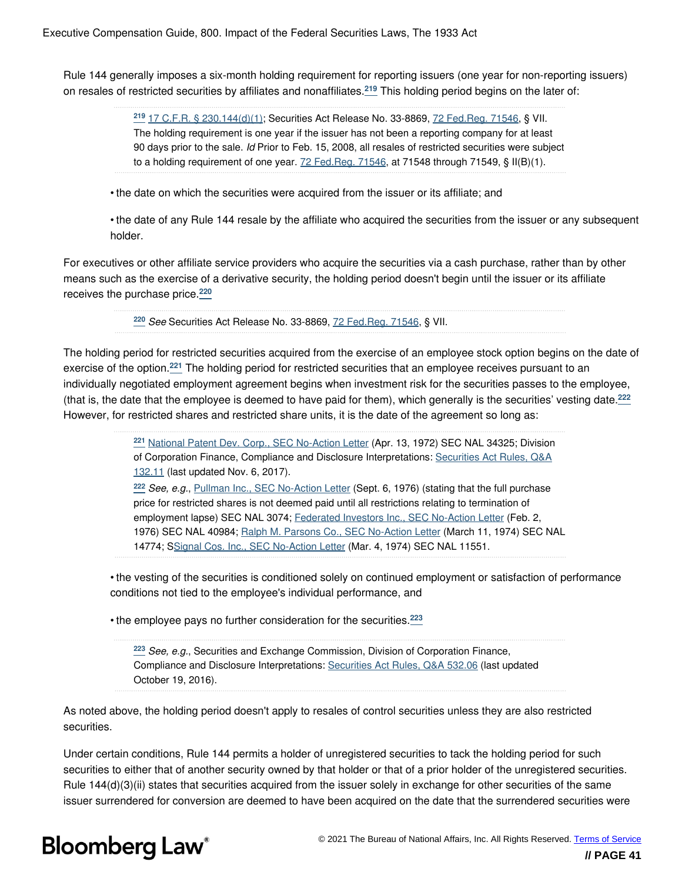Rule 144 generally imposes a six-month holding requirement for reporting issuers (one year for non-reporting issuers) on resales of restricted securities by affiliates and nonaffiliates.[219] This holding period begins on the later of:

> [219] 17 C.F.R. § 230.144(d)(1); Securities Act Release No. 33-8869, 72 Fed.Reg. 71546, § VII. The holding requirement is one year if the issuer has not been a reporting company for at least 90 days prior to the sale. *Id* Prior to Feb. 15, 2008, all resales of restricted securities were subject to a holding requirement of one year. 72 Fed.Reg. 71546, at 71548 through 71549, § II(B)(1).

- the date on which the securities were acquired from the issuer or its affiliate; and
- the date of any Rule 144 resale by the affiliate who acquired the securities from the issuer or any subsequent holder.

For executives or other affiliate service providers who acquire the securities via a cash purchase, rather than by other means such as the exercise of a derivative security, the holding period doesn't begin until the issuer or its affiliate receives the purchase price.[220]

> [220] *See* Securities Act Release No. 33-8869, 72 Fed.Reg. 71546, § VII.

The holding period for restricted securities acquired from the exercise of an employee stock option begins on the date of exercise of the option.[221] The holding period for restricted securities that an employee receives pursuant to an individually negotiated employment agreement begins when investment risk for the securities passes to the employee, (that is, the date that the employee is deemed to have paid for them), which generally is the securities' vesting date.[222] However, for restricted shares and restricted share units, it is the date of the agreement so long as:

> [221] National Patent Dev. Corp., SEC No-Action Letter (Apr. 13, 1972) SEC NAL 34325; Division of Corporation Finance, Compliance and Disclosure Interpretations: Securities Act Rules, Q&A 132.11 (last updated Nov. 6, 2017).
>
> [222] *See, e.g.*, Pullman Inc., SEC No-Action Letter (Sept. 6, 1976) (stating that the full purchase price for restricted shares is not deemed paid until all restrictions relating to termination of employment lapse) SEC NAL 3074; Federated Investors Inc., SEC No-Action Letter (Feb. 2, 1976) SEC NAL 40984; Ralph M. Parsons Co., SEC No-Action Letter (March 11, 1974) SEC NAL 14774; SSignal Cos. Inc., SEC No-Action Letter (Mar. 4, 1974) SEC NAL 11551.

- the vesting of the securities is conditioned solely on continued employment or satisfaction of performance conditions not tied to the employee's individual performance, and
- the employee pays no further consideration for the securities.[223]

> [223] *See, e.g.*, Securities and Exchange Commission, Division of Corporation Finance, Compliance and Disclosure Interpretations: Securities Act Rules, Q&A 532.06 (last updated October 19, 2016).

As noted above, the holding period doesn't apply to resales of control securities unless they are also restricted securities.

Under certain conditions, Rule 144 permits a holder of unregistered securities to tack the holding period for such securities to either that of another security owned by that holder or that of a prior holder of the unregistered securities. Rule 144(d)(3)(ii) states that securities acquired from the issuer solely in exchange for other securities of the same issuer surrendered for conversion are deemed to have been acquired on the date that the surrendered securities were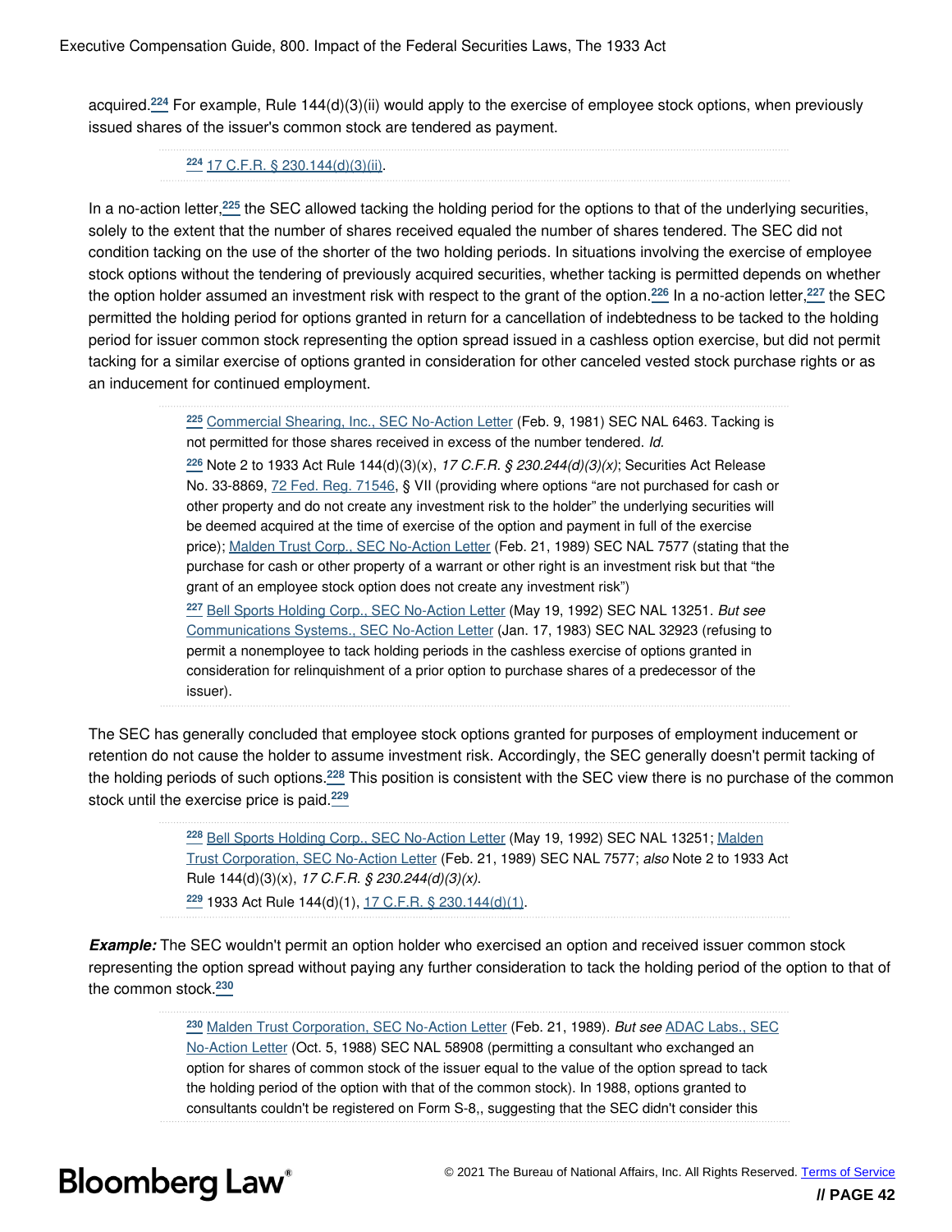acquired.[224] For example, Rule 144(d)(3)(ii) would apply to the exercise of employee stock options, when previously issued shares of the issuer's common stock are tendered as payment.

> [224] 17 C.F.R. § 230.144(d)(3)(ii).

In a no-action letter,[225] the SEC allowed tacking the holding period for the options to that of the underlying securities, solely to the extent that the number of shares received equaled the number of shares tendered. The SEC did not condition tacking on the use of the shorter of the two holding periods. In situations involving the exercise of employee stock options without the tendering of previously acquired securities, whether tacking is permitted depends on whether the option holder assumed an investment risk with respect to the grant of the option.[226] In a no-action letter,[227] the SEC permitted the holding period for options granted in return for a cancellation of indebtedness to be tacked to the holding period for issuer common stock representing the option spread issued in a cashless option exercise, but did not permit tacking for a similar exercise of options granted in consideration for other canceled vested stock purchase rights or as an inducement for continued employment.

> [225] Commercial Shearing, Inc., SEC No-Action Letter (Feb. 9, 1981) SEC NAL 6463. Tacking is not permitted for those shares received in excess of the number tendered. *Id.*
>
> [226] Note 2 to 1933 Act Rule 144(d)(3)(x), *17 C.F.R. § 230.244(d)(3)(x)*; Securities Act Release No. 33-8869, 72 Fed. Reg. 71546, § VII (providing where options "are not purchased for cash or other property and do not create any investment risk to the holder" the underlying securities will be deemed acquired at the time of exercise of the option and payment in full of the exercise price); Malden Trust Corp., SEC No-Action Letter (Feb. 21, 1989) SEC NAL 7577 (stating that the purchase for cash or other property of a warrant or other right is an investment risk but that "the grant of an employee stock option does not create any investment risk")
>
> [227] Bell Sports Holding Corp., SEC No-Action Letter (May 19, 1992) SEC NAL 13251. *But see* Communications Systems., SEC No-Action Letter (Jan. 17, 1983) SEC NAL 32923 (refusing to permit a nonemployee to tack holding periods in the cashless exercise of options granted in consideration for relinquishment of a prior option to purchase shares of a predecessor of the issuer).

The SEC has generally concluded that employee stock options granted for purposes of employment inducement or retention do not cause the holder to assume investment risk. Accordingly, the SEC generally doesn't permit tacking of the holding periods of such options.[228] This position is consistent with the SEC view there is no purchase of the common stock until the exercise price is paid.[229]

> [228] Bell Sports Holding Corp., SEC No-Action Letter (May 19, 1992) SEC NAL 13251; Malden Trust Corporation, SEC No-Action Letter (Feb. 21, 1989) SEC NAL 7577; *also* Note 2 to 1933 Act Rule 144(d)(3)(x), *17 C.F.R. § 230.244(d)(3)(x).*
>
> [229] 1933 Act Rule 144(d)(1), 17 C.F.R. § 230.144(d)(1).

***Example:*** The SEC wouldn't permit an option holder who exercised an option and received issuer common stock representing the option spread without paying any further consideration to tack the holding period of the option to that of the common stock.[230]

> [230] Malden Trust Corporation, SEC No-Action Letter (Feb. 21, 1989). *But see* ADAC Labs., SEC No-Action Letter (Oct. 5, 1988) SEC NAL 58908 (permitting a consultant who exchanged an option for shares of common stock of the issuer equal to the value of the option spread to tack the holding period of the option with that of the common stock). In 1988, options granted to consultants couldn't be registered on Form S-8,, suggesting that the SEC didn't consider this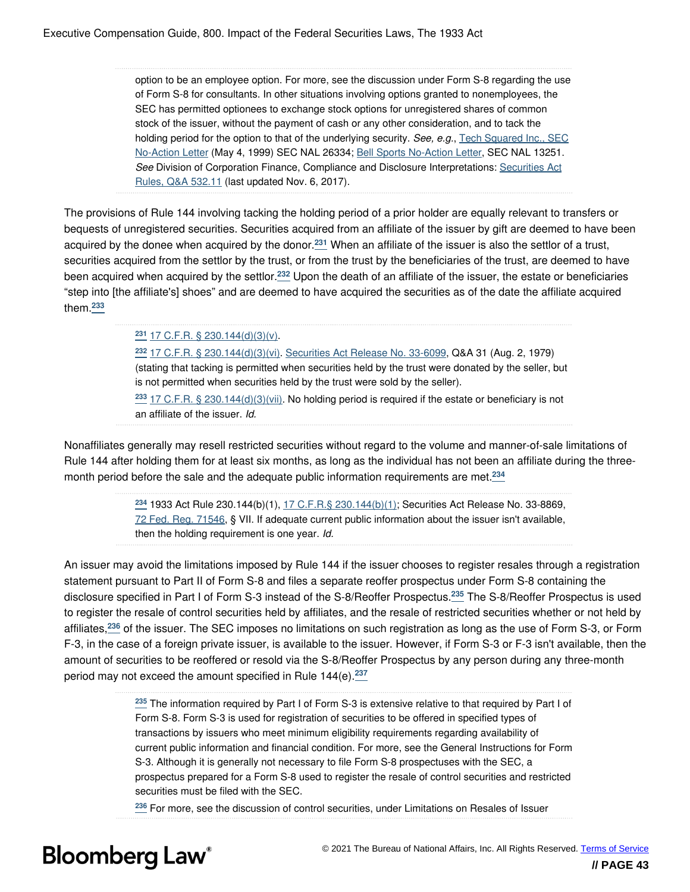option to be an employee option. For more, see the discussion under Form S-8 regarding the use of Form S-8 for consultants. In other situations involving options granted to nonemployees, the SEC has permitted optionees to exchange stock options for unregistered shares of common stock of the issuer, without the payment of cash or any other consideration, and to tack the holding period for the option to that of the underlying security. *See, e.g.*, Tech Squared Inc., SEC No-Action Letter (May 4, 1999) SEC NAL 26334; Bell Sports No-Action Letter, SEC NAL 13251. *See* Division of Corporation Finance, Compliance and Disclosure Interpretations: Securities Act Rules, Q&A 532.11 (last updated Nov. 6, 2017).

The provisions of Rule 144 involving tacking the holding period of a prior holder are equally relevant to transfers or bequests of unregistered securities. Securities acquired from an affiliate of the issuer by gift are deemed to have been acquired by the donee when acquired by the donor.[231] When an affiliate of the issuer is also the settlor of a trust, securities acquired from the settlor by the trust, or from the trust by the beneficiaries of the trust, are deemed to have been acquired when acquired by the settlor.[232] Upon the death of an affiliate of the issuer, the estate or beneficiaries "step into [the affiliate's] shoes" and are deemed to have acquired the securities as of the date the affiliate acquired them.[233]

[231] 17 C.F.R. § 230.144(d)(3)(v).

[232] 17 C.F.R. § 230.144(d)(3)(vi). Securities Act Release No. 33-6099, Q&A 31 (Aug. 2, 1979) (stating that tacking is permitted when securities held by the trust were donated by the seller, but is not permitted when securities held by the trust were sold by the seller).

[233] 17 C.F.R. § 230.144(d)(3)(vii). No holding period is required if the estate or beneficiary is not an affiliate of the issuer. *Id.*

Nonaffiliates generally may resell restricted securities without regard to the volume and manner-of-sale limitations of Rule 144 after holding them for at least six months, as long as the individual has not been an affiliate during the three-month period before the sale and the adequate public information requirements are met.[234]

[234] 1933 Act Rule 230.144(b)(1), 17 C.F.R.§ 230.144(b)(1); Securities Act Release No. 33-8869, 72 Fed. Reg. 71546, § VII. If adequate current public information about the issuer isn't available, then the holding requirement is one year. *Id.*

An issuer may avoid the limitations imposed by Rule 144 if the issuer chooses to register resales through a registration statement pursuant to Part II of Form S-8 and files a separate reoffer prospectus under Form S-8 containing the disclosure specified in Part I of Form S-3 instead of the S-8/Reoffer Prospectus.[235] The S-8/Reoffer Prospectus is used to register the resale of control securities held by affiliates, and the resale of restricted securities whether or not held by affiliates,[236] of the issuer. The SEC imposes no limitations on such registration as long as the use of Form S-3, or Form F-3, in the case of a foreign private issuer, is available to the issuer. However, if Form S-3 or F-3 isn't available, then the amount of securities to be reoffered or resold via the S-8/Reoffer Prospectus by any person during any three-month period may not exceed the amount specified in Rule 144(e).[237]

[235] The information required by Part I of Form S-3 is extensive relative to that required by Part I of Form S-8. Form S-3 is used for registration of securities to be offered in specified types of transactions by issuers who meet minimum eligibility requirements regarding availability of current public information and financial condition. For more, see the General Instructions for Form S-3. Although it is generally not necessary to file Form S-8 prospectuses with the SEC, a prospectus prepared for a Form S-8 used to register the resale of control securities and restricted securities must be filed with the SEC.

[236] For more, see the discussion of control securities, under Limitations on Resales of Issuer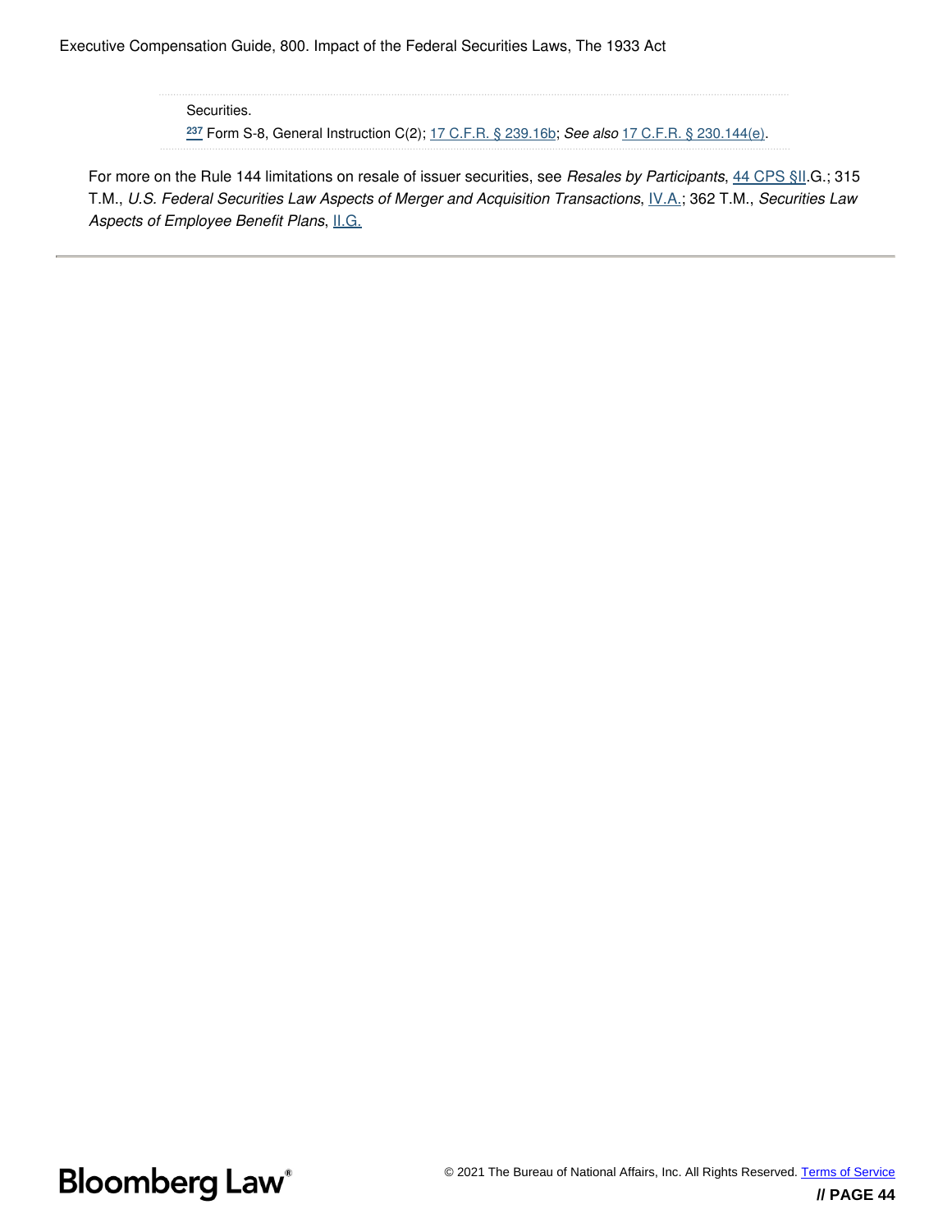Securities.

[237] Form S-8, General Instruction C(2); 17 C.F.R. § 239.16b; *See also* 17 C.F.R. § 230.144(e).

For more on the Rule 144 limitations on resale of issuer securities, see *Resales by Participants*, 44 CPS §II.G.; 315 T.M., *U.S. Federal Securities Law Aspects of Merger and Acquisition Transactions*, IV.A.; 362 T.M., *Securities Law Aspects of Employee Benefit Plans*, II.G.